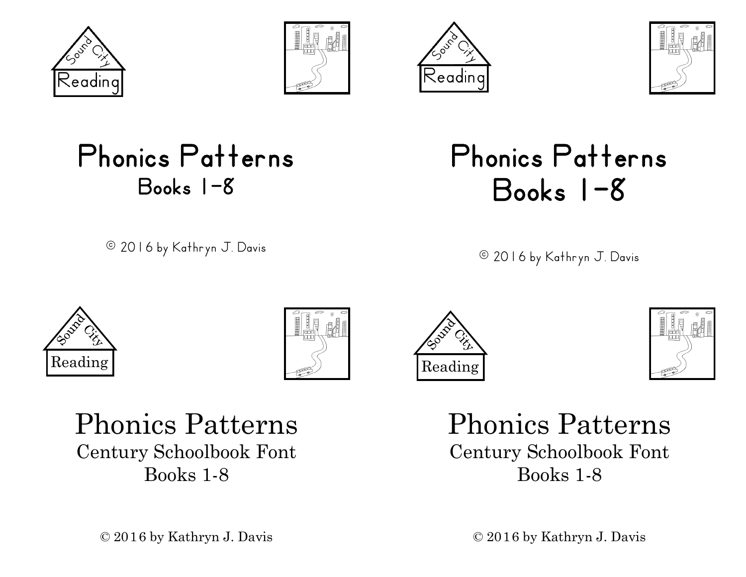Sound City Reading

# Phonics Patterns

Books 1-8

© 2016 by Kathryn J. Davis

Sound City Reading

# Phonics Patterns

# Books 1-8

© 2016 by Kathryn J. Davis

Sound City Reading

# Phonics Patterns

Century Schoolbook Font

Books 1-8

© 2016 by Kathryn J. Davis

Sound City Reading

# Phonics Patterns

Century Schoolbook Font

Books 1-8

© 2016 by Kathryn J. Davis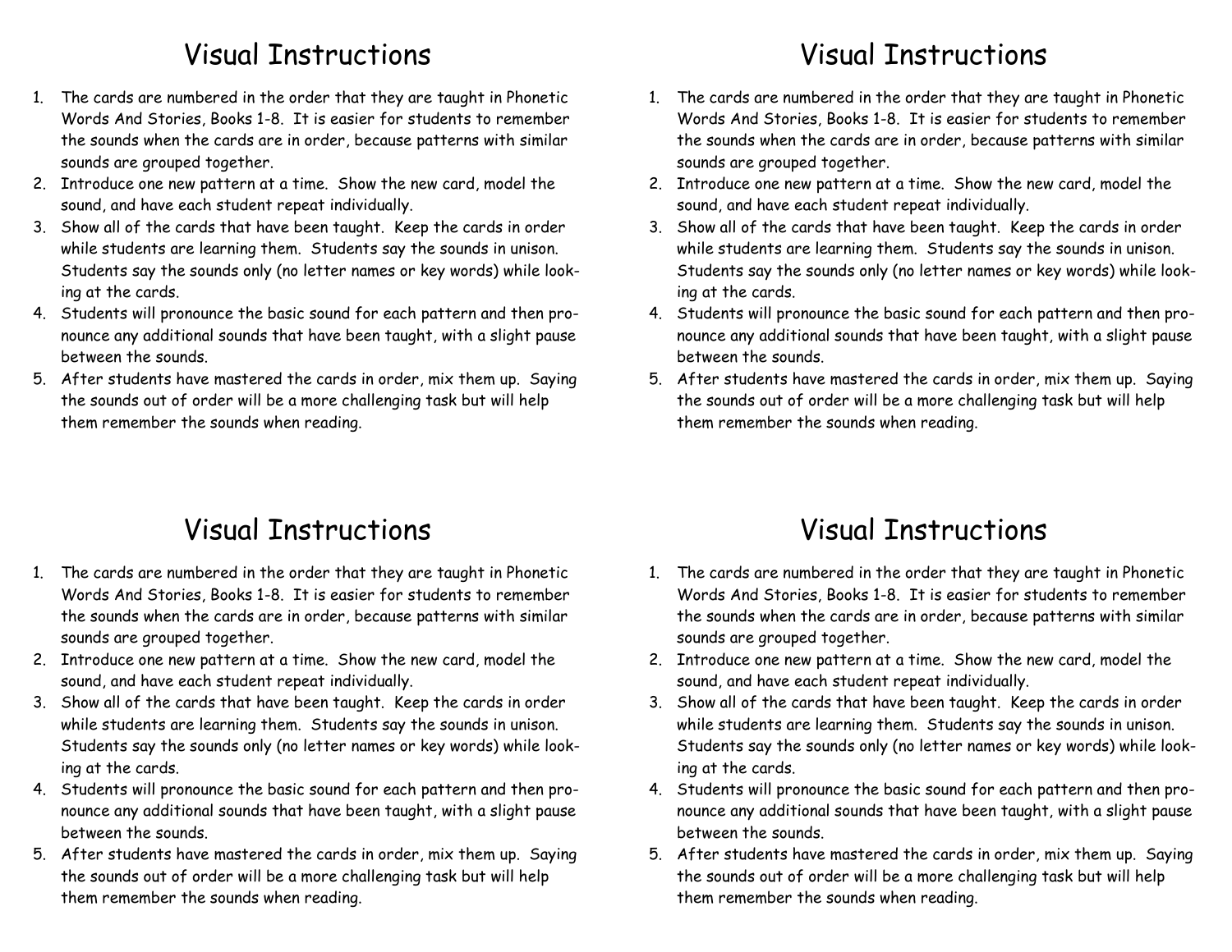# Visual Instructions

1. The cards are numbered in the order that they are taught in Phonetic Words And Stories, Books 1-8. It is easier for students to remember the sounds when the cards are in order, because patterns with similar sounds are grouped together.
2. Introduce one new pattern at a time. Show the new card, model the sound, and have each student repeat individually.
3. Show all of the cards that have been taught. Keep the cards in order while students are learning them. Students say the sounds in unison. Students say the sounds only (no letter names or key words) while looking at the cards.
4. Students will pronounce the basic sound for each pattern and then pronounce any additional sounds that have been taught, with a slight pause between the sounds.
5. After students have mastered the cards in order, mix them up. Saying the sounds out of order will be a more challenging task but will help them remember the sounds when reading.

# Visual Instructions

1. The cards are numbered in the order that they are taught in Phonetic Words And Stories, Books 1-8. It is easier for students to remember the sounds when the cards are in order, because patterns with similar sounds are grouped together.
2. Introduce one new pattern at a time. Show the new card, model the sound, and have each student repeat individually.
3. Show all of the cards that have been taught. Keep the cards in order while students are learning them. Students say the sounds in unison. Students say the sounds only (no letter names or key words) while looking at the cards.
4. Students will pronounce the basic sound for each pattern and then pronounce any additional sounds that have been taught, with a slight pause between the sounds.
5. After students have mastered the cards in order, mix them up. Saying the sounds out of order will be a more challenging task but will help them remember the sounds when reading.

# Visual Instructions

1. The cards are numbered in the order that they are taught in Phonetic Words And Stories, Books 1-8. It is easier for students to remember the sounds when the cards are in order, because patterns with similar sounds are grouped together.
2. Introduce one new pattern at a time. Show the new card, model the sound, and have each student repeat individually.
3. Show all of the cards that have been taught. Keep the cards in order while students are learning them. Students say the sounds in unison. Students say the sounds only (no letter names or key words) while looking at the cards.
4. Students will pronounce the basic sound for each pattern and then pronounce any additional sounds that have been taught, with a slight pause between the sounds.
5. After students have mastered the cards in order, mix them up. Saying the sounds out of order will be a more challenging task but will help them remember the sounds when reading.

# Visual Instructions

1. The cards are numbered in the order that they are taught in Phonetic Words And Stories, Books 1-8. It is easier for students to remember the sounds when the cards are in order, because patterns with similar sounds are grouped together.
2. Introduce one new pattern at a time. Show the new card, model the sound, and have each student repeat individually.
3. Show all of the cards that have been taught. Keep the cards in order while students are learning them. Students say the sounds in unison. Students say the sounds only (no letter names or key words) while looking at the cards.
4. Students will pronounce the basic sound for each pattern and then pronounce any additional sounds that have been taught, with a slight pause between the sounds.
5. After students have mastered the cards in order, mix them up. Saying the sounds out of order will be a more challenging task but will help them remember the sounds when reading.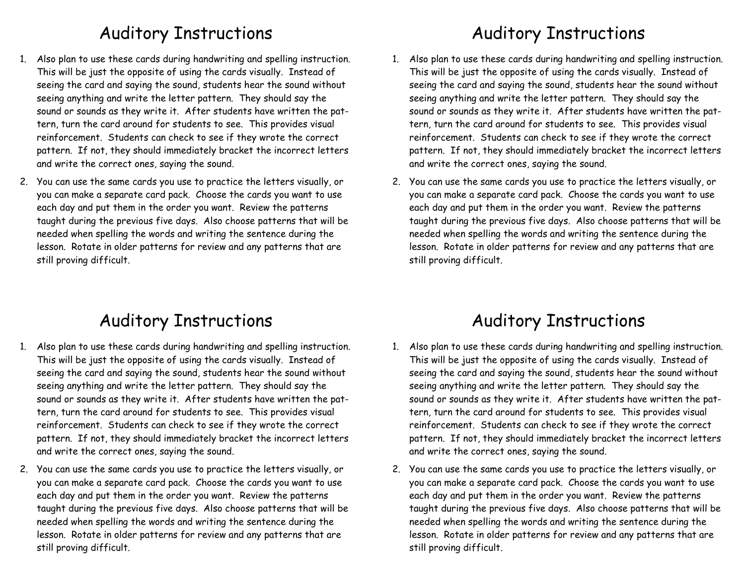# Auditory Instructions

1. Also plan to use these cards during handwriting and spelling instruction. This will be just the opposite of using the cards visually. Instead of seeing the card and saying the sound, students hear the sound without seeing anything and write the letter pattern. They should say the sound or sounds as they write it. After students have written the pattern, turn the card around for students to see. This provides visual reinforcement. Students can check to see if they wrote the correct pattern. If not, they should immediately bracket the incorrect letters and write the correct ones, saying the sound.
2. You can use the same cards you use to practice the letters visually, or you can make a separate card pack. Choose the cards you want to use each day and put them in the order you want. Review the patterns taught during the previous five days. Also choose patterns that will be needed when spelling the words and writing the sentence during the lesson. Rotate in older patterns for review and any patterns that are still proving difficult.

# Auditory Instructions

1. Also plan to use these cards during handwriting and spelling instruction. This will be just the opposite of using the cards visually. Instead of seeing the card and saying the sound, students hear the sound without seeing anything and write the letter pattern. They should say the sound or sounds as they write it. After students have written the pattern, turn the card around for students to see. This provides visual reinforcement. Students can check to see if they wrote the correct pattern. If not, they should immediately bracket the incorrect letters and write the correct ones, saying the sound.
2. You can use the same cards you use to practice the letters visually, or you can make a separate card pack. Choose the cards you want to use each day and put them in the order you want. Review the patterns taught during the previous five days. Also choose patterns that will be needed when spelling the words and writing the sentence during the lesson. Rotate in older patterns for review and any patterns that are still proving difficult.

# Auditory Instructions

1. Also plan to use these cards during handwriting and spelling instruction. This will be just the opposite of using the cards visually. Instead of seeing the card and saying the sound, students hear the sound without seeing anything and write the letter pattern. They should say the sound or sounds as they write it. After students have written the pattern, turn the card around for students to see. This provides visual reinforcement. Students can check to see if they wrote the correct pattern. If not, they should immediately bracket the incorrect letters and write the correct ones, saying the sound.
2. You can use the same cards you use to practice the letters visually, or you can make a separate card pack. Choose the cards you want to use each day and put them in the order you want. Review the patterns taught during the previous five days. Also choose patterns that will be needed when spelling the words and writing the sentence during the lesson. Rotate in older patterns for review and any patterns that are still proving difficult.

# Auditory Instructions

1. Also plan to use these cards during handwriting and spelling instruction. This will be just the opposite of using the cards visually. Instead of seeing the card and saying the sound, students hear the sound without seeing anything and write the letter pattern. They should say the sound or sounds as they write it. After students have written the pattern, turn the card around for students to see. This provides visual reinforcement. Students can check to see if they wrote the correct pattern. If not, they should immediately bracket the incorrect letters and write the correct ones, saying the sound.
2. You can use the same cards you use to practice the letters visually, or you can make a separate card pack. Choose the cards you want to use each day and put them in the order you want. Review the patterns taught during the previous five days. Also choose patterns that will be needed when spelling the words and writing the sentence during the lesson. Rotate in older patterns for review and any patterns that are still proving difficult.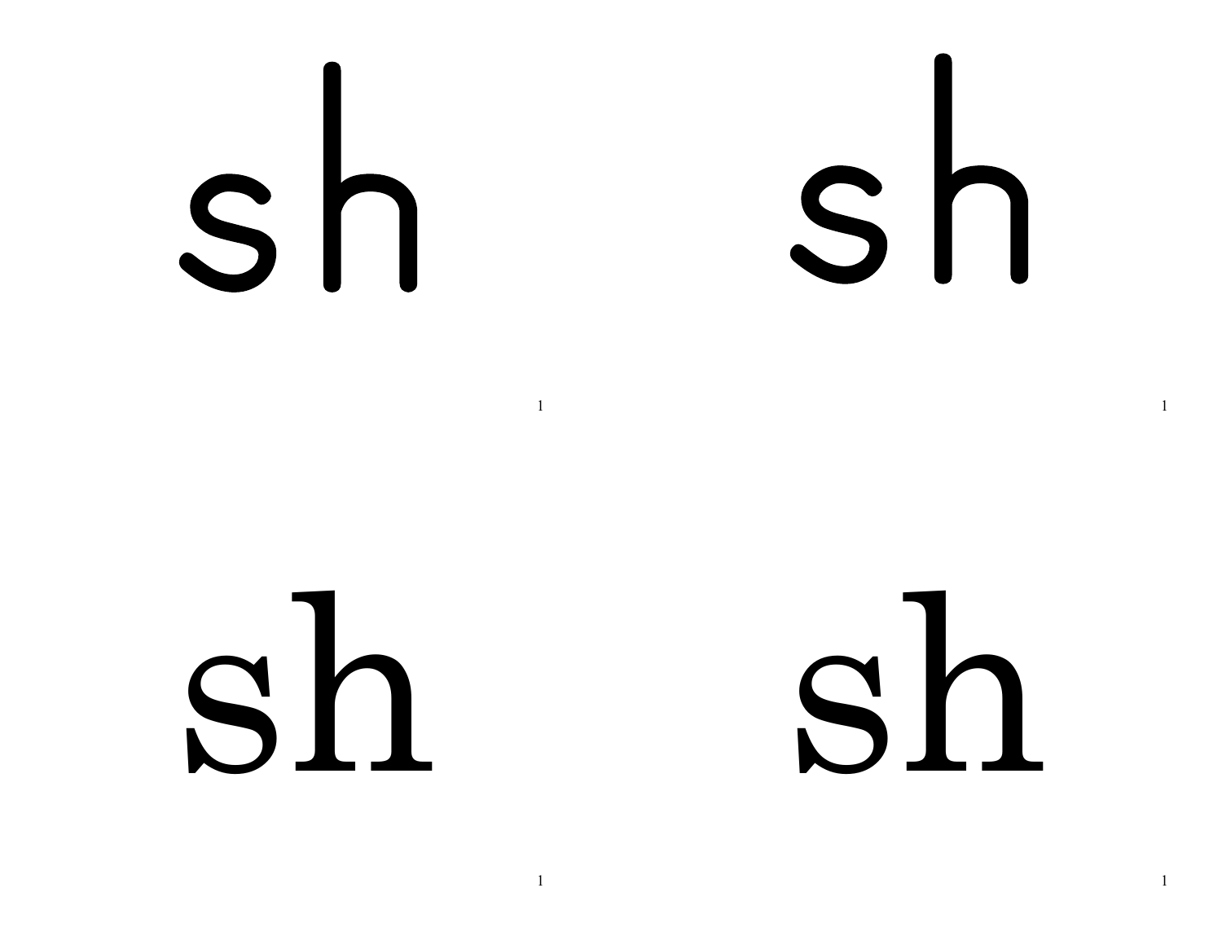sh

sh

sh

sh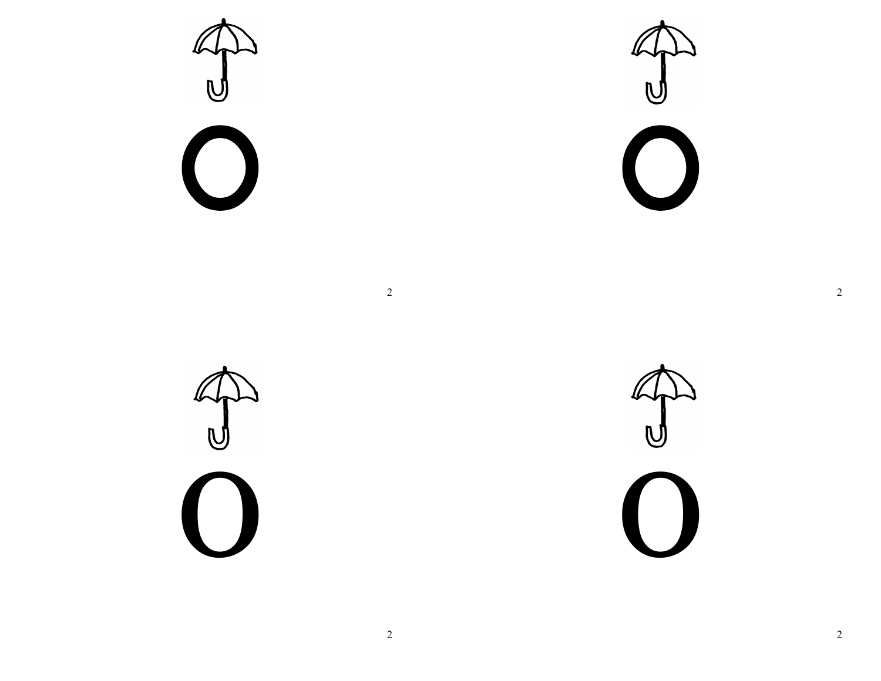o

o

o

o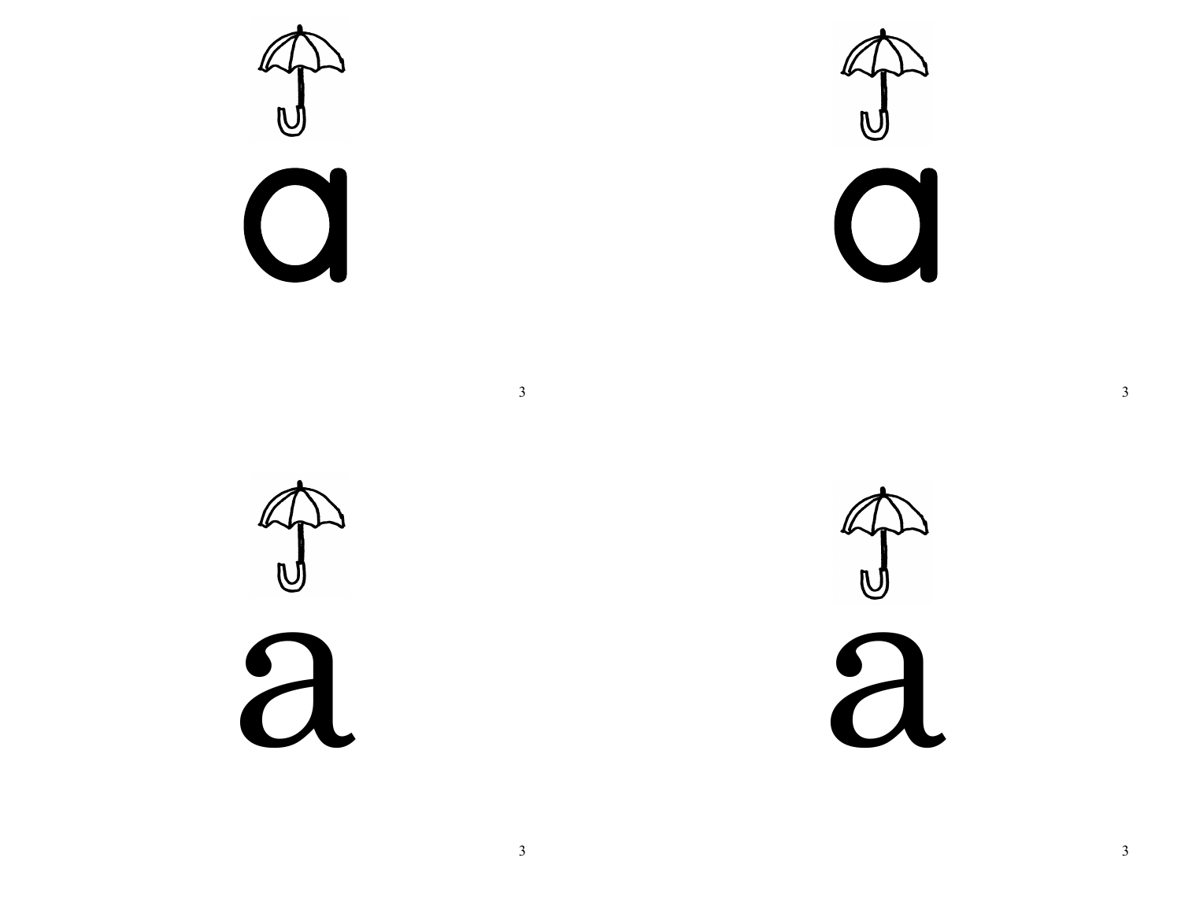a

a

a

a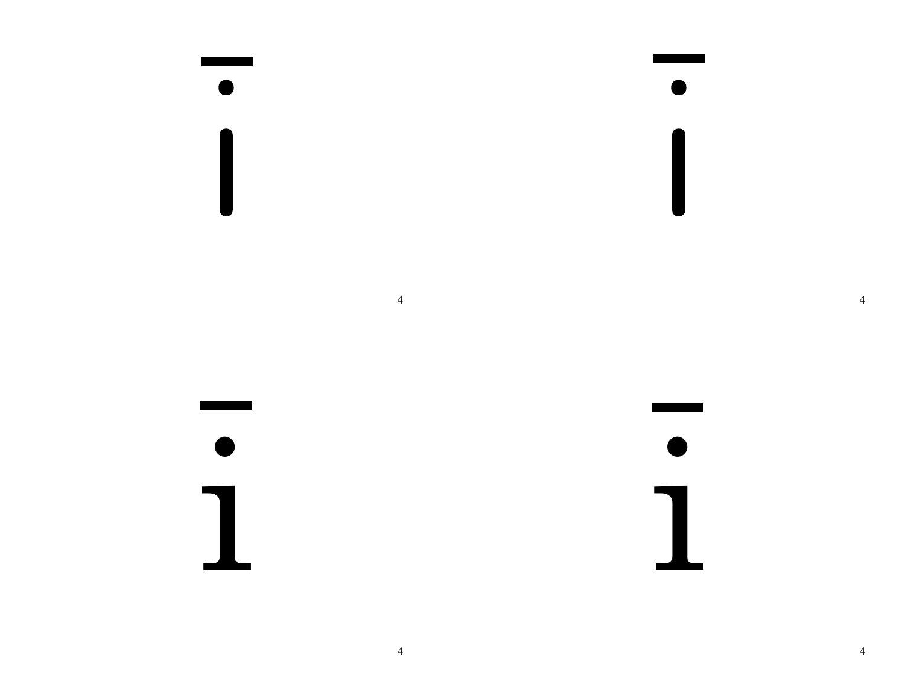ī

ī

ī

ī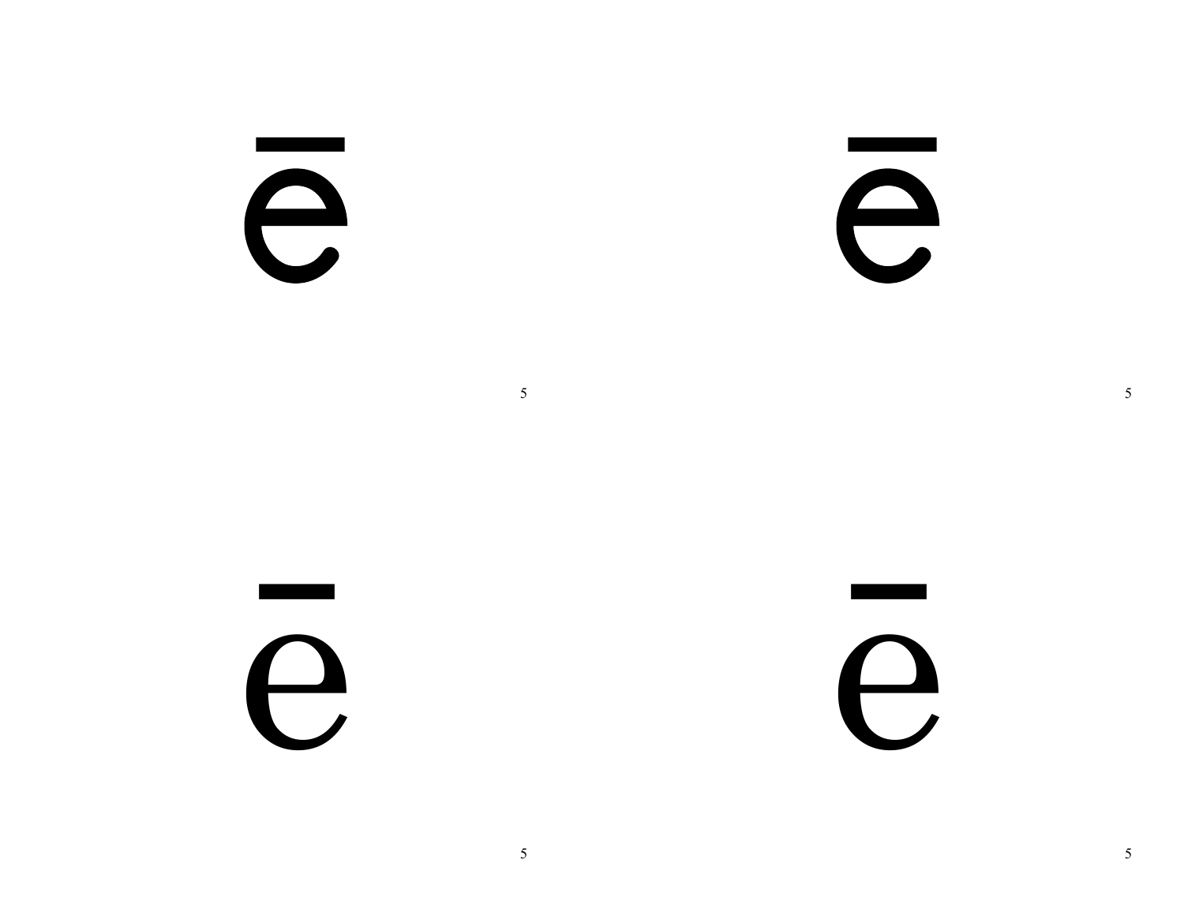ē

ē

ē

ē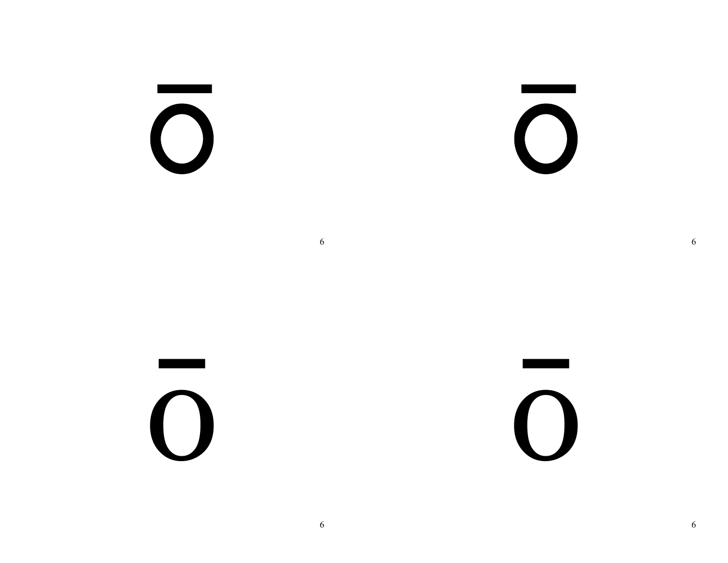ō

ō

ō

ō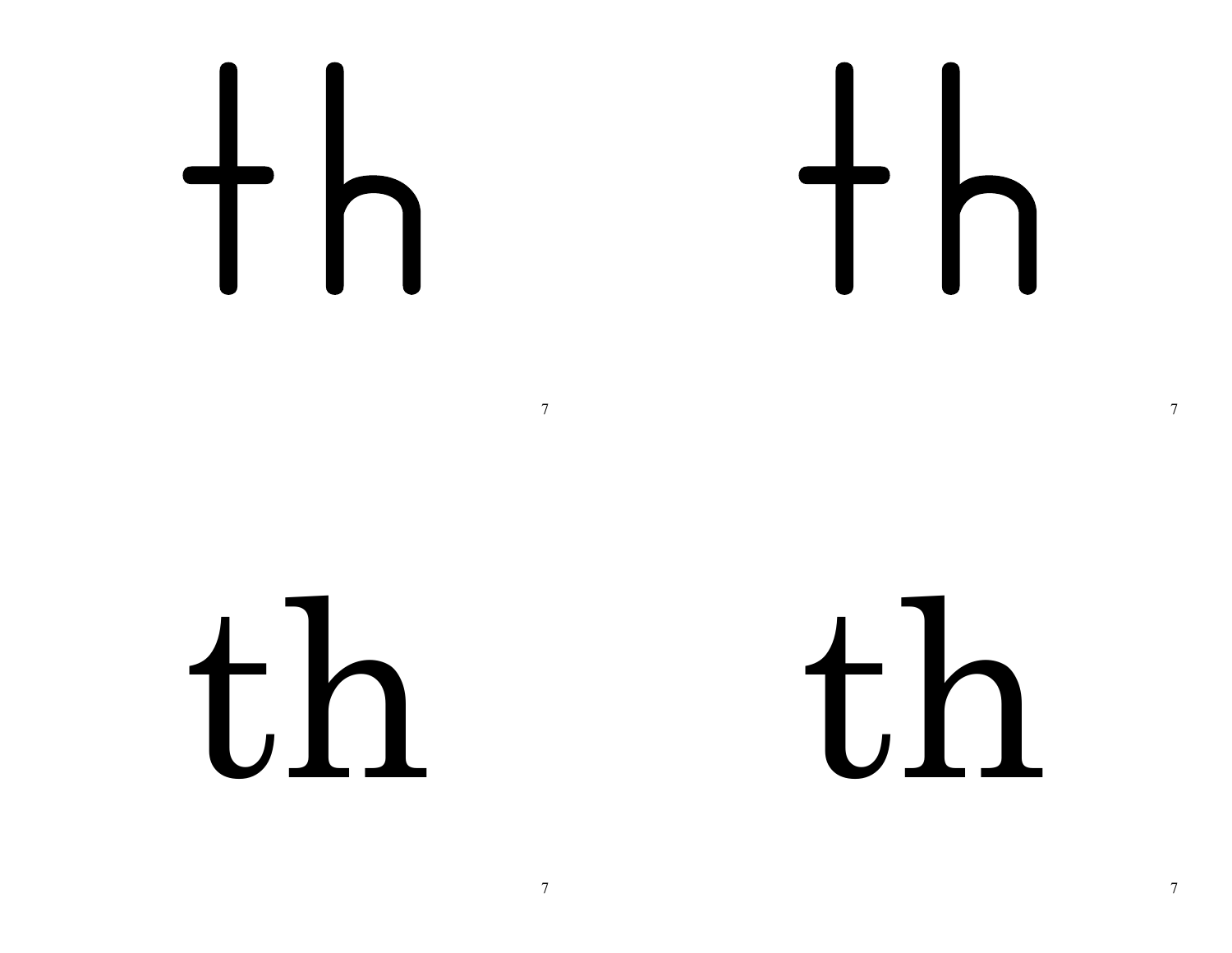th

th

th

th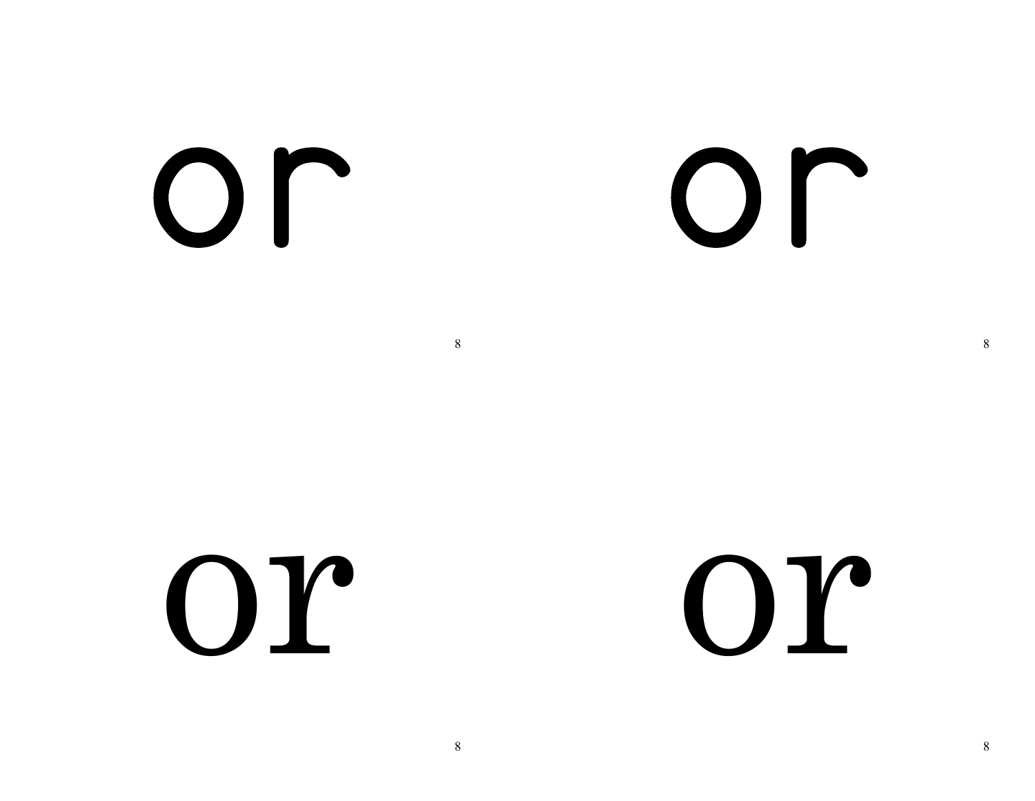or

8

or

8

or

8

or

8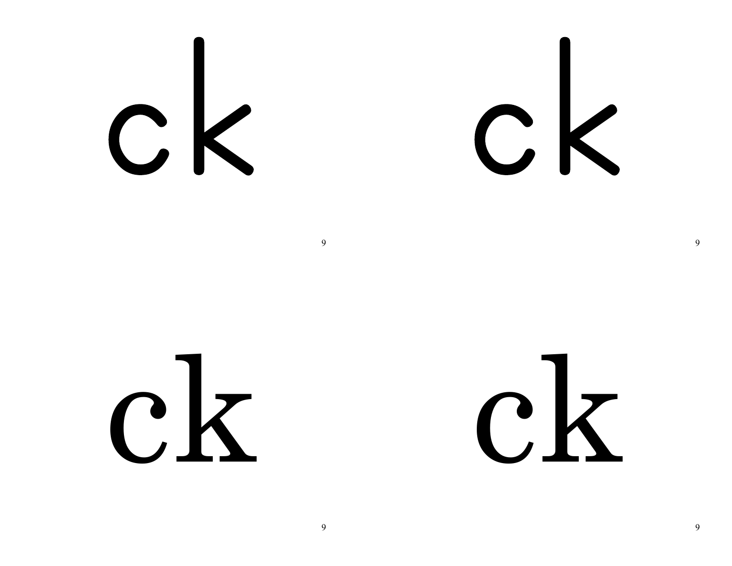ck

ck

ck

ck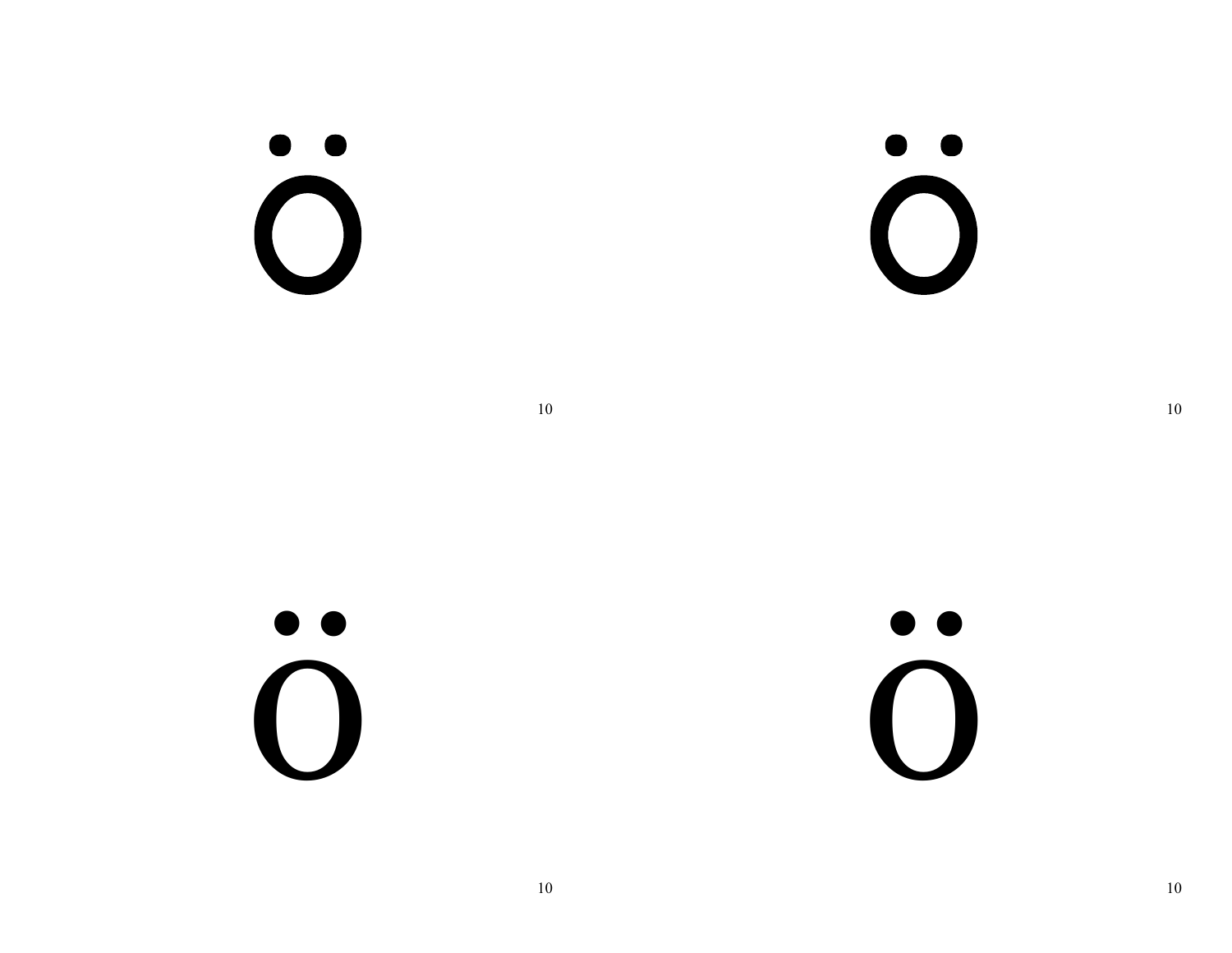ö

ö

ö

ö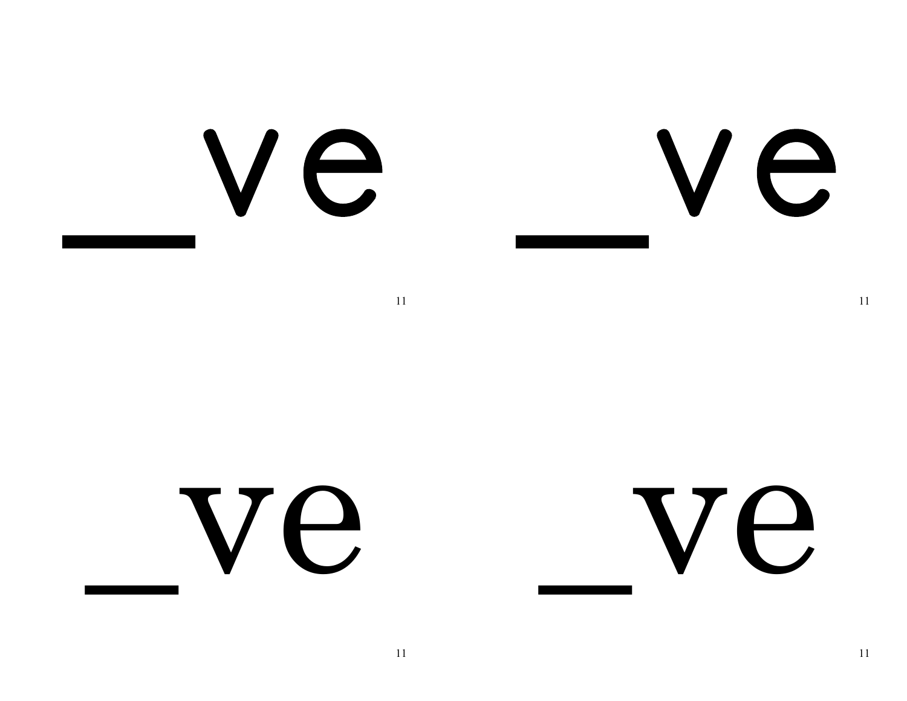_ve

11

_ve

11

_ve

11

_ve

11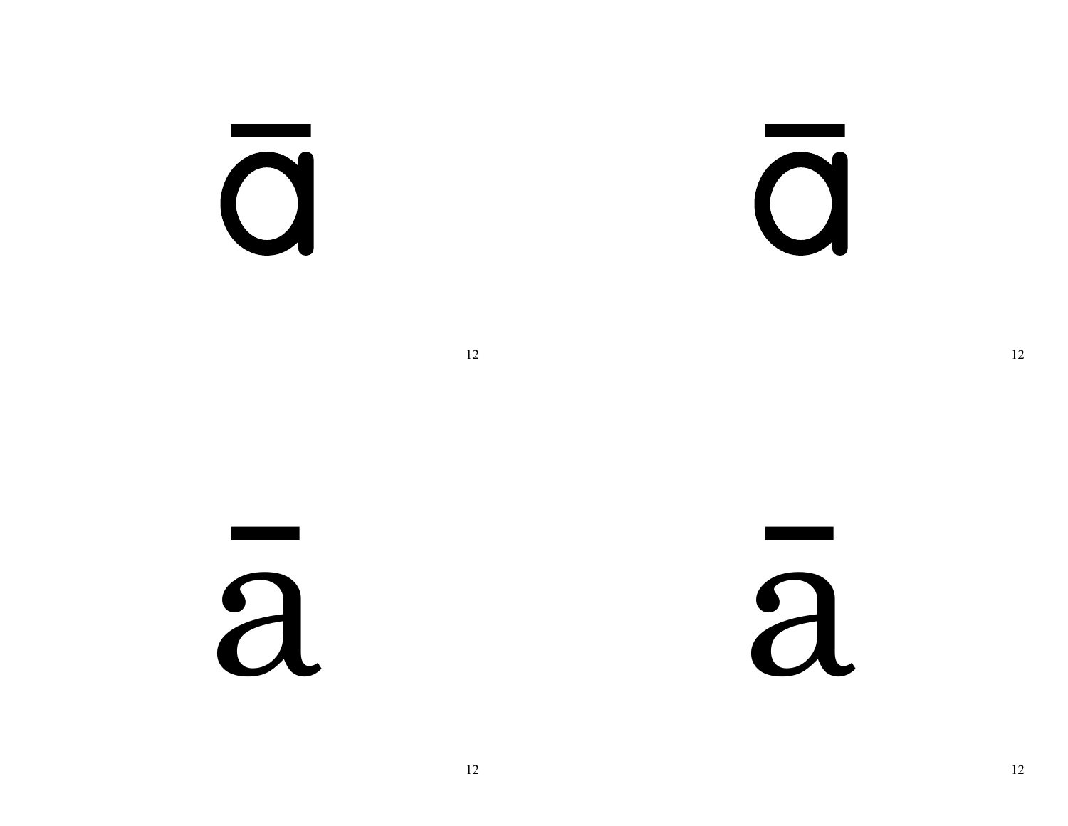ā

ā

ā

ā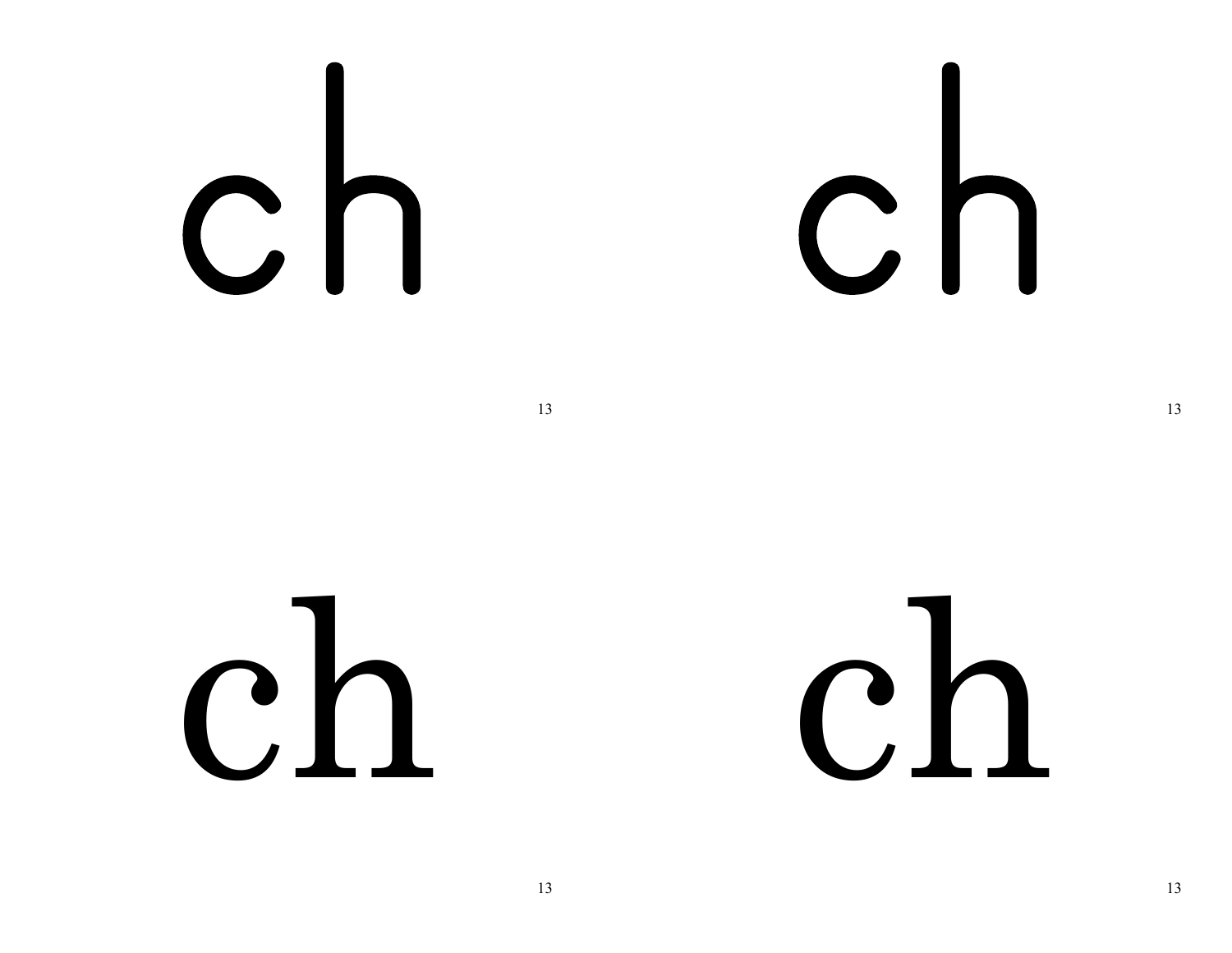ch

ch

ch

ch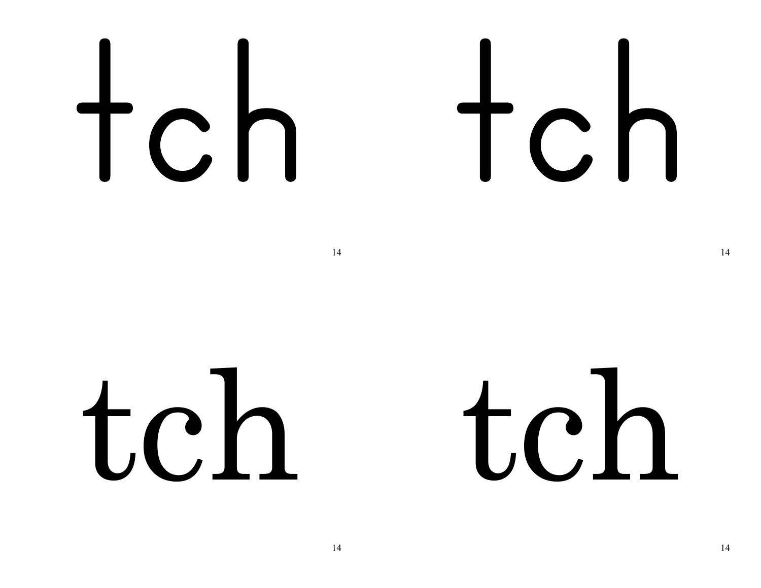tch

14

tch

14

tch

14

tch

14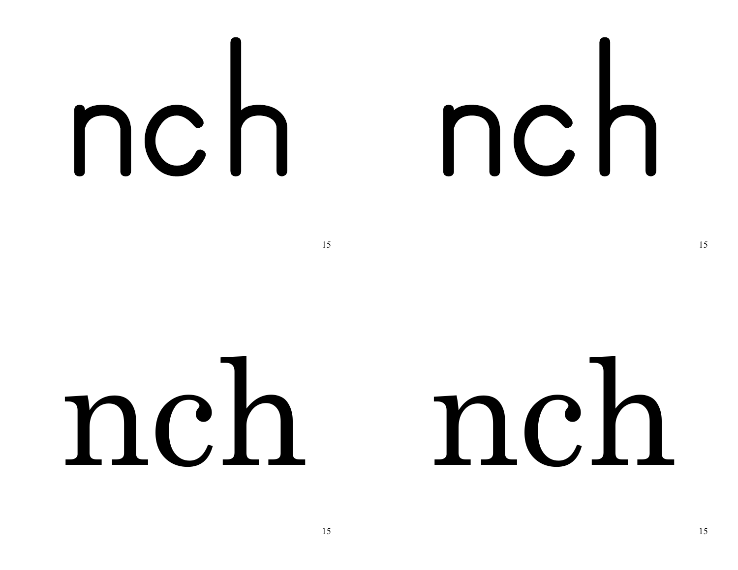nch nch

nch nch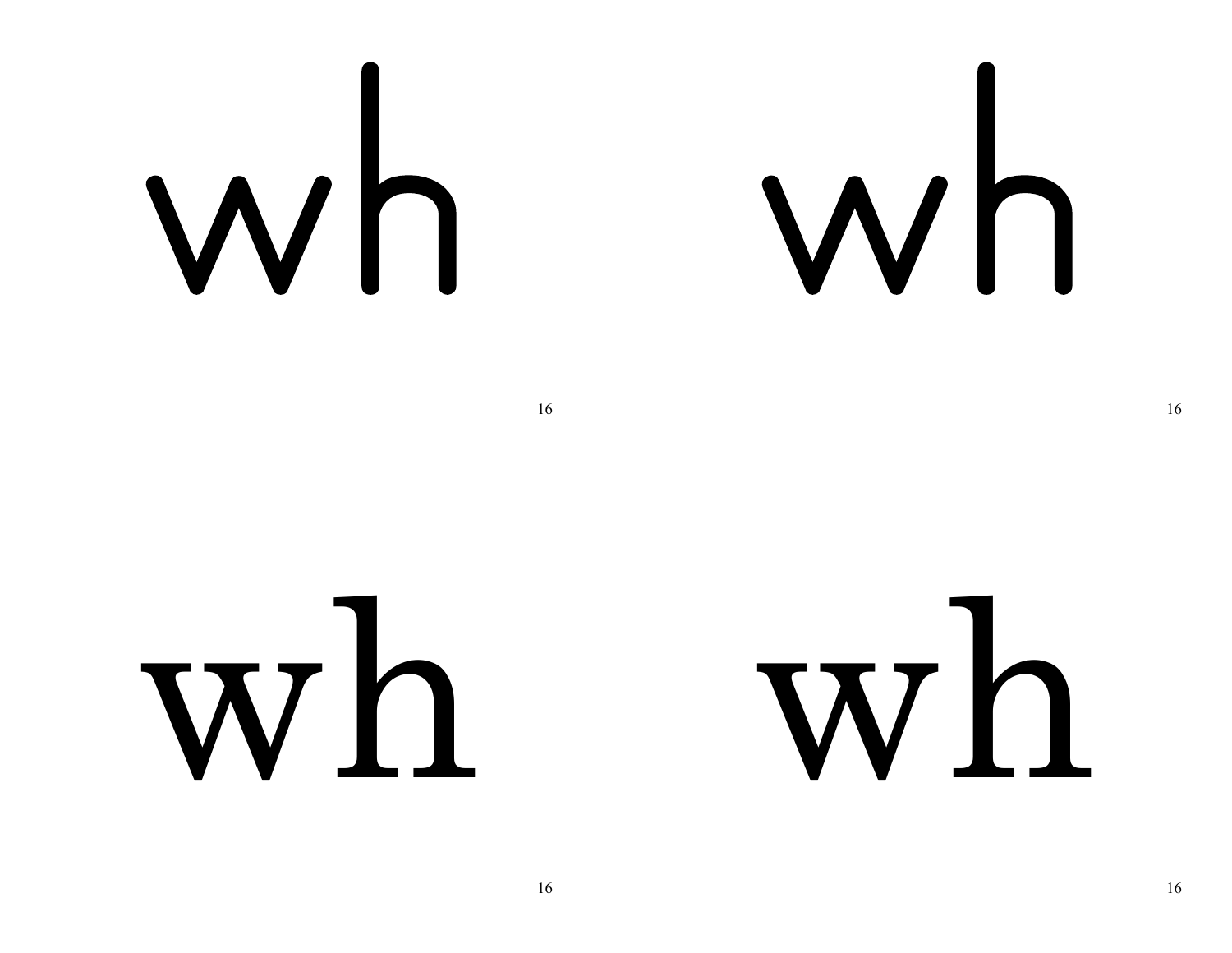wh

wh

16

16

wh

wh

16

16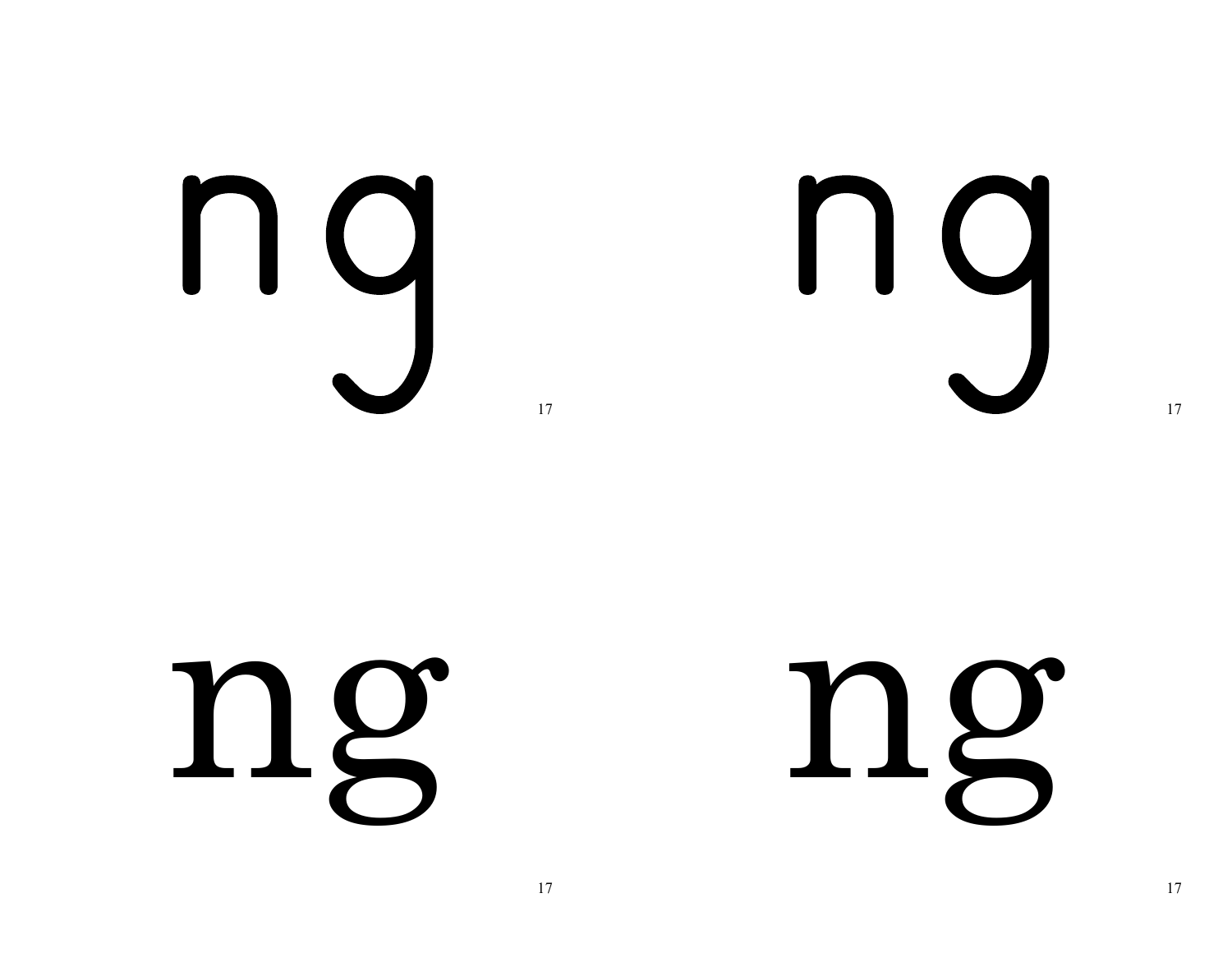ng

ng

ng

ng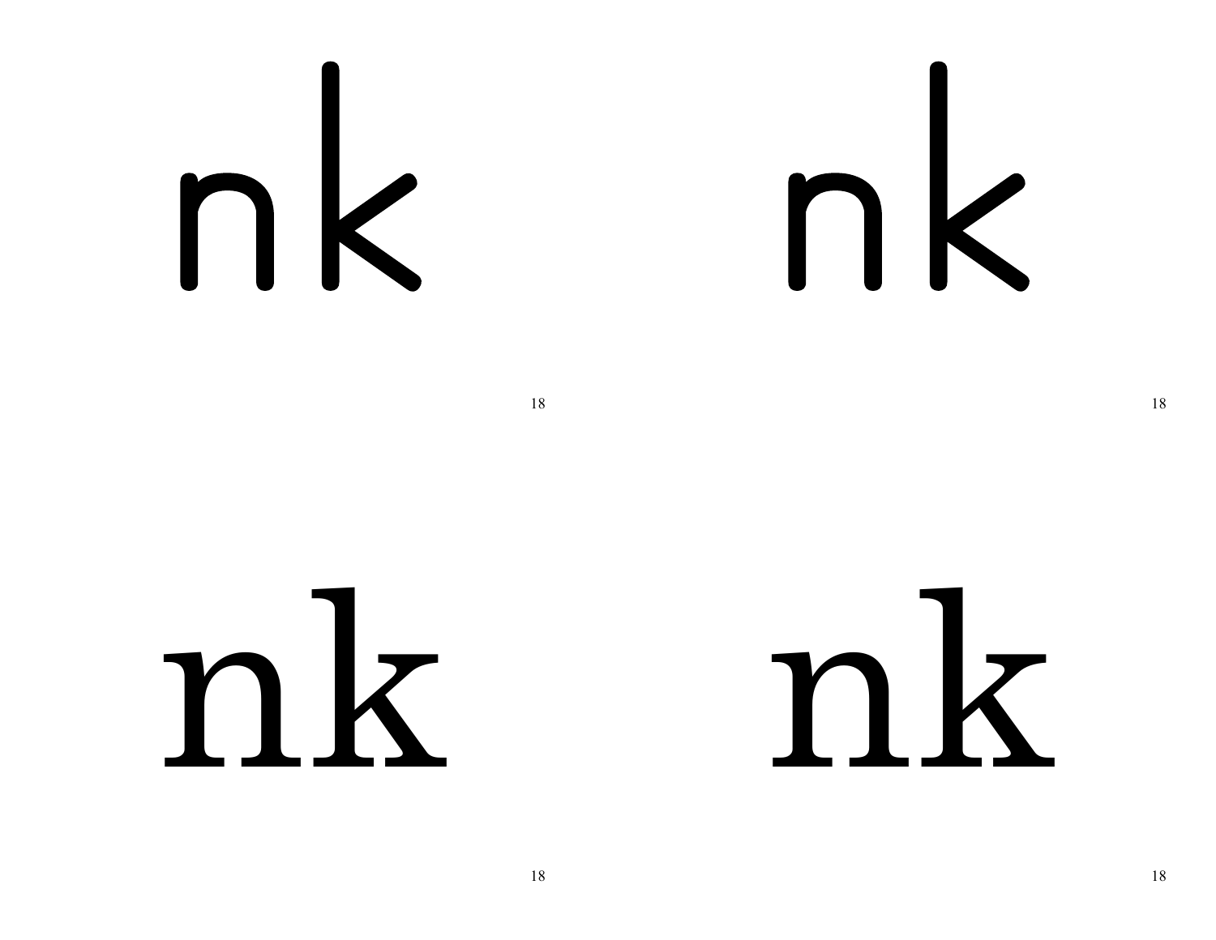nk

nk

nk

nk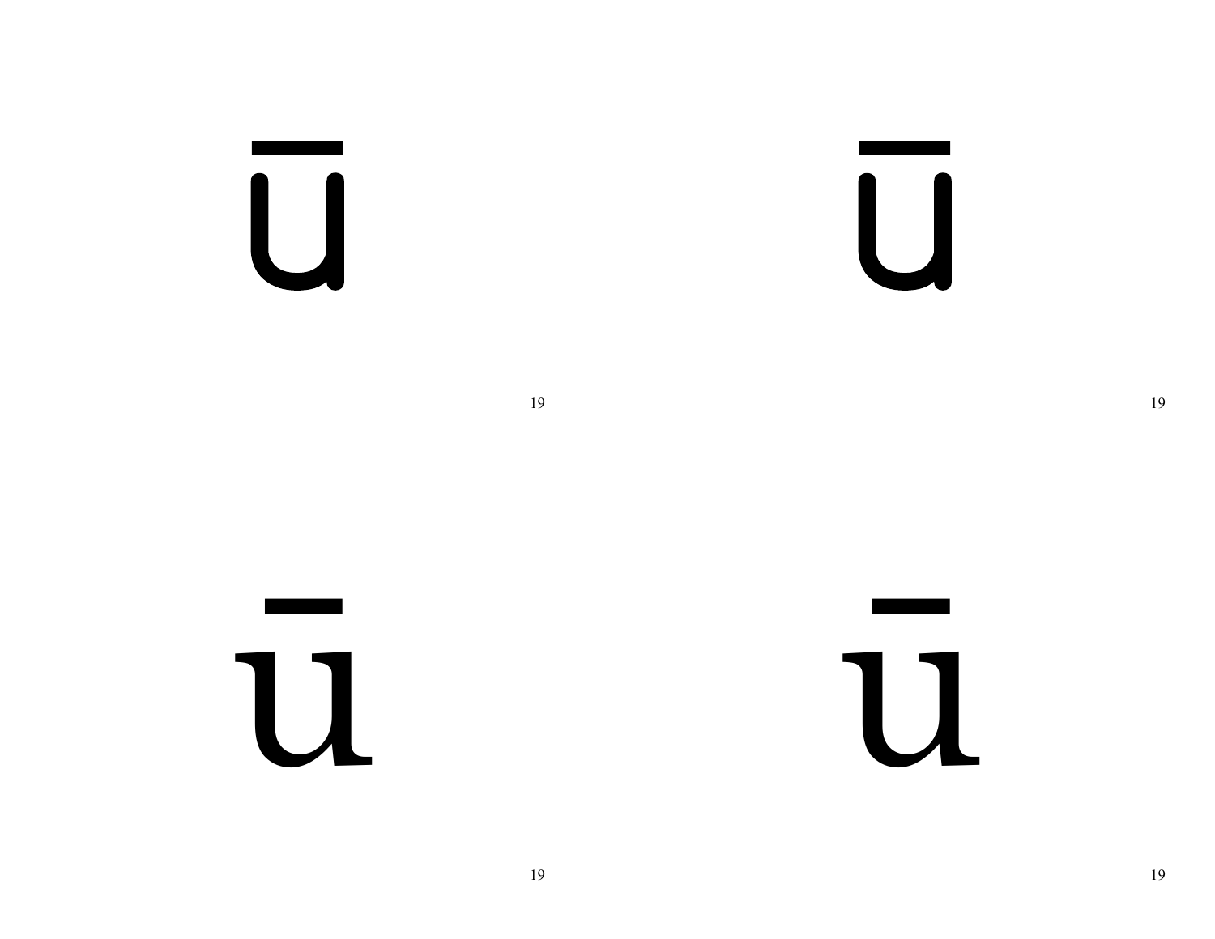ū

ū

ū

ū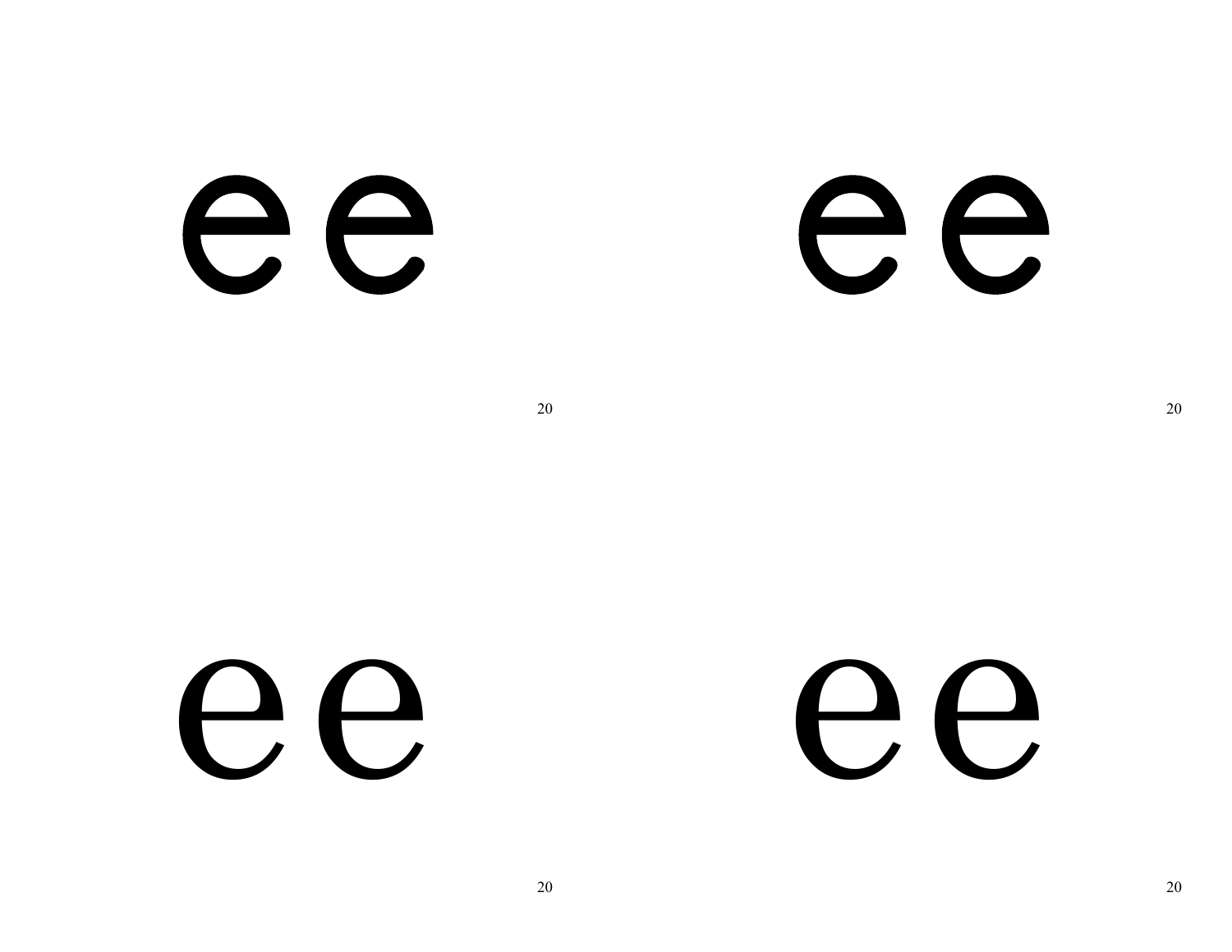ee

20

ee

20

ee

20

ee

20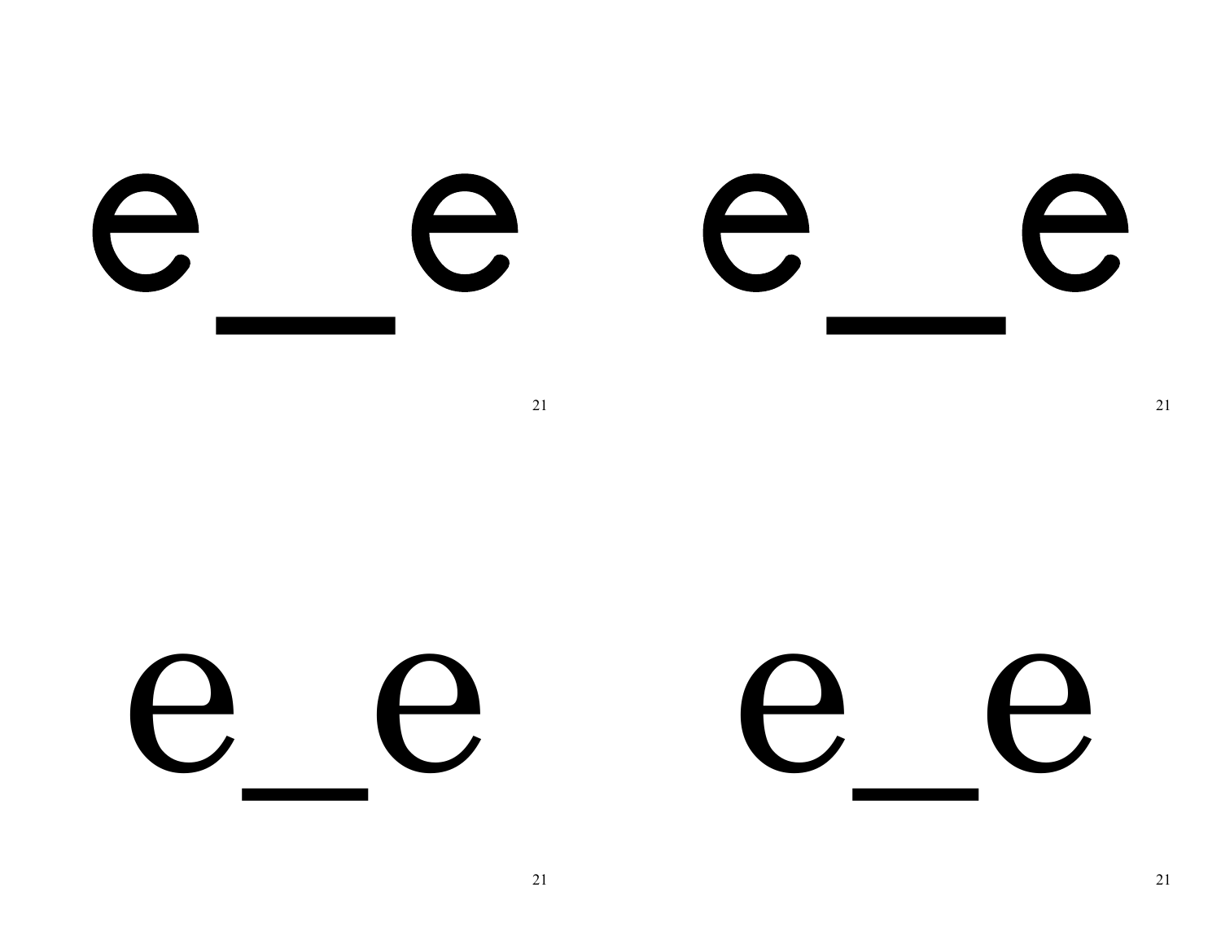e_e e_e

e_e e_e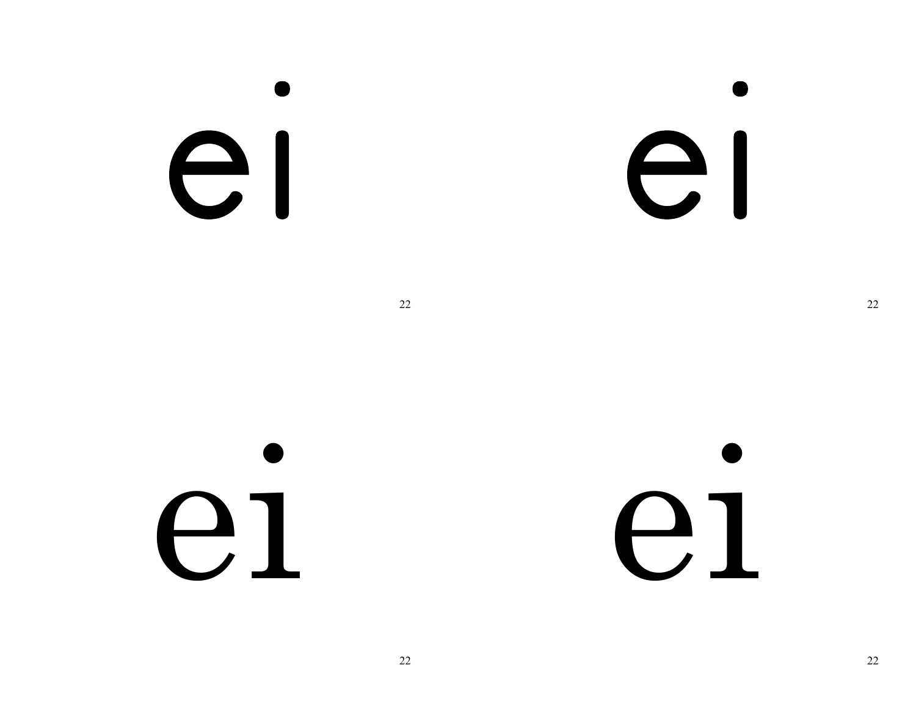ei

ei

ei

ei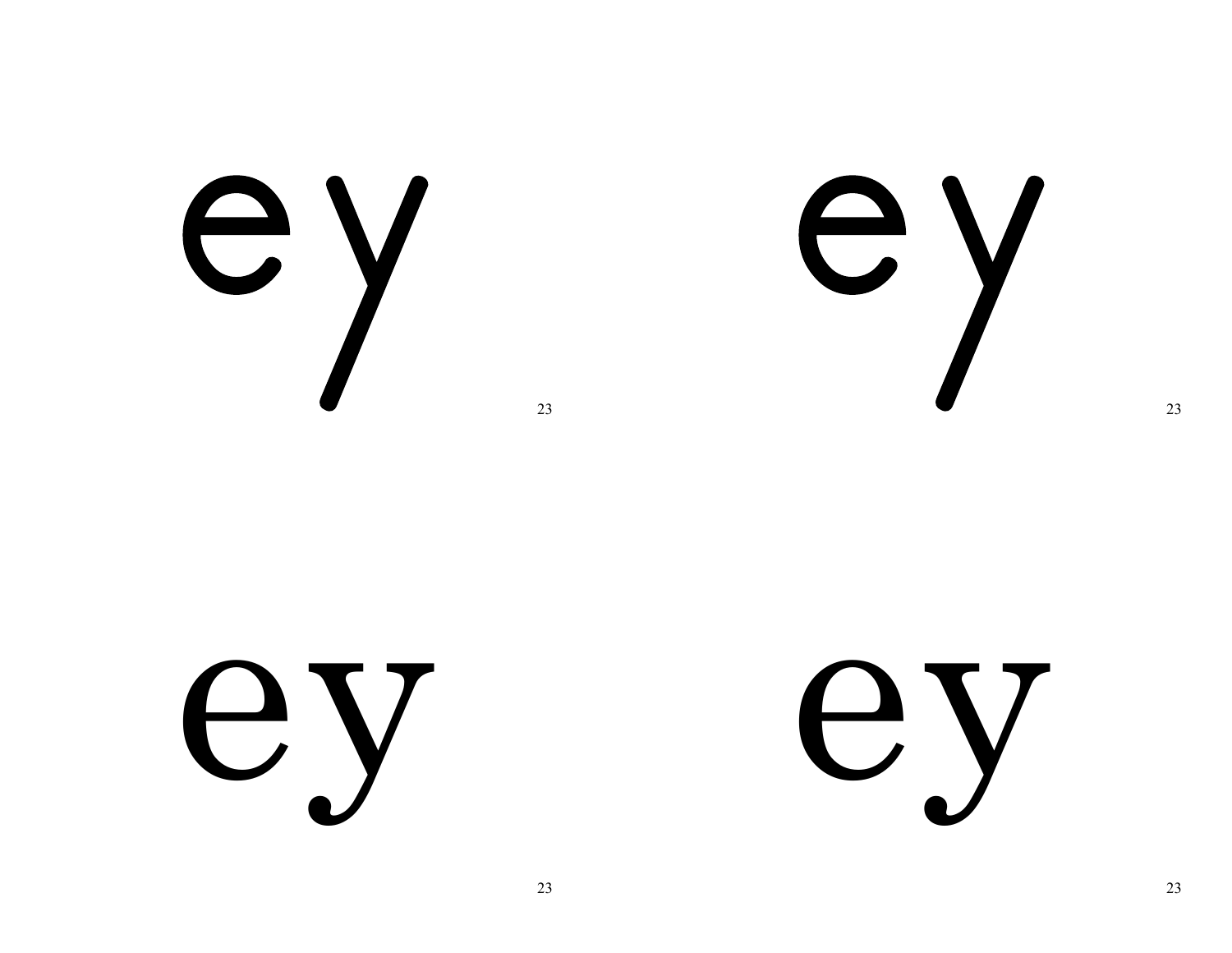ey

ey

ey

ey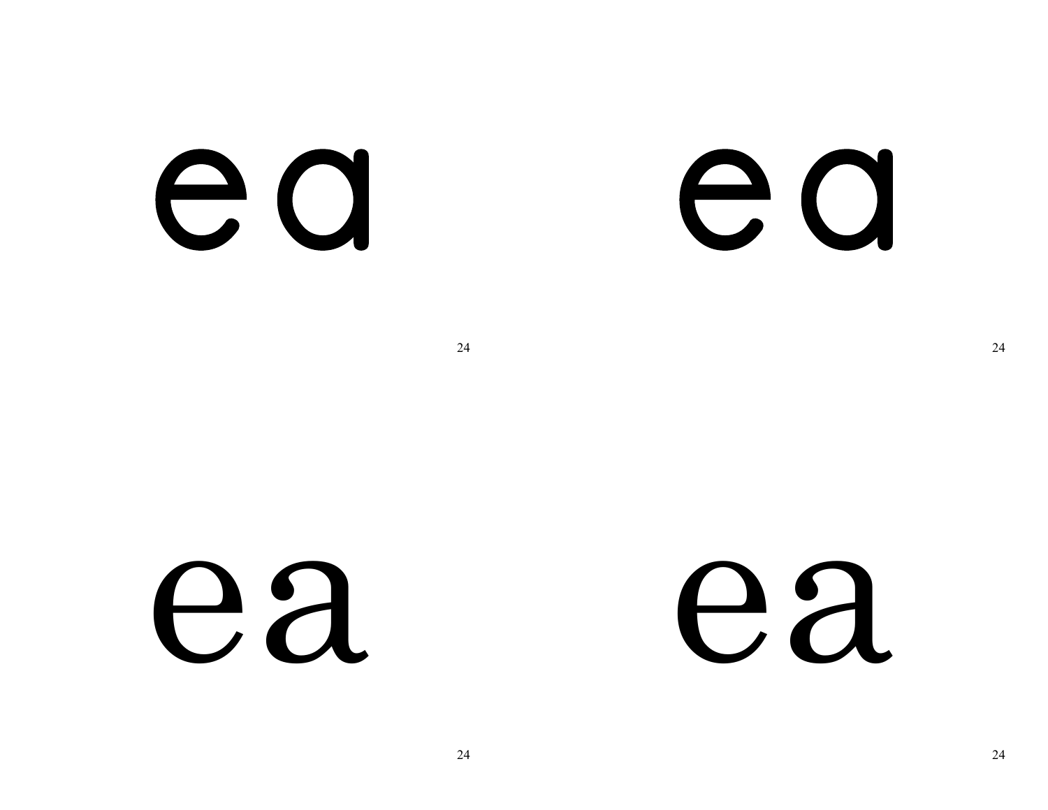ea

ea

ea

ea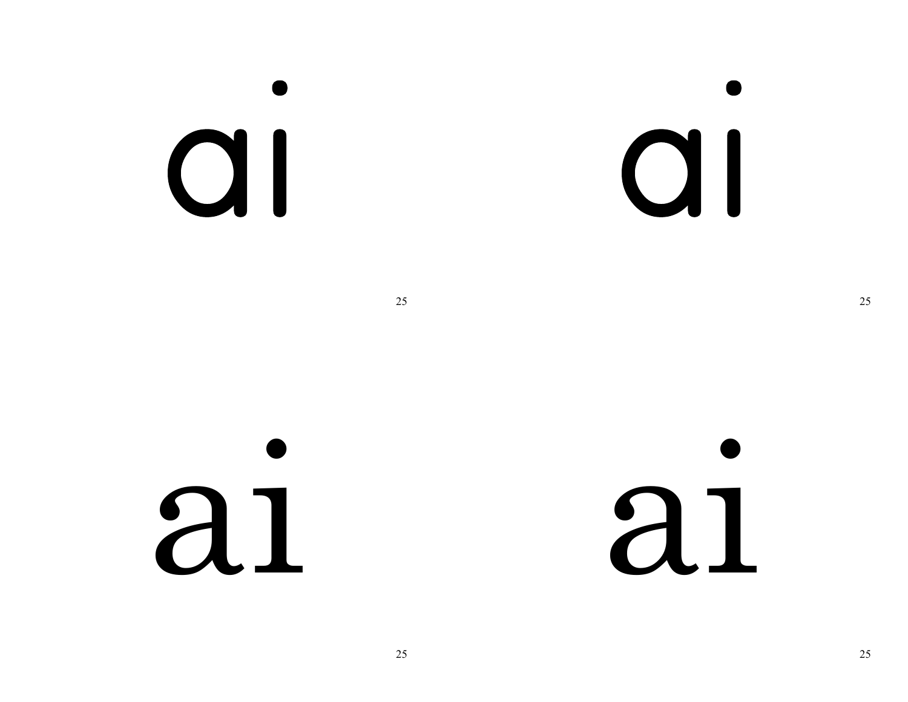ai

ai

ai

ai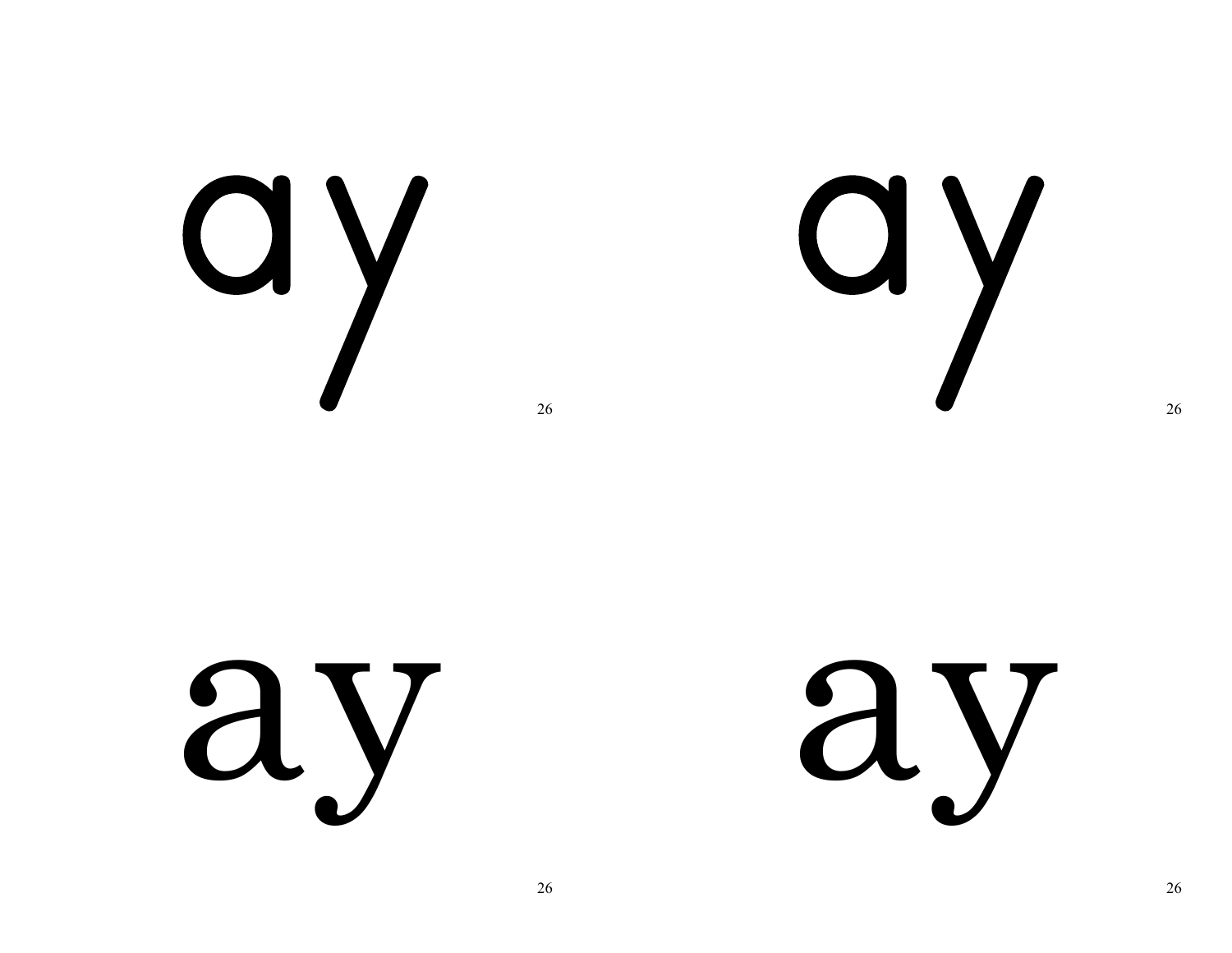ay

ay

ay

ay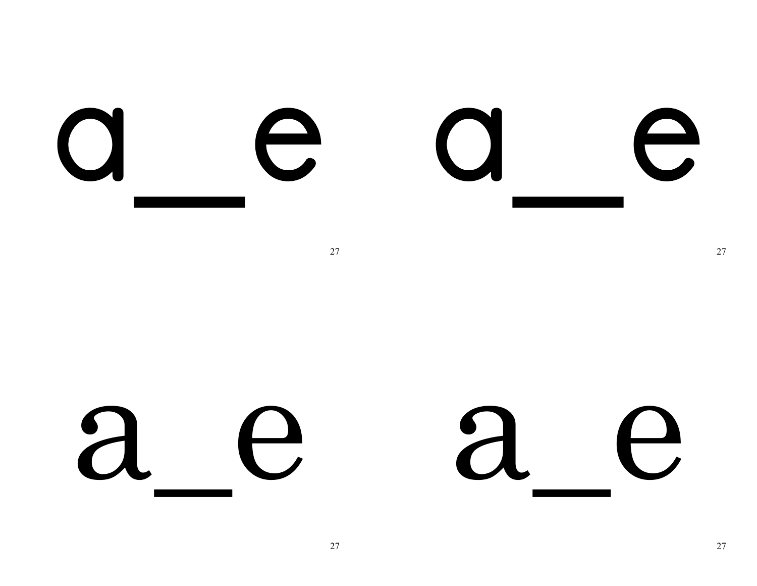a_e a_e

a_e a_e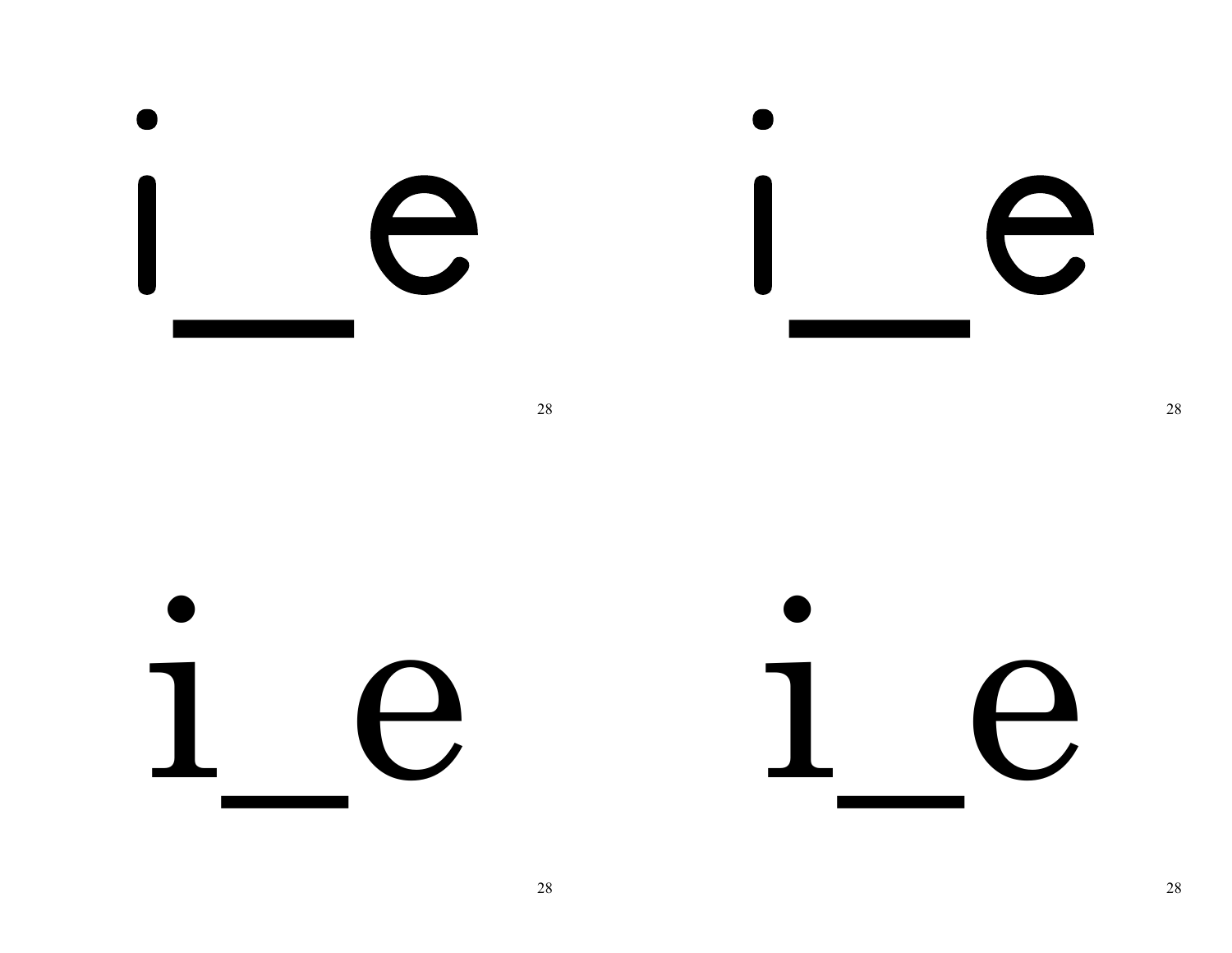i_e

i_e

i_e

i_e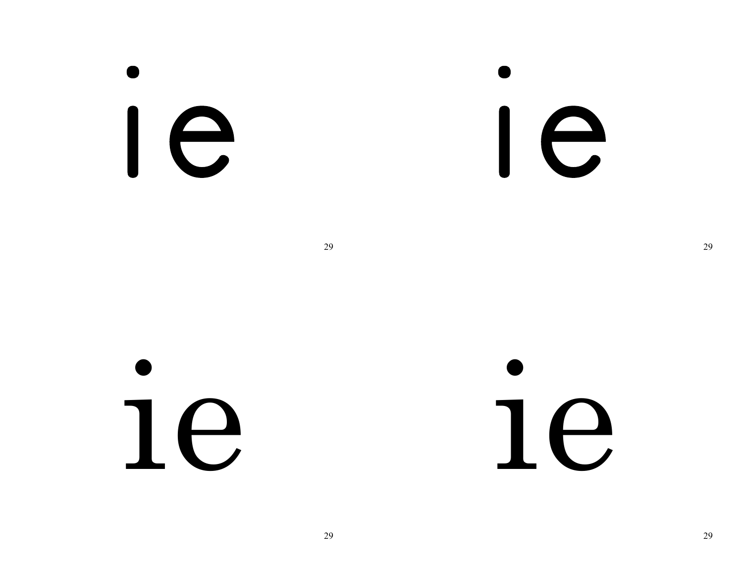ie

ie

ie

ie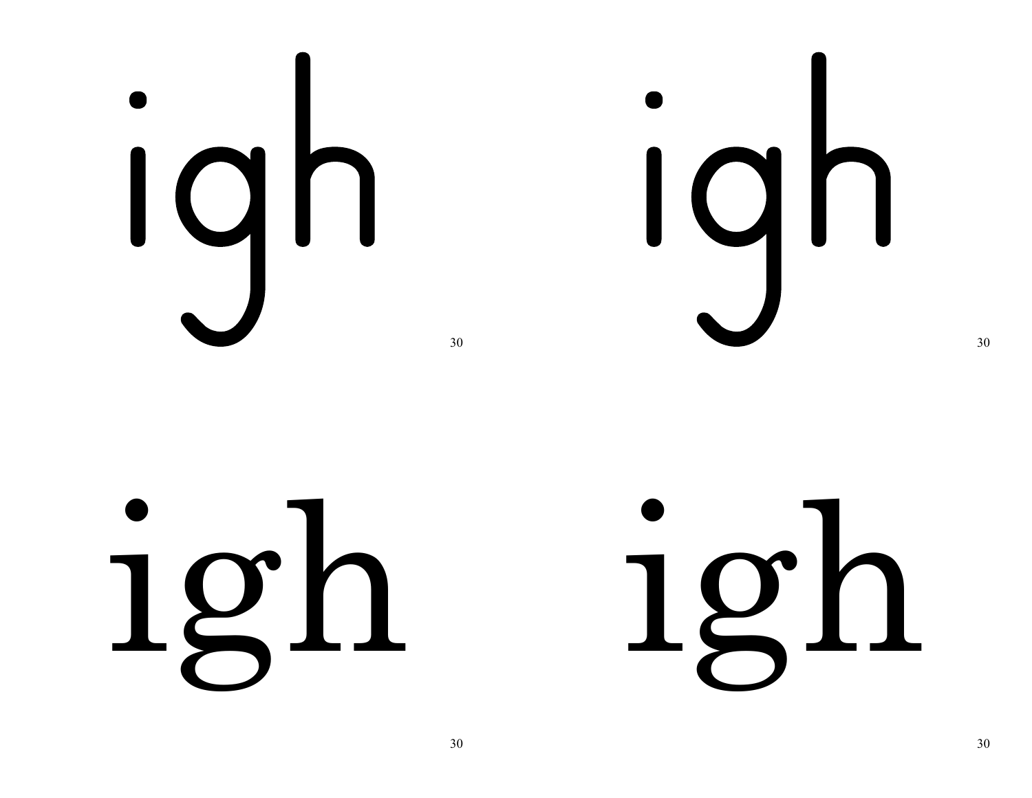igh igh

30 30

igh igh

30 30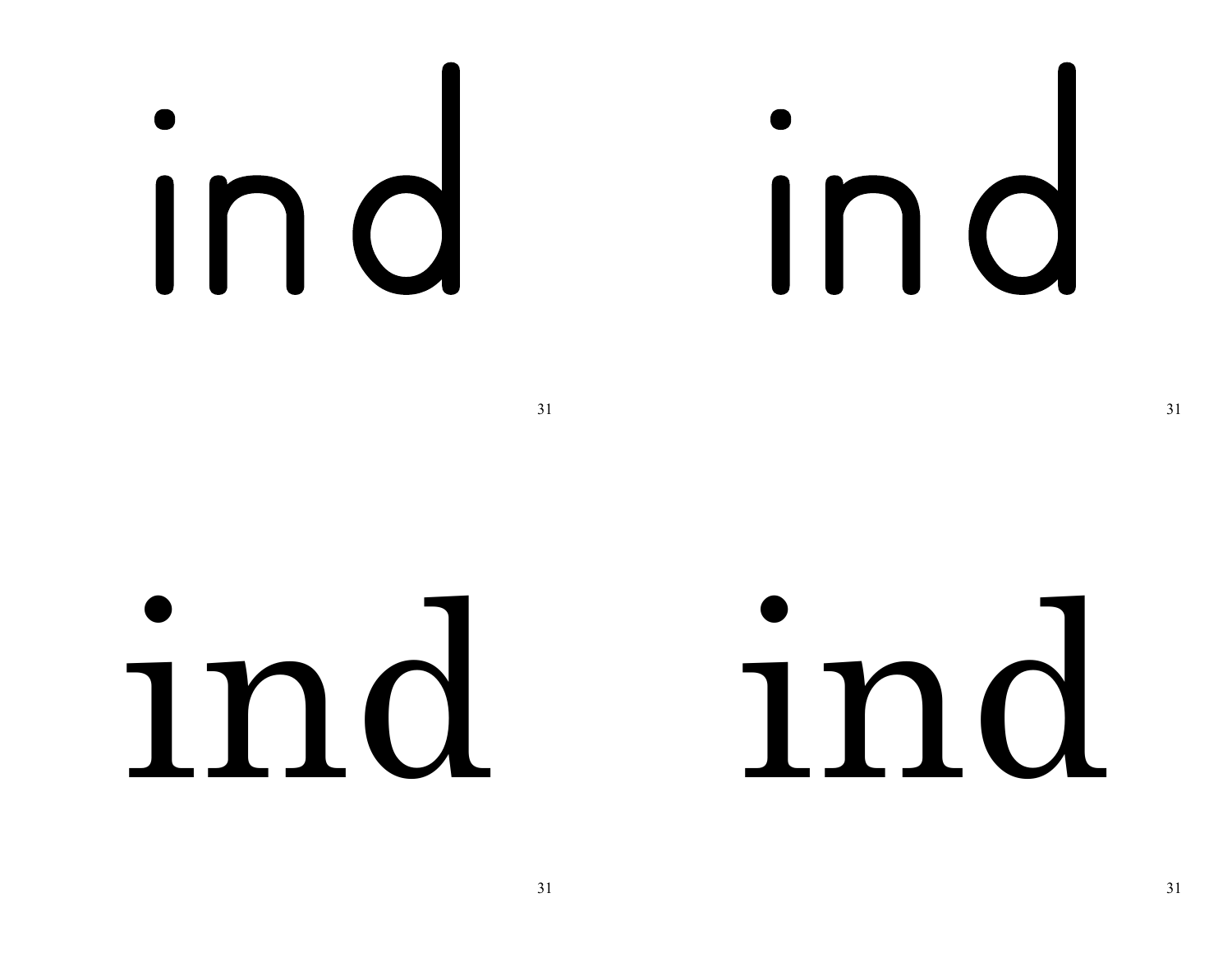ind

ind

ind

ind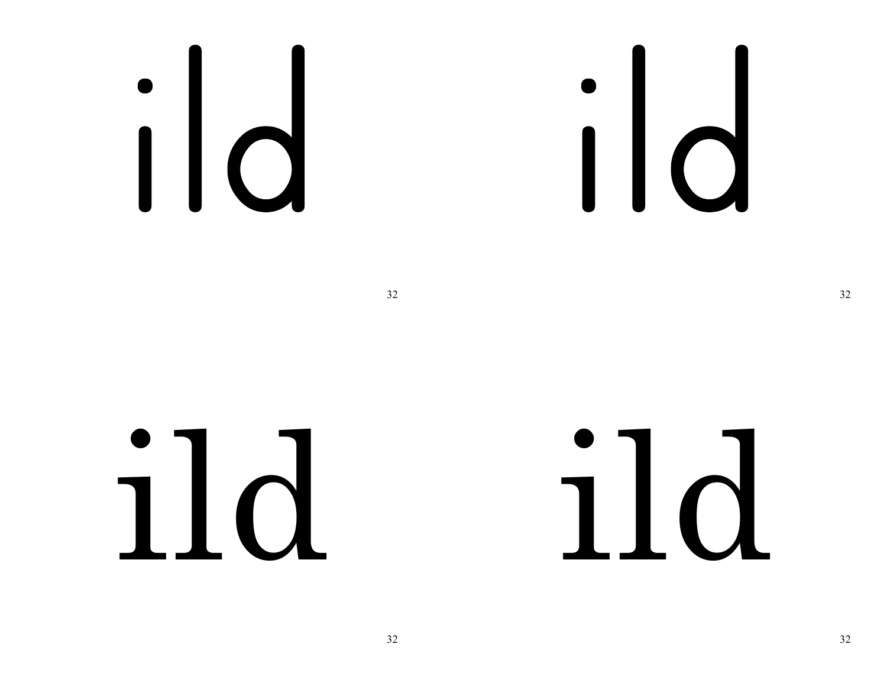ild

ild

ild

ild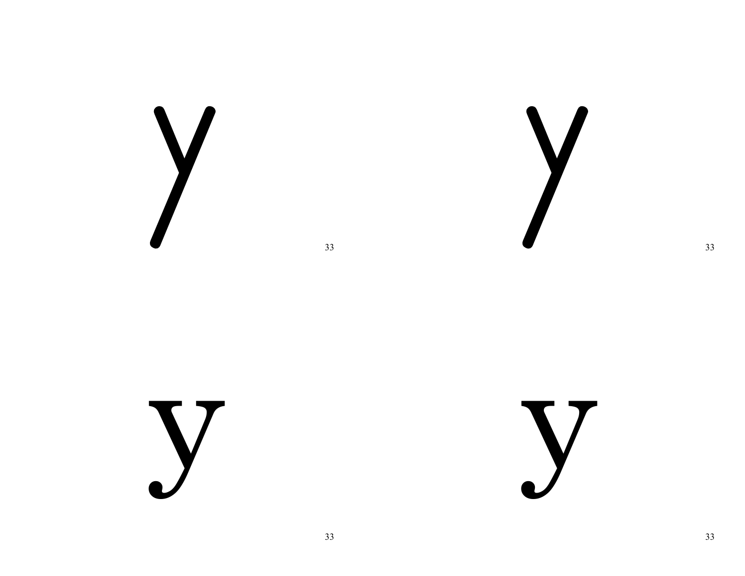y

33

y

33

y

33

y

33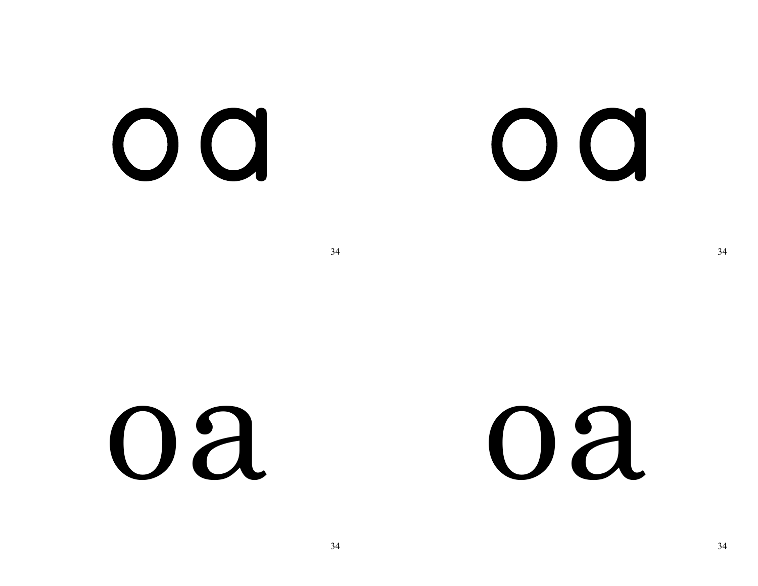oa

oa

oa

oa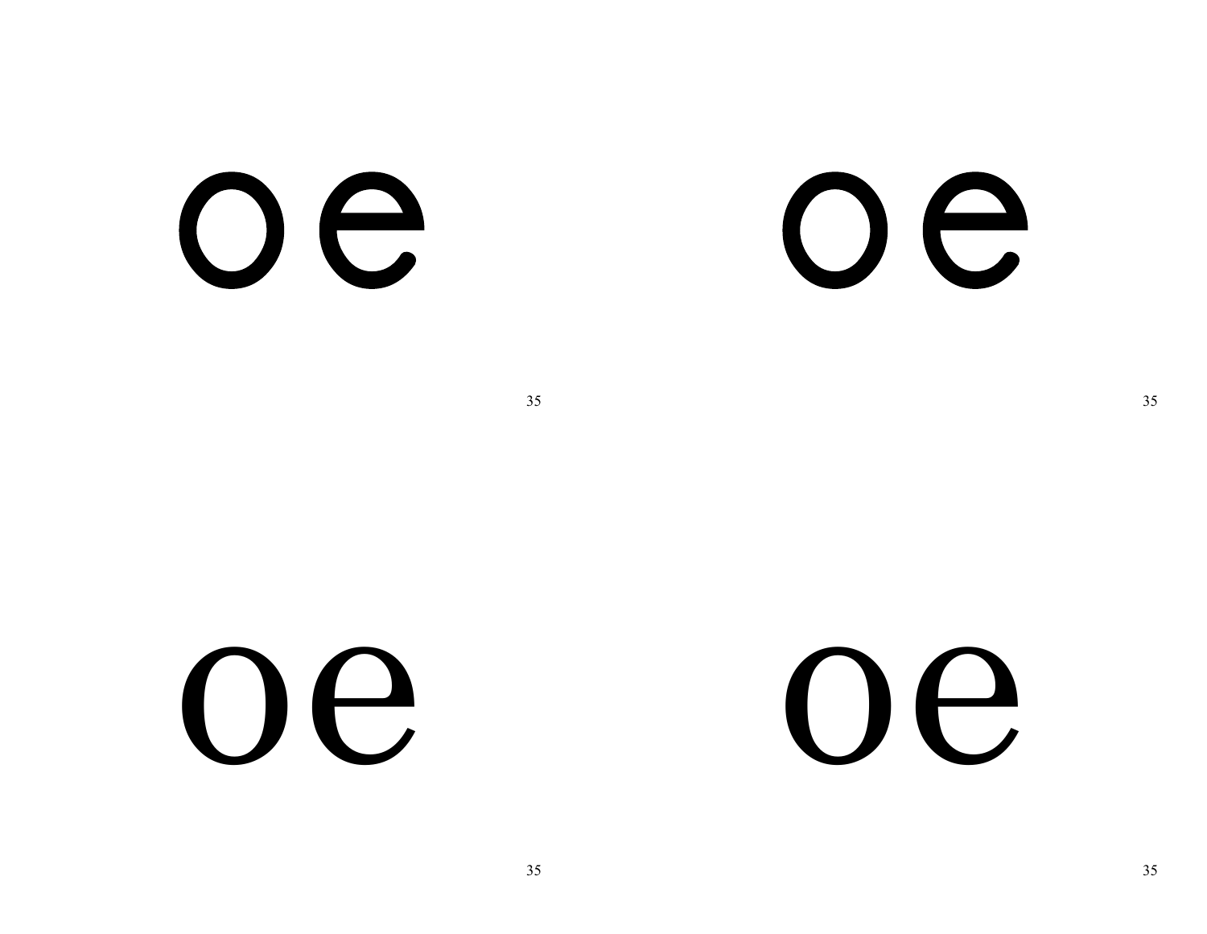oe

oe

oe

oe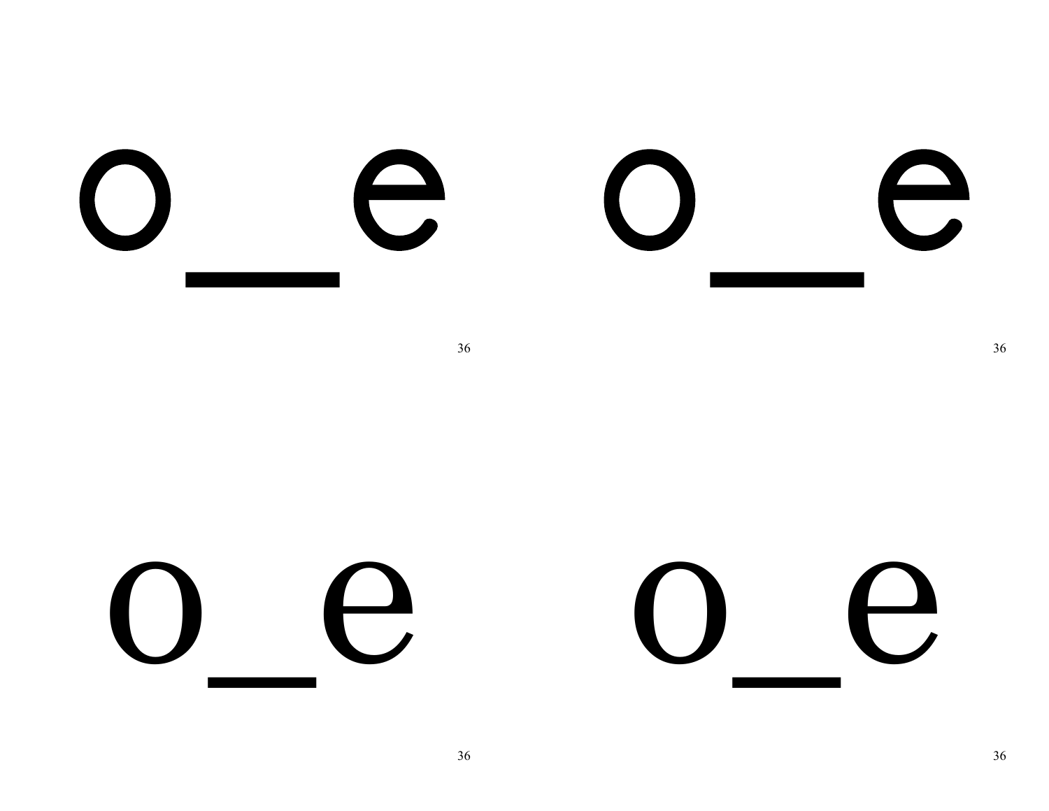o_e o_e

o_e o_e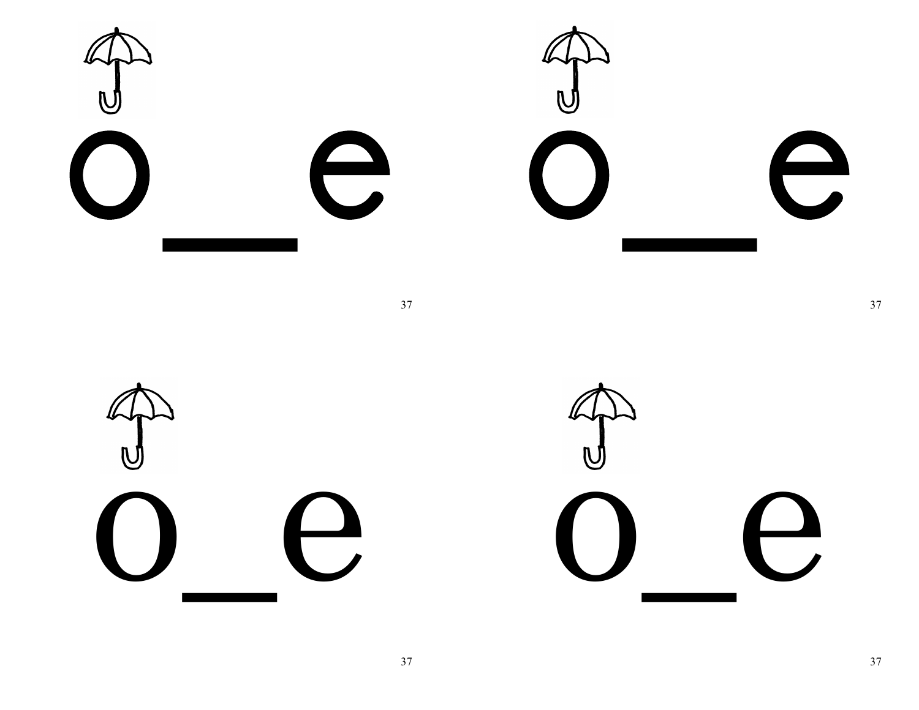o_e

o_e

o_e

o_e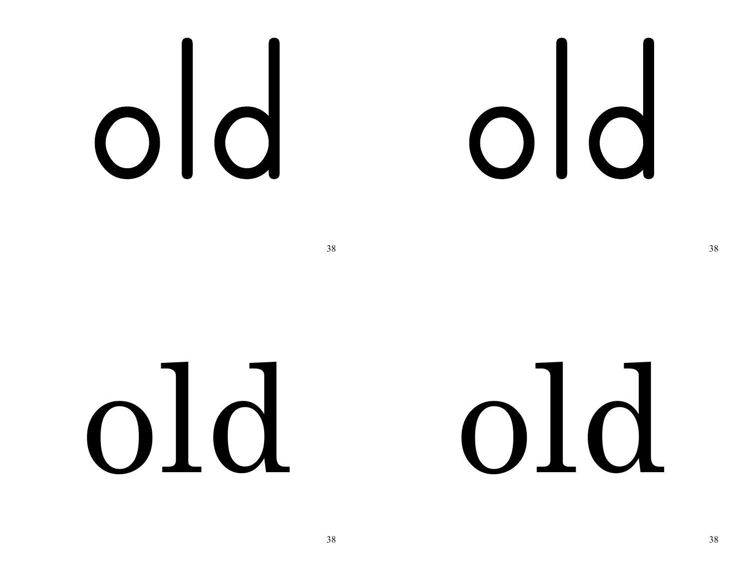old

38

old

38

old

38

old

38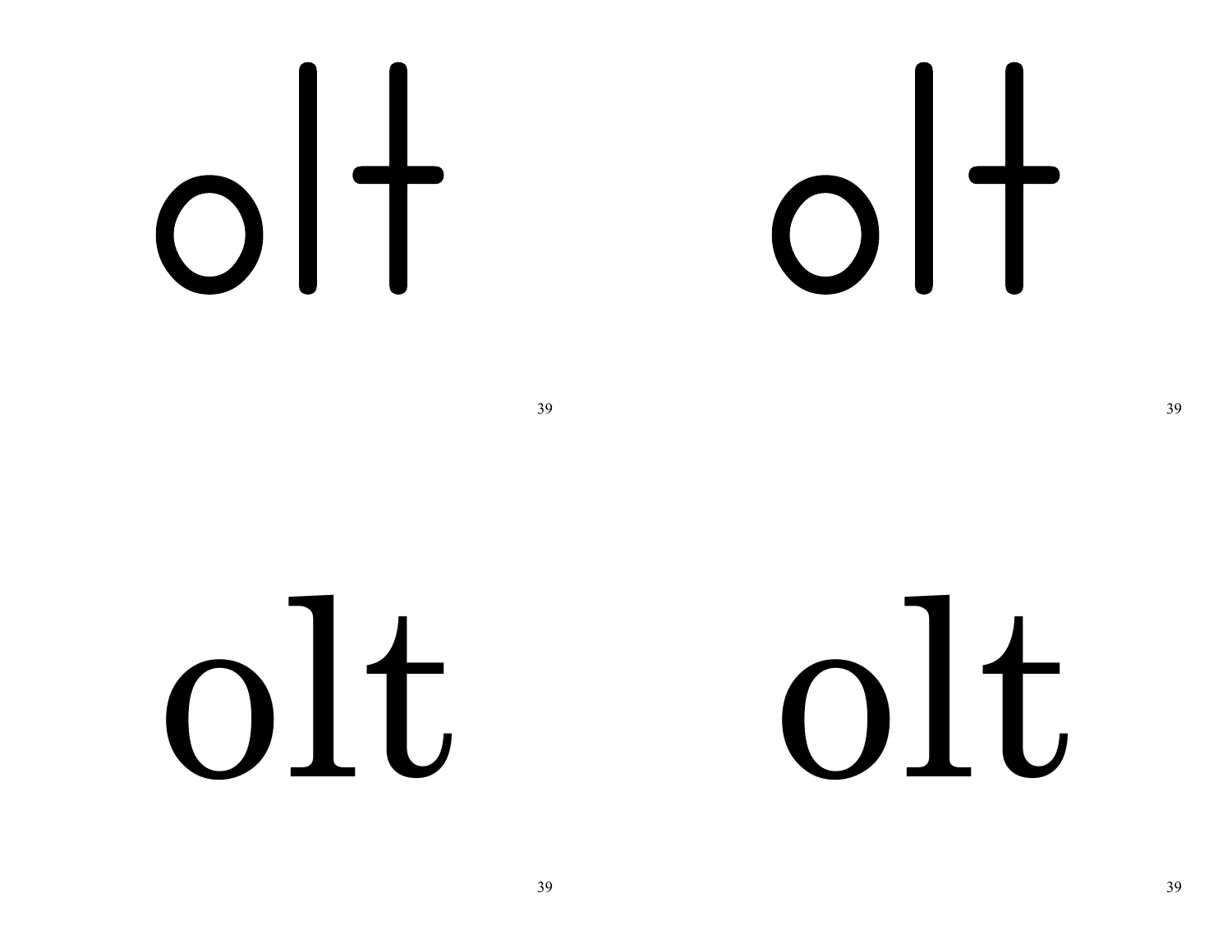olt

olt

olt

olt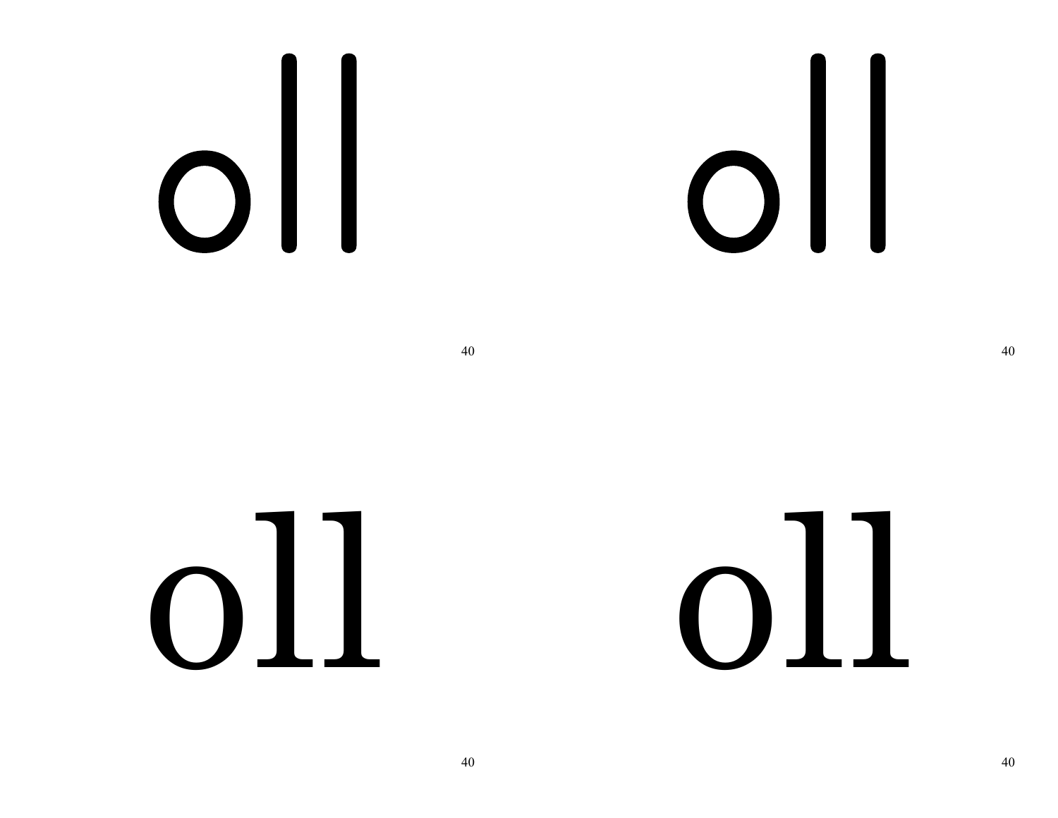oll

oll

oll

oll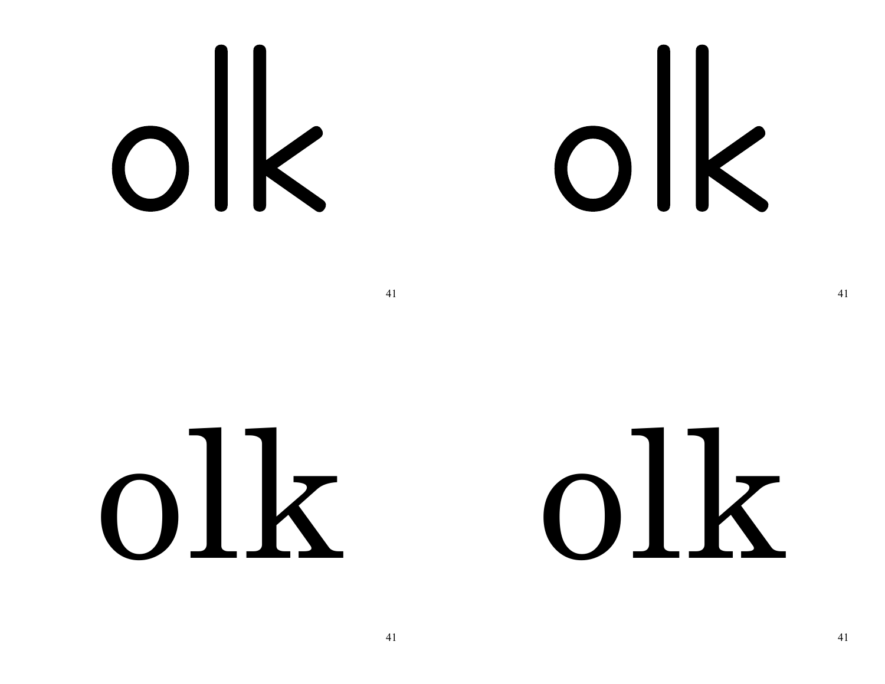olk

olk

olk

olk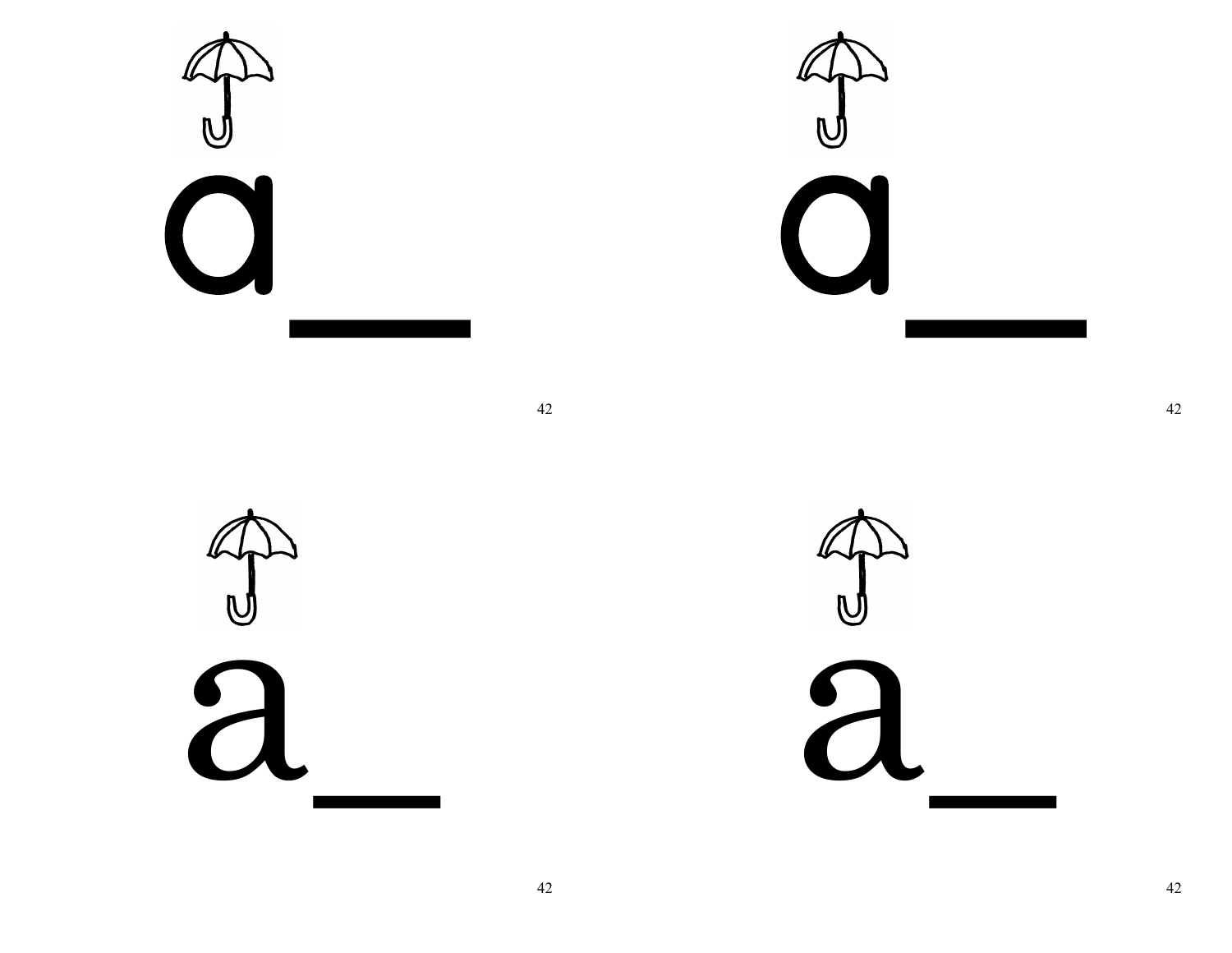a_

a_

a_

a_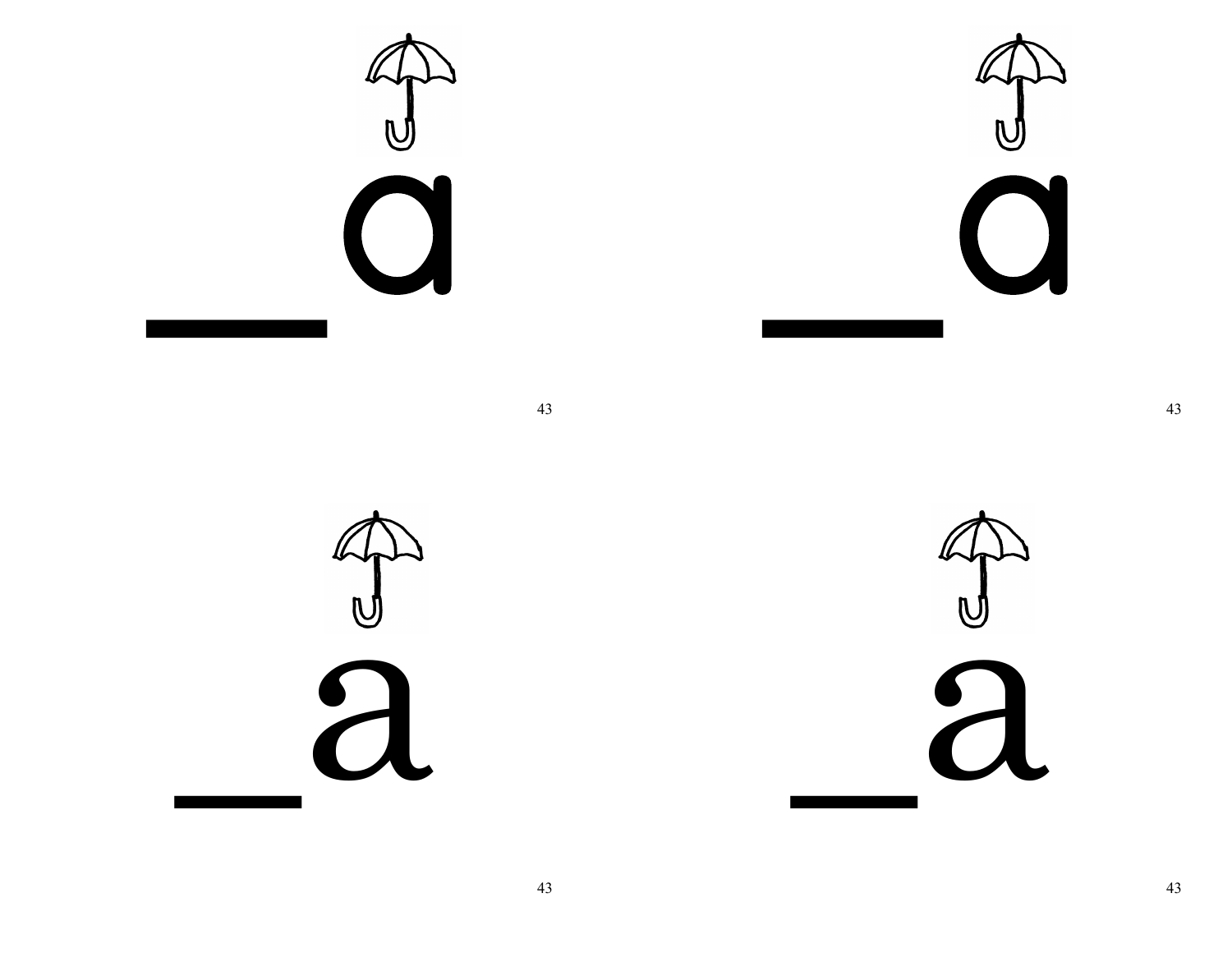_a

_a

_a

_a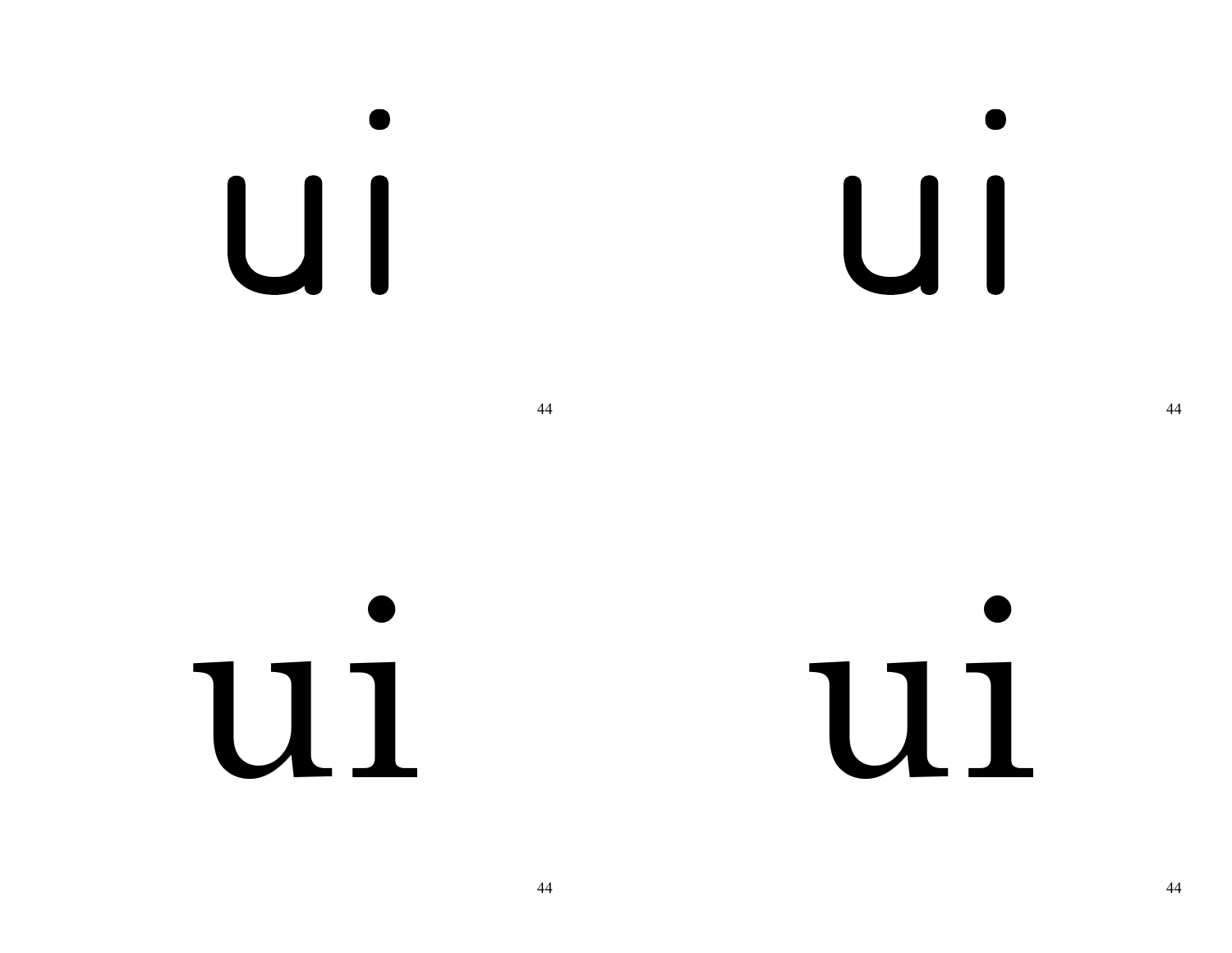ui

44

ui

44

ui

44

ui

44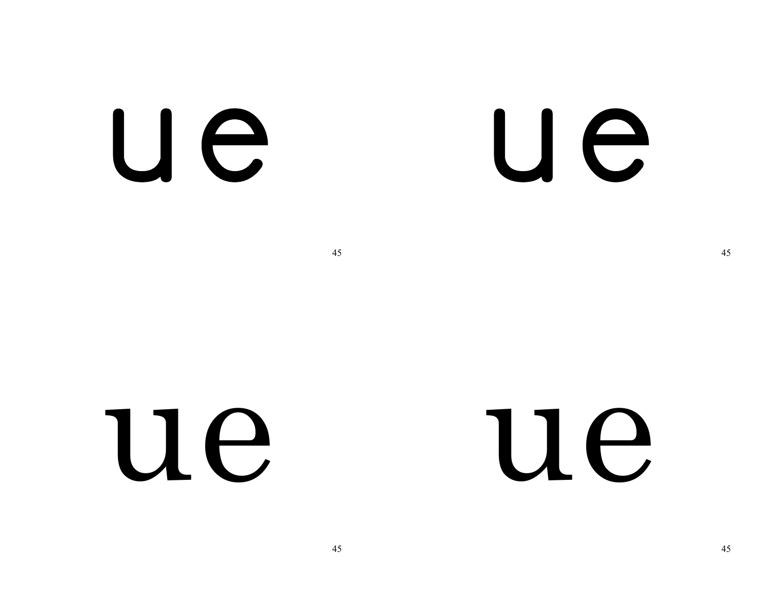ue

ue

ue

ue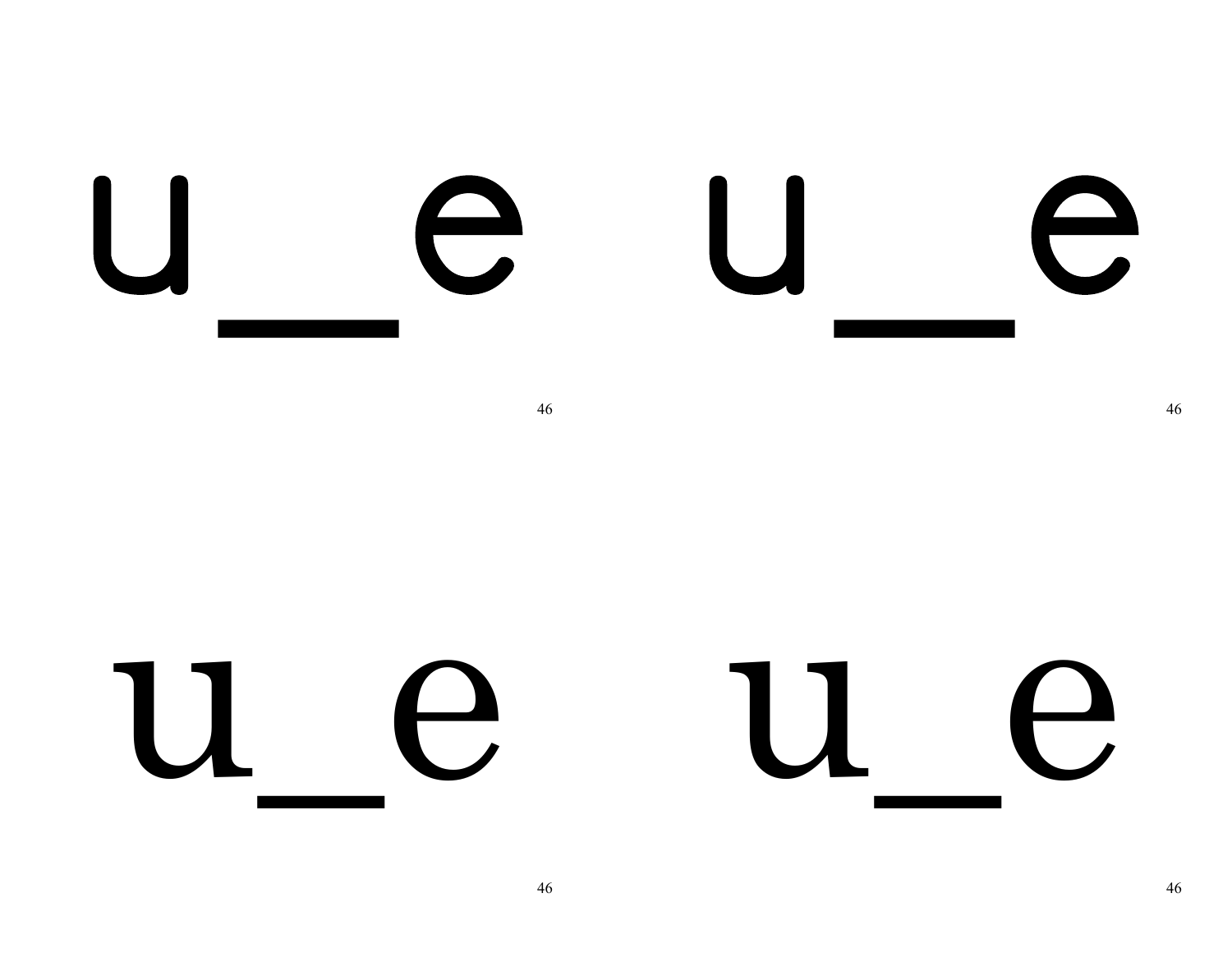u_e u_e

46 46

u_e u_e

46 46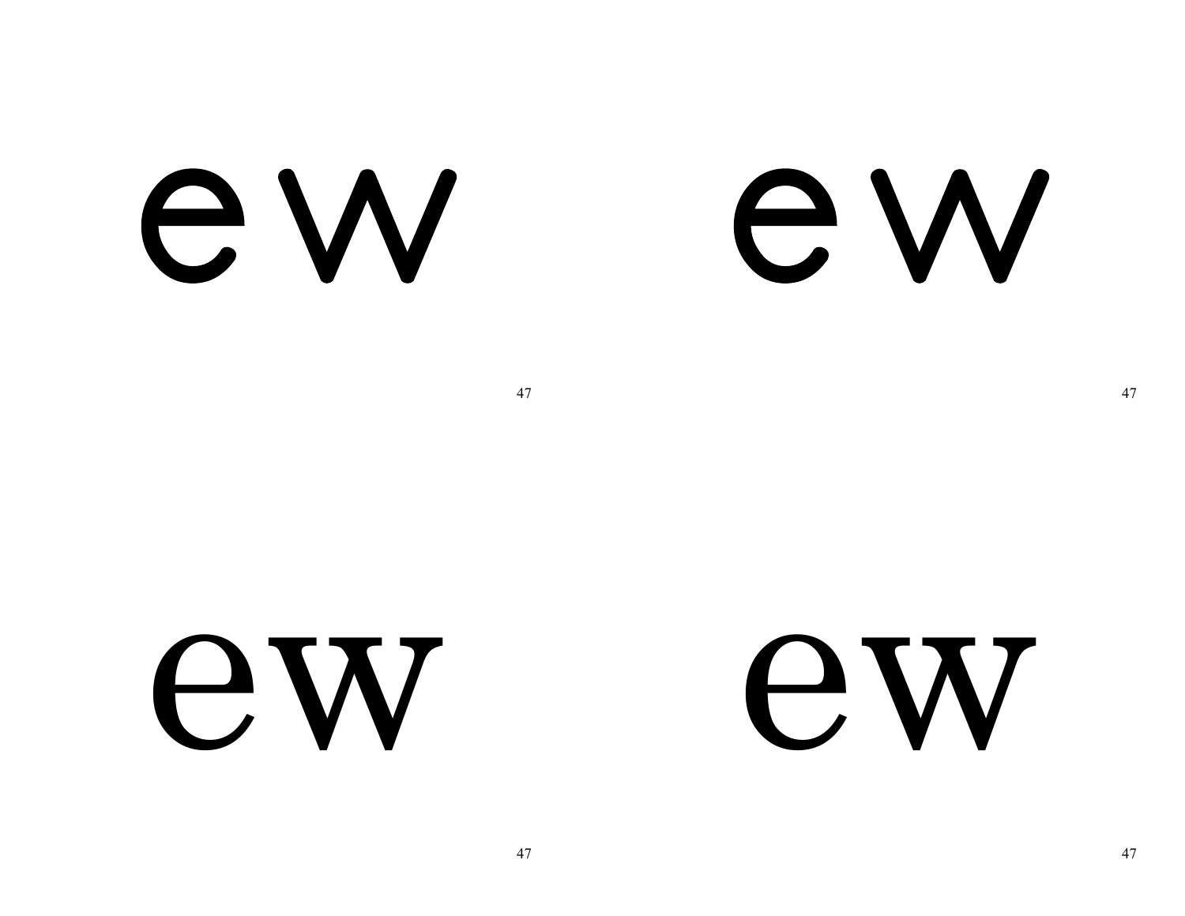ew

ew

ew

ew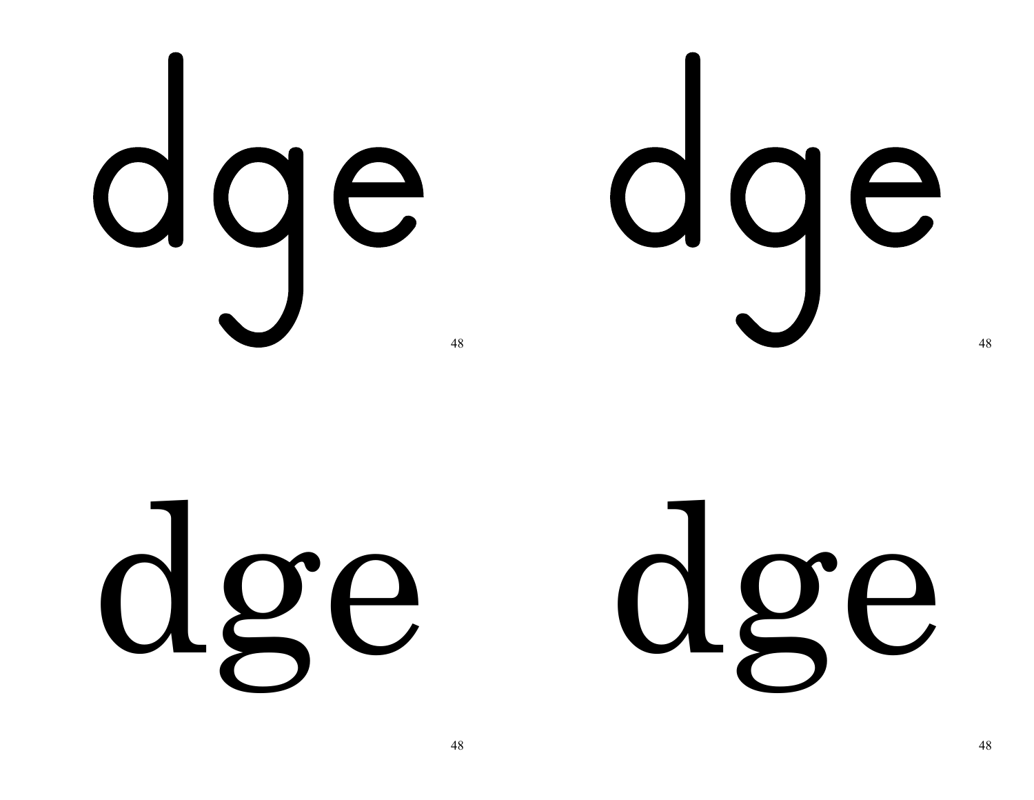dge dge

48 48

dge dge

48 48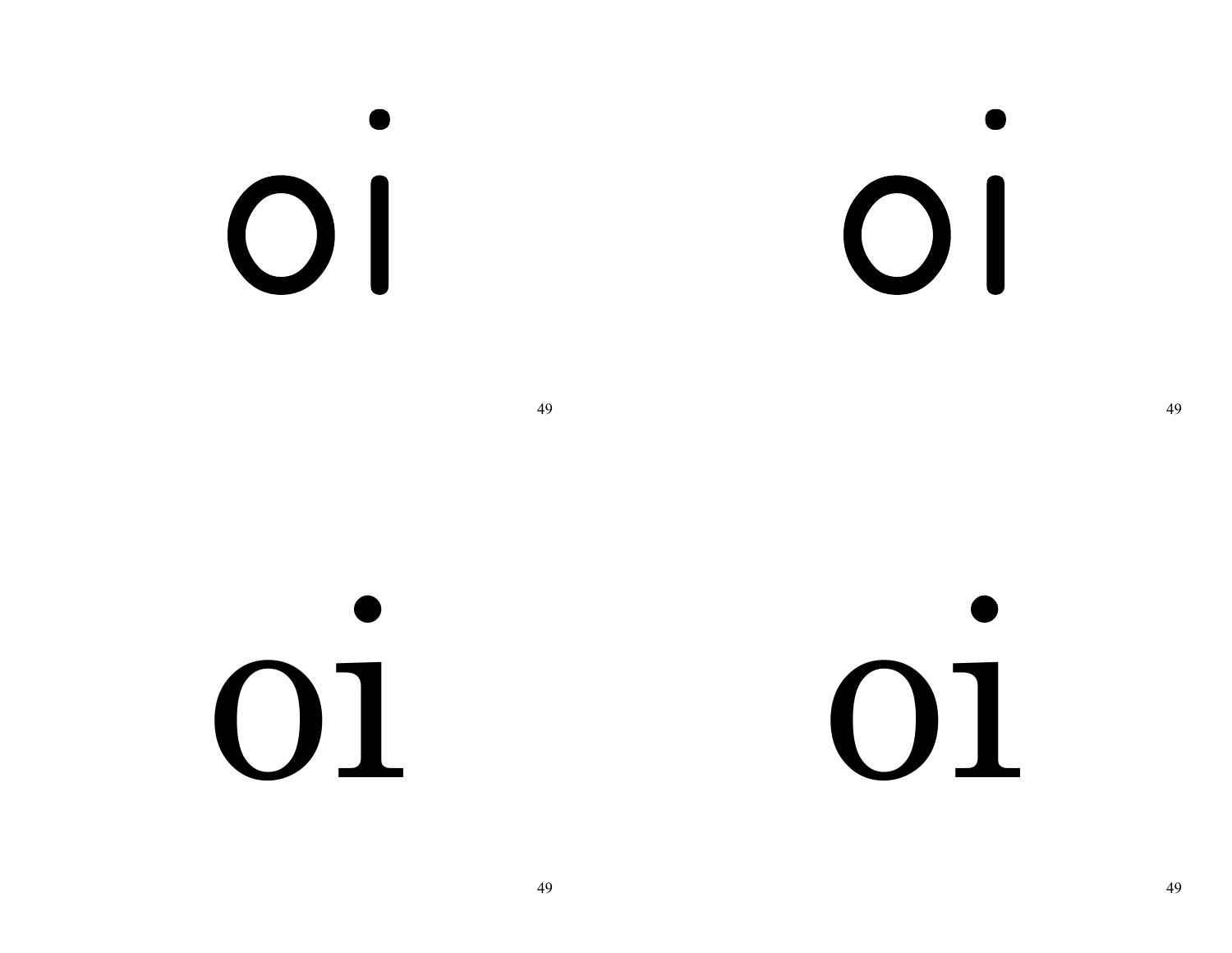oi

oi

oi

oi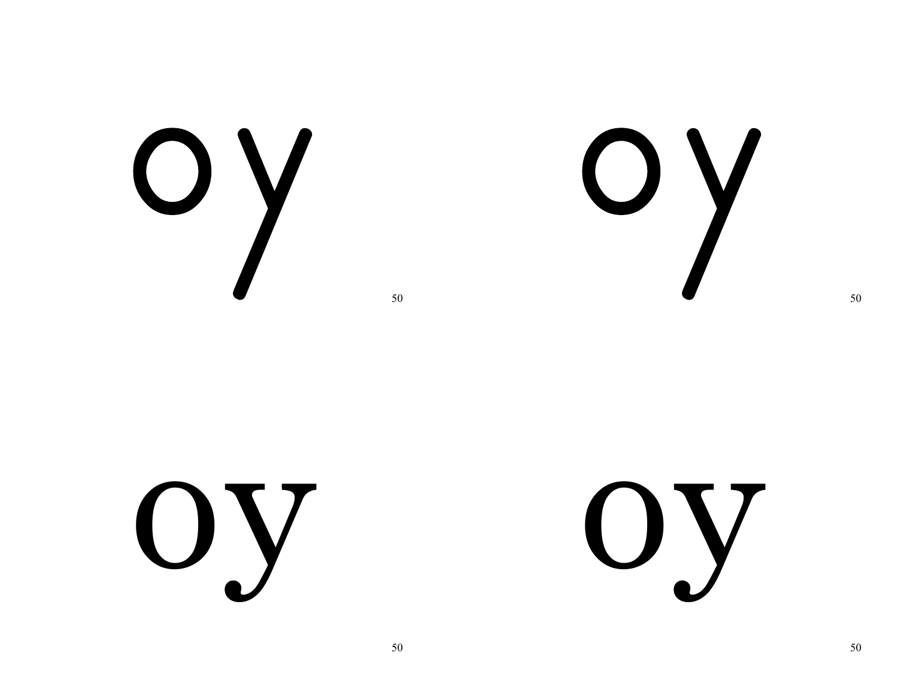oy

50

oy

50

oy

50

oy

50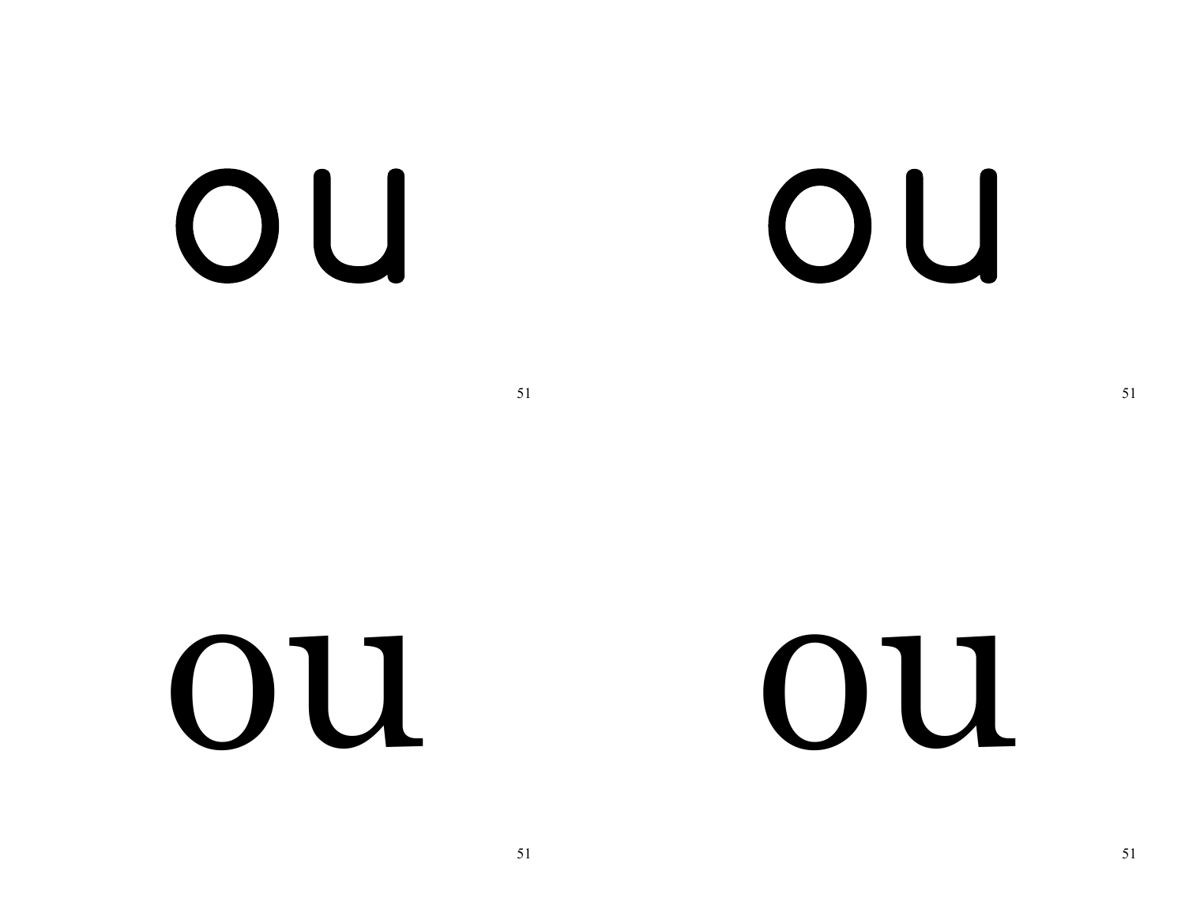ou

ou

ou

ou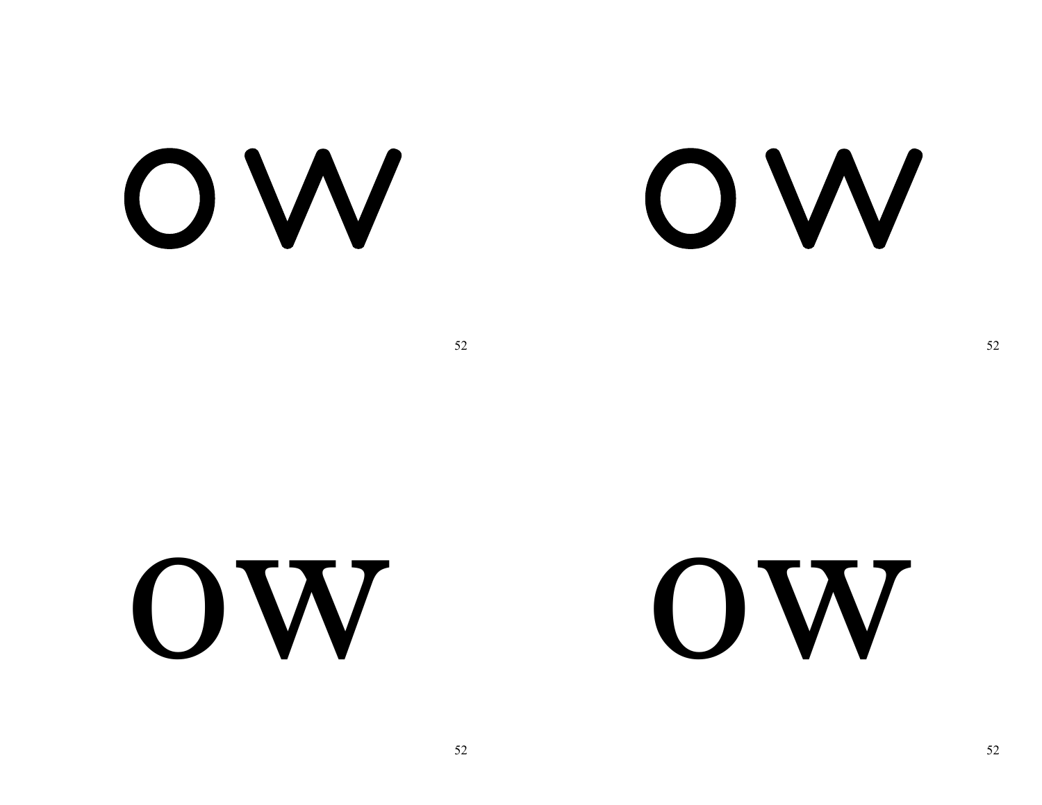ow

ow

ow

ow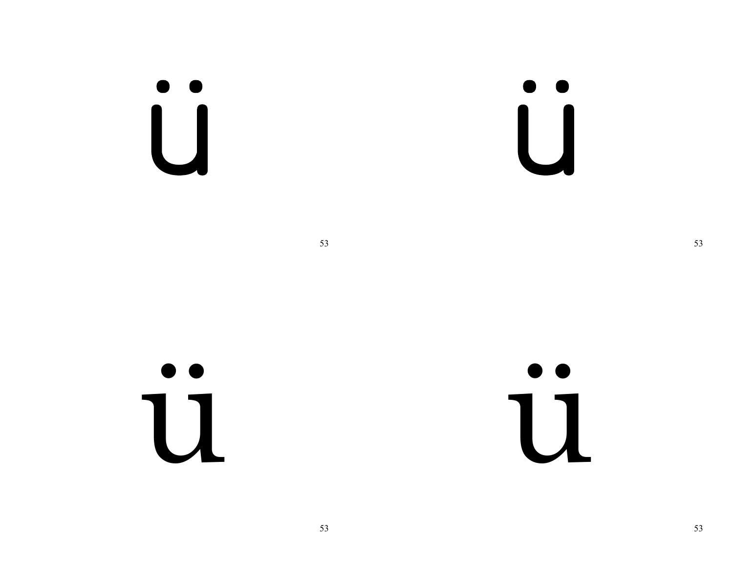ü

ü

ü

ü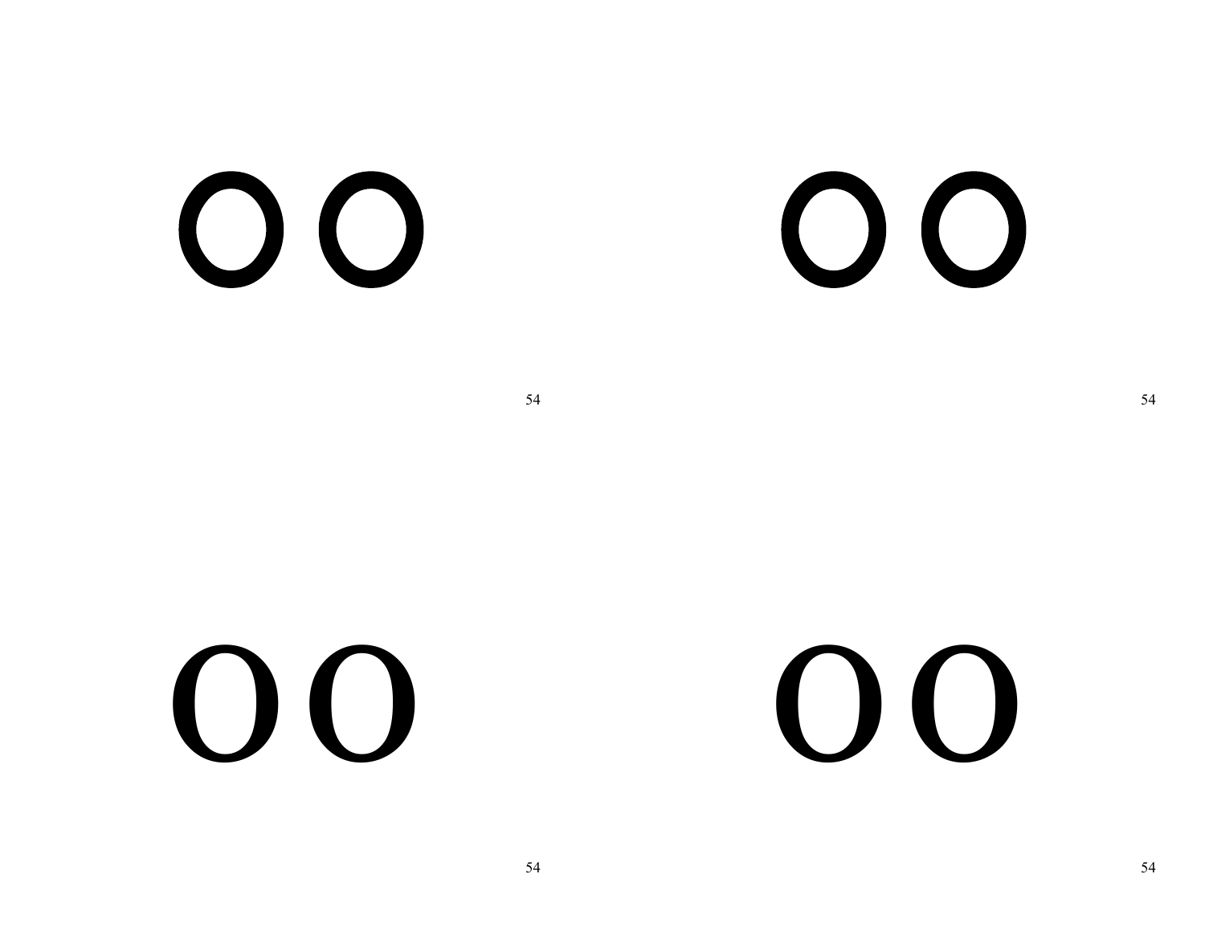oo

oo

oo

oo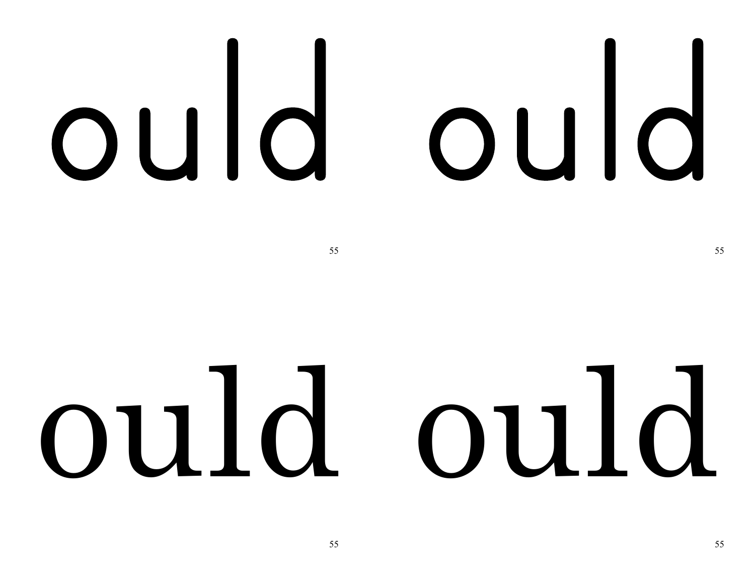ould ould

ould ould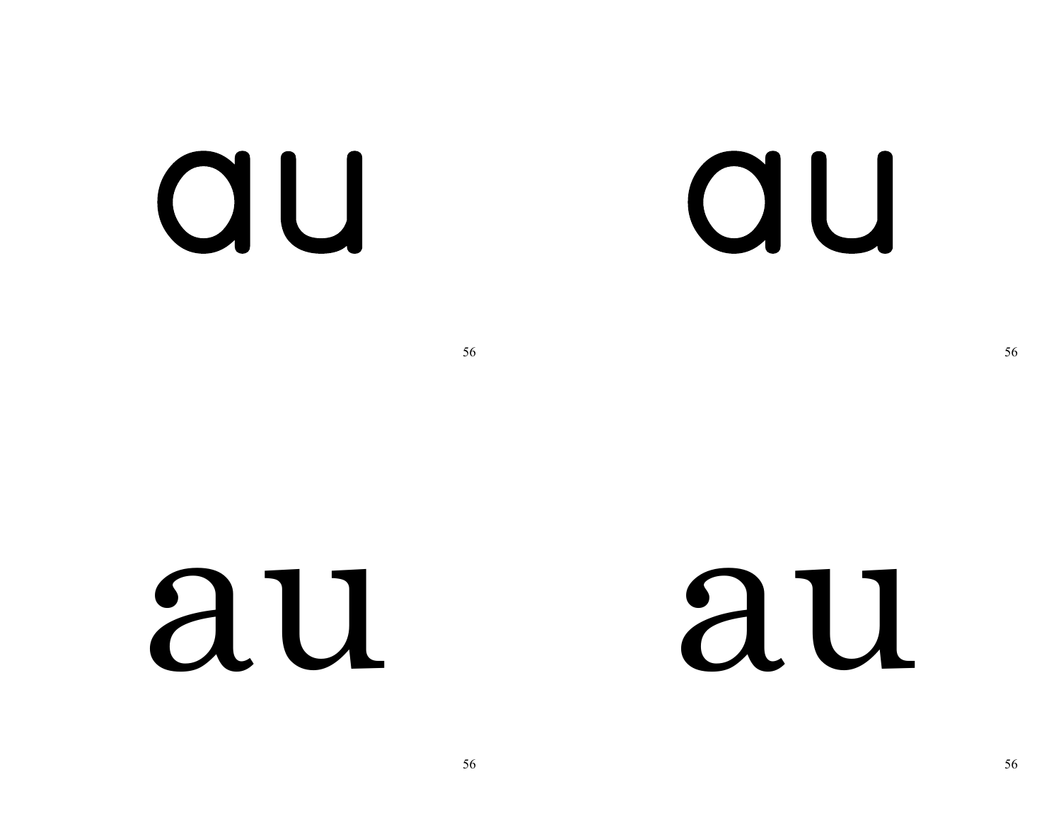au

56

au

56

au

56

au

56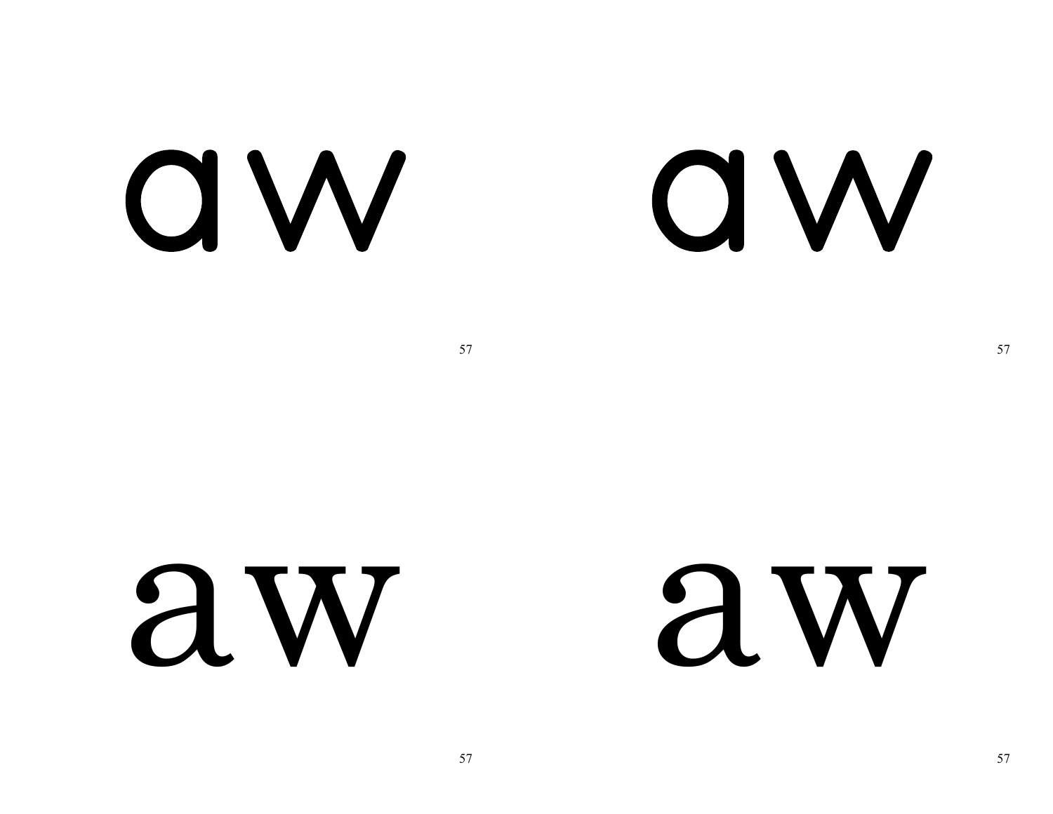aw

aw

aw

aw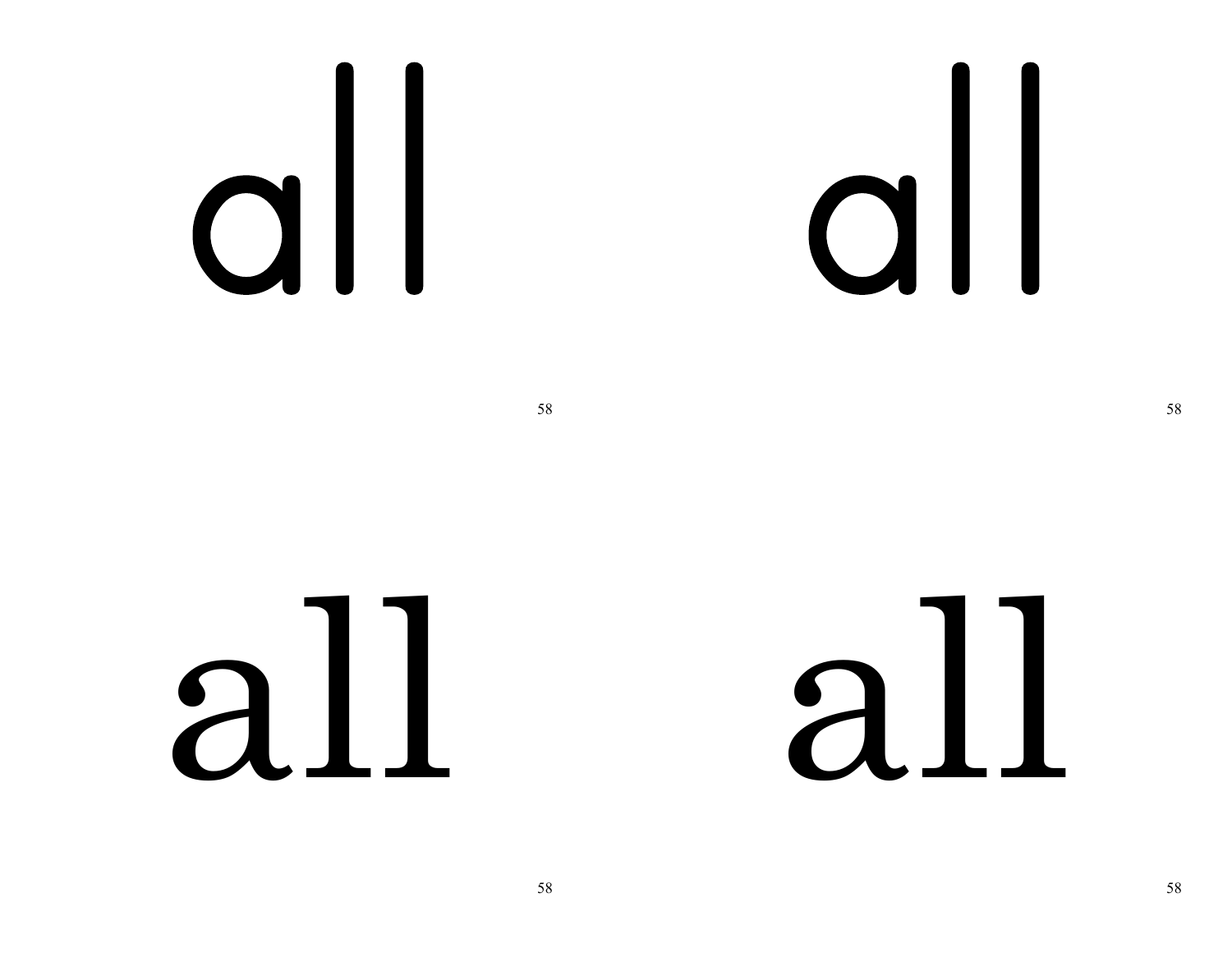all

all

all

all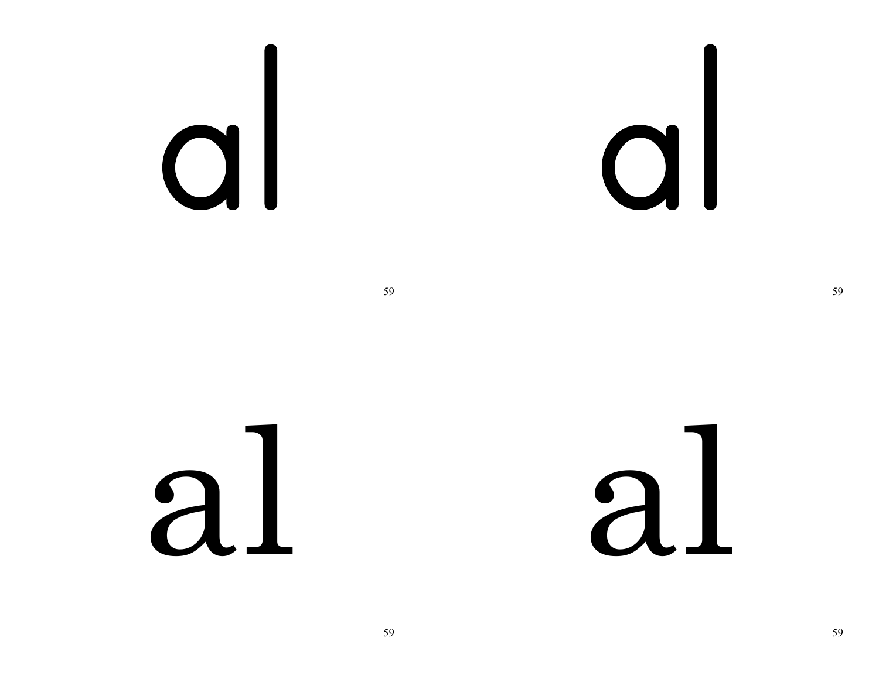al

al

al

al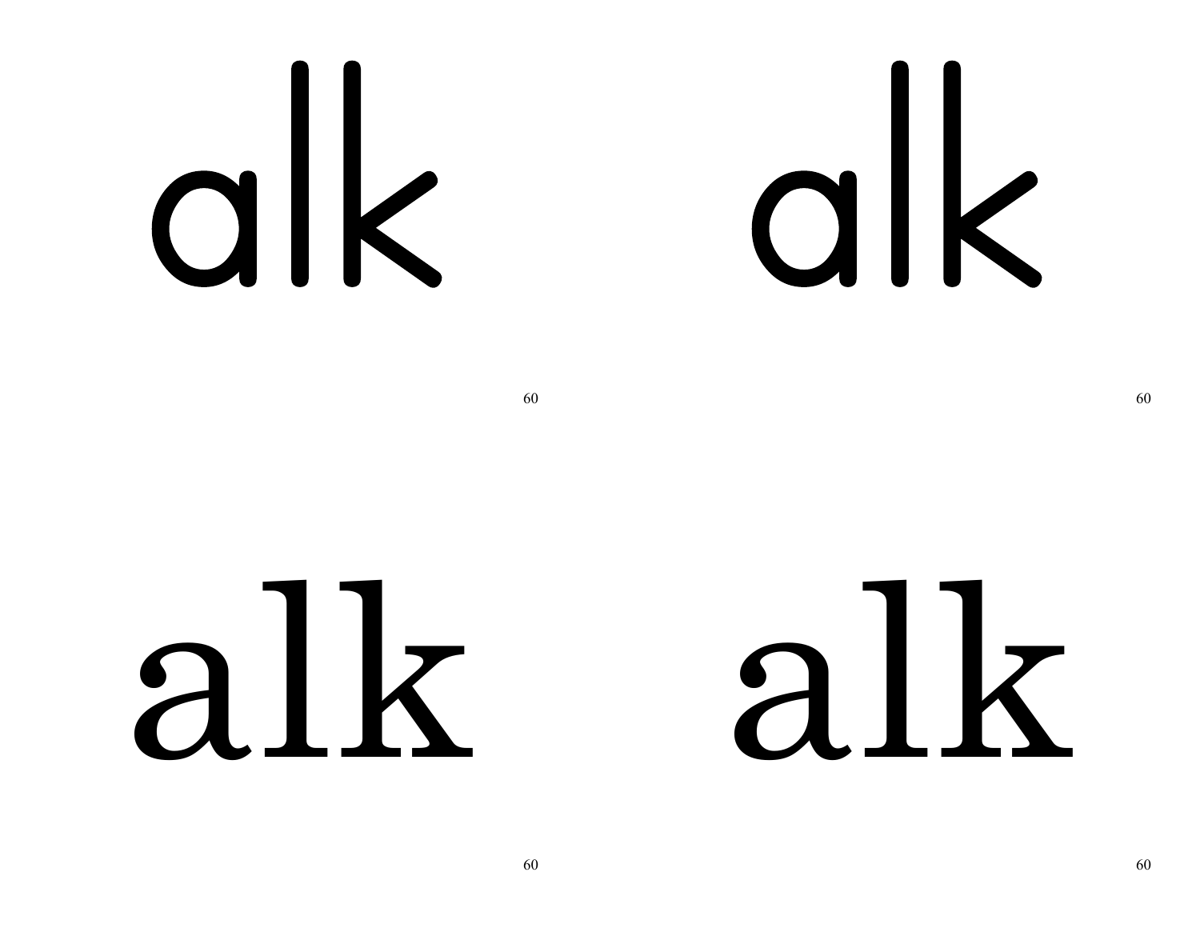alk

60

alk

60

alk

60

alk

60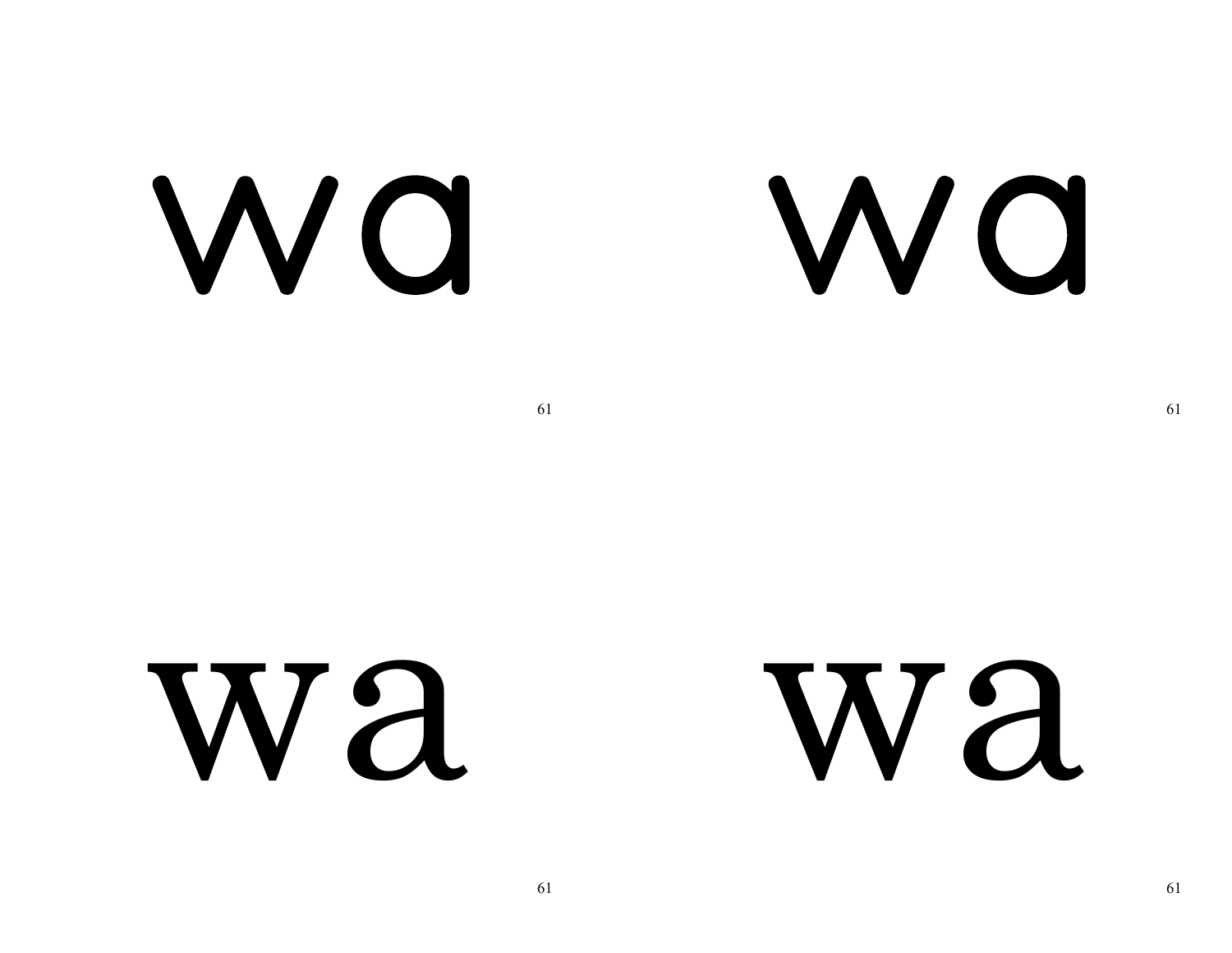wa

wa

wa

wa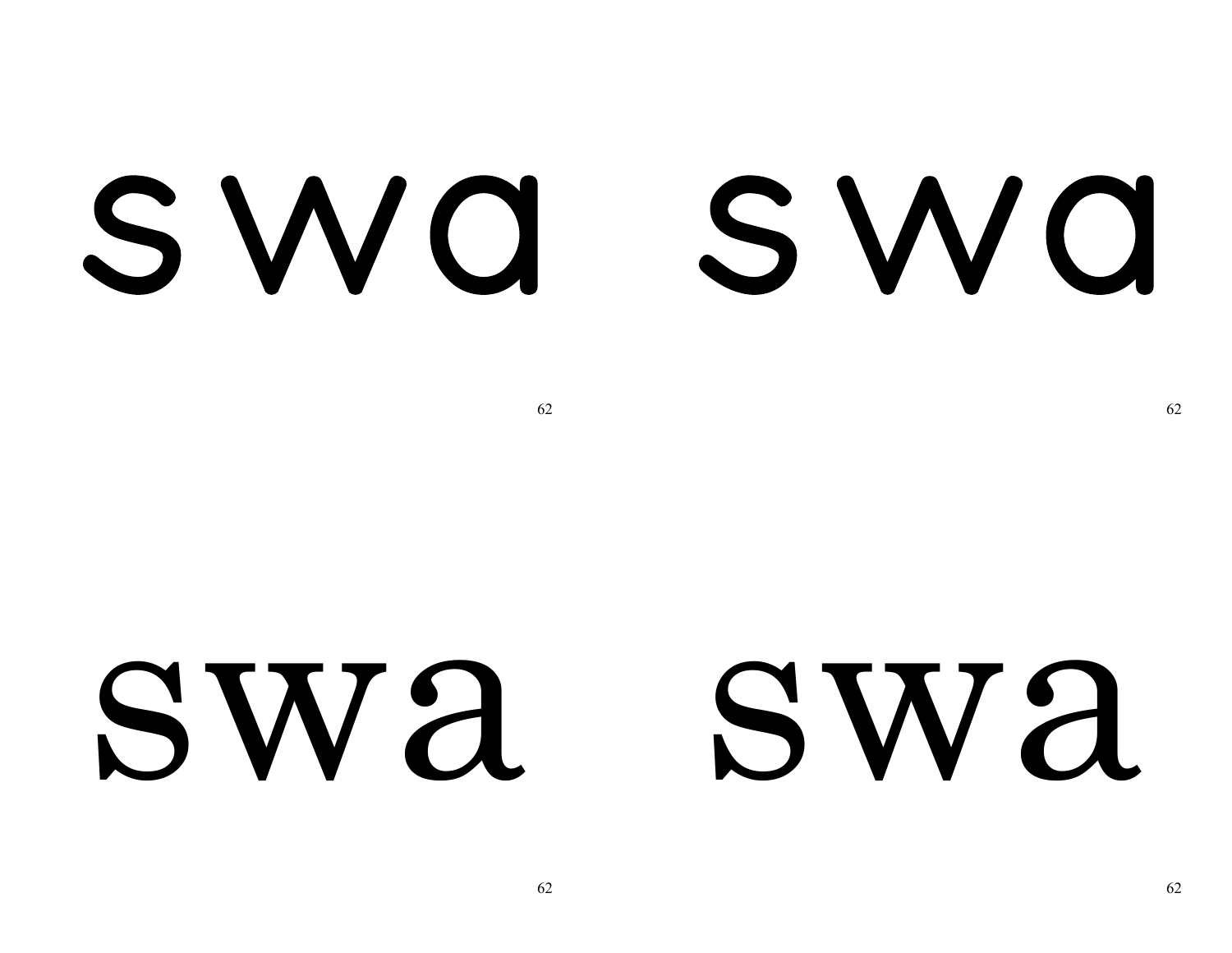swa swa

swa swa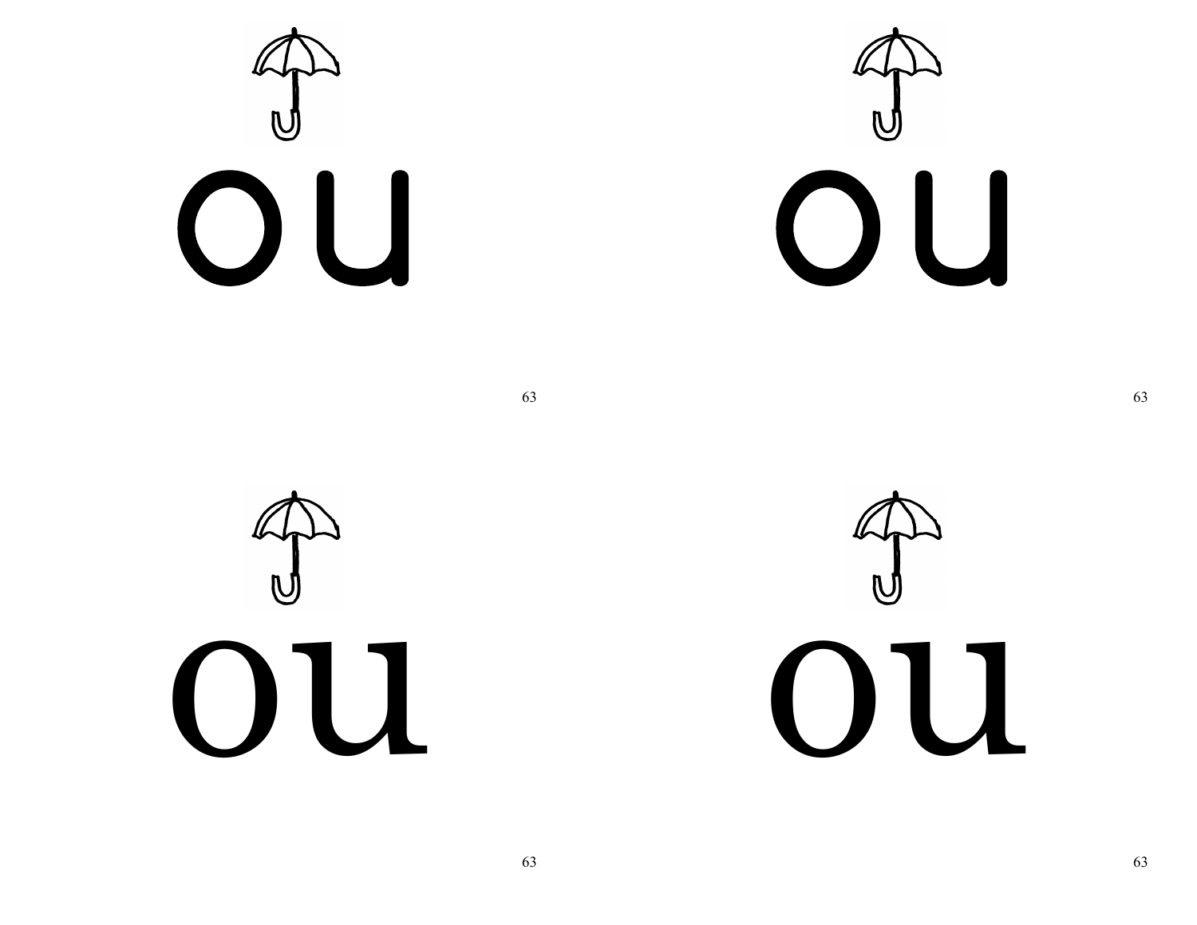ou

ou

ou

ou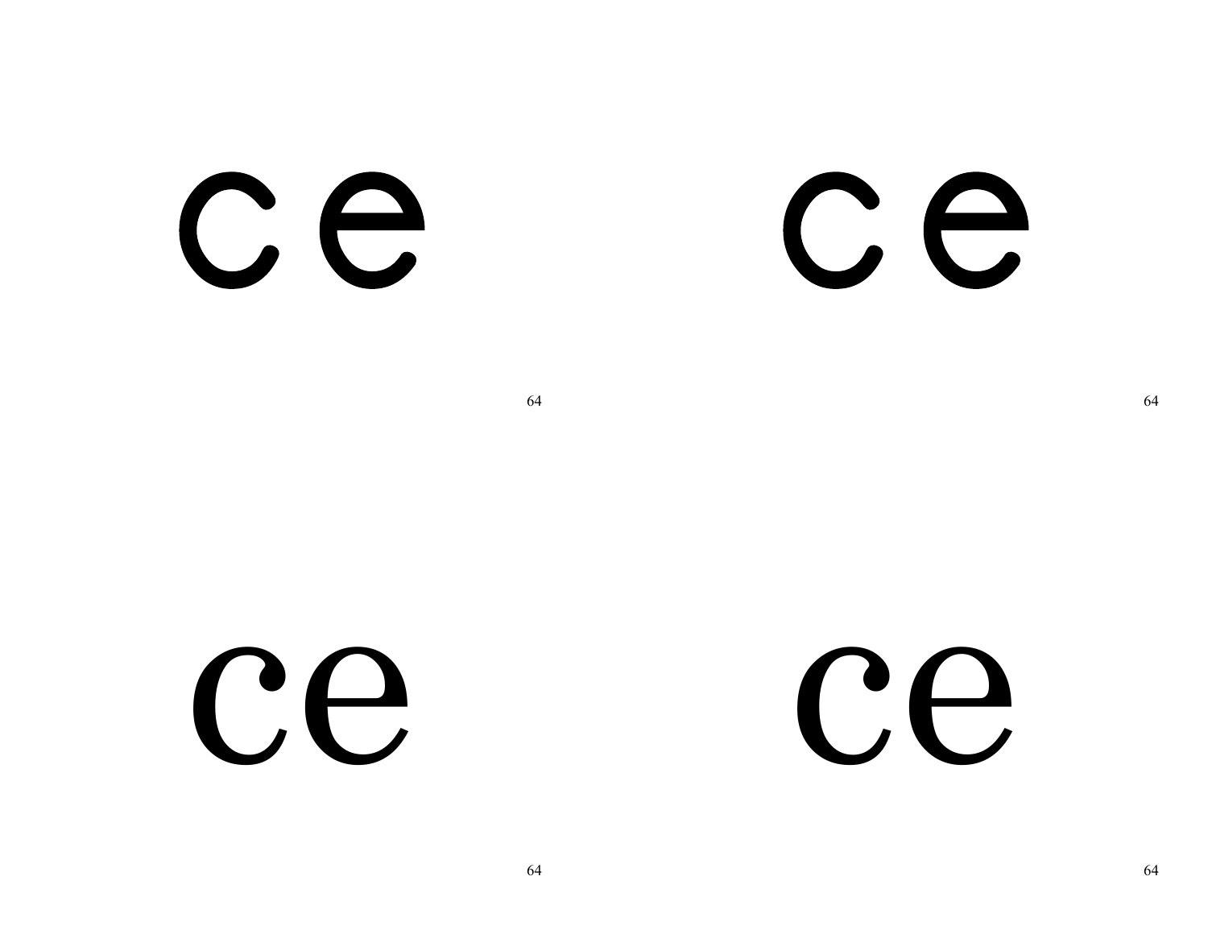ce

ce

ce

ce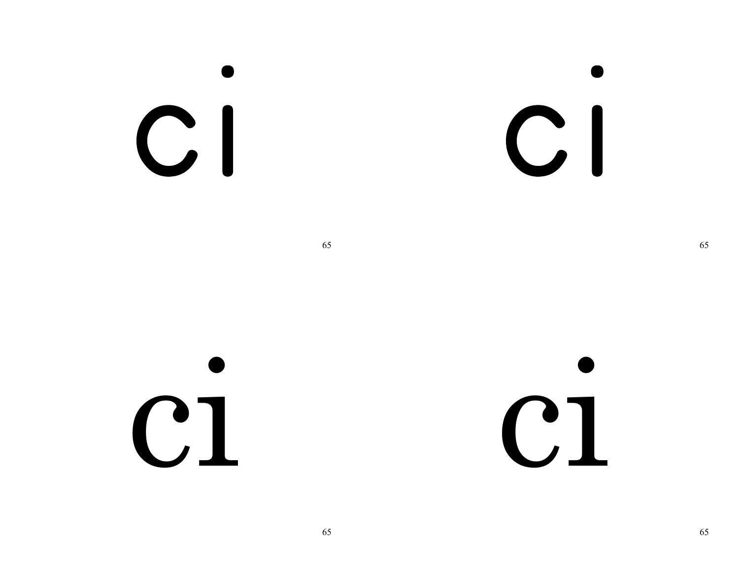ci

ci

ci

ci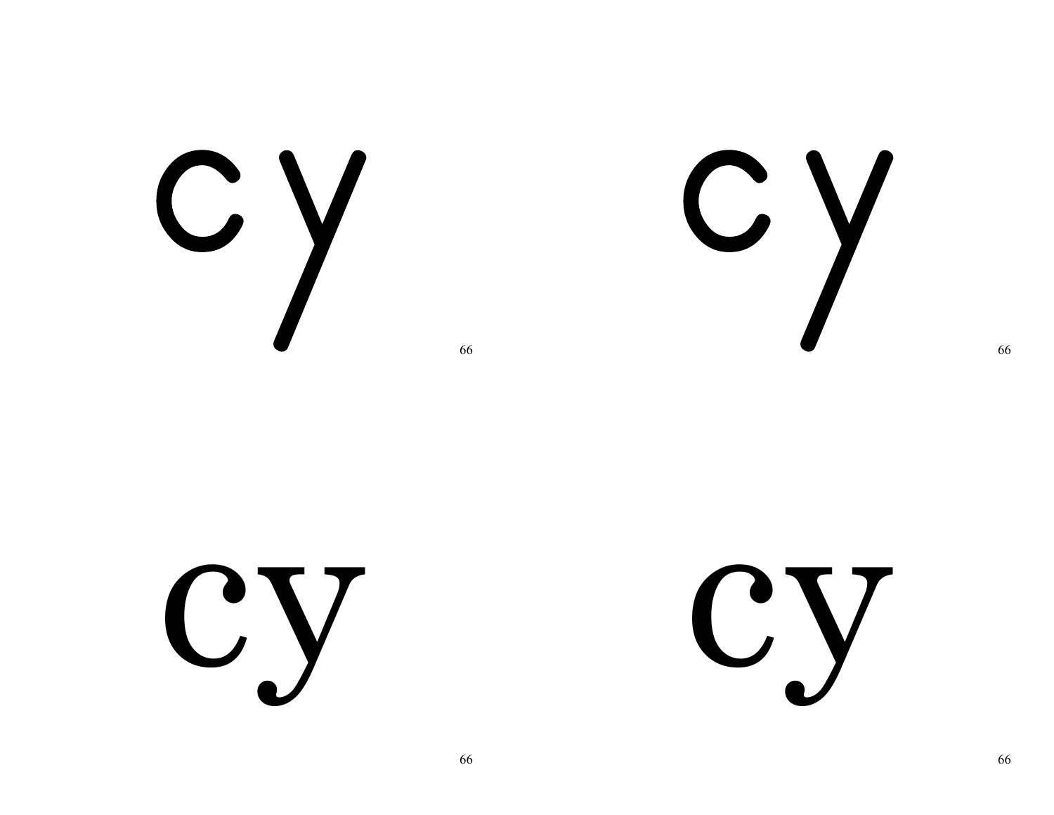cy

66

cy

66

cy

66

cy

66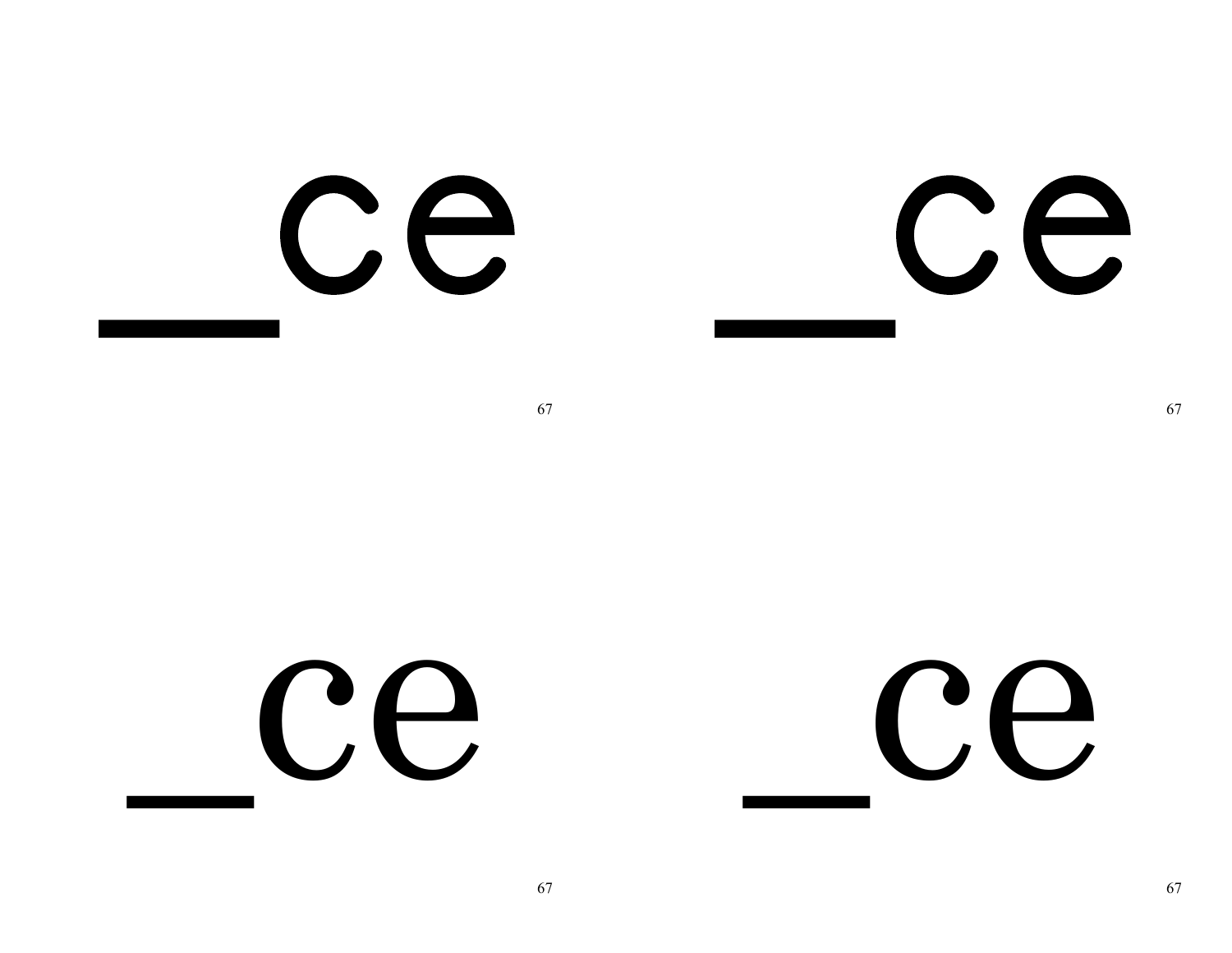_ce

_ce

_ce

_ce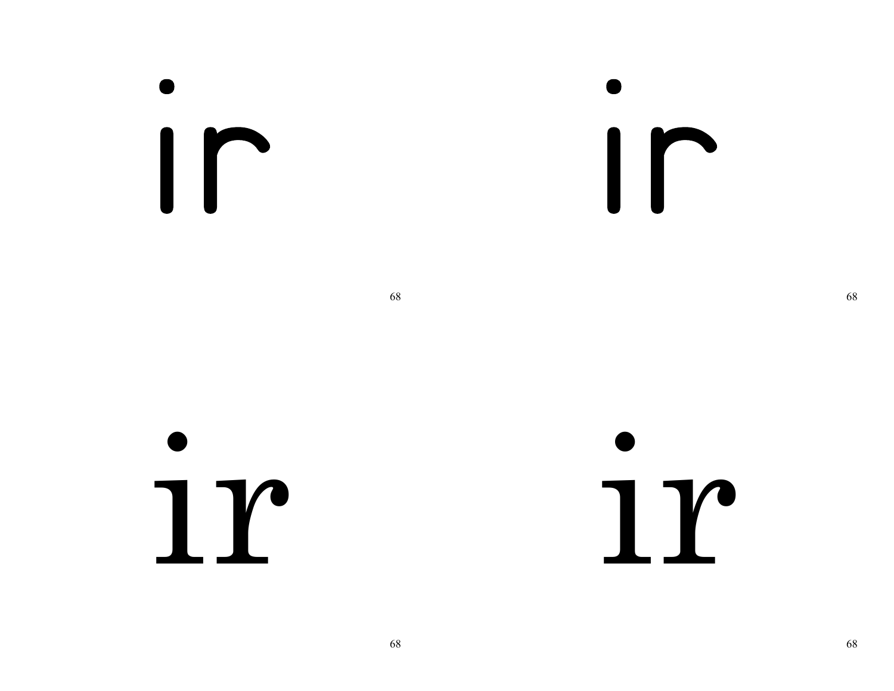ir

ir

ir

ir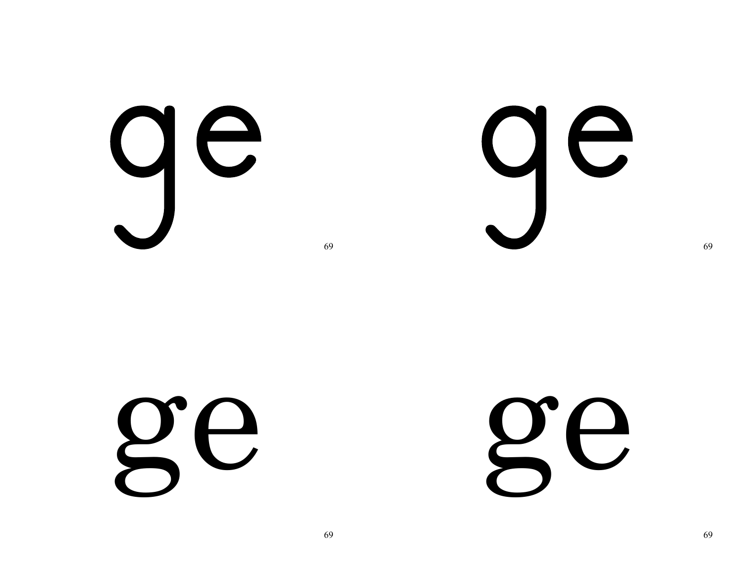ge

69

ge

69

ge

69

ge

69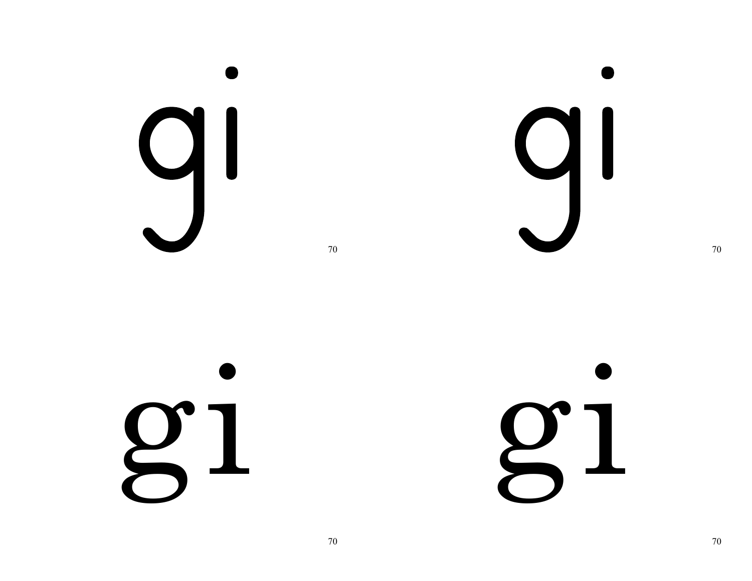gi

70

gi

70

gi

70

gi

70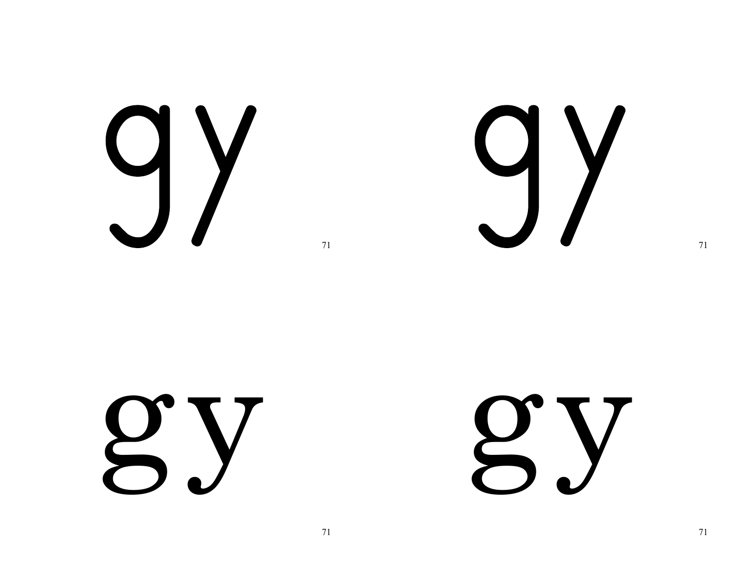gy

gy

gy

gy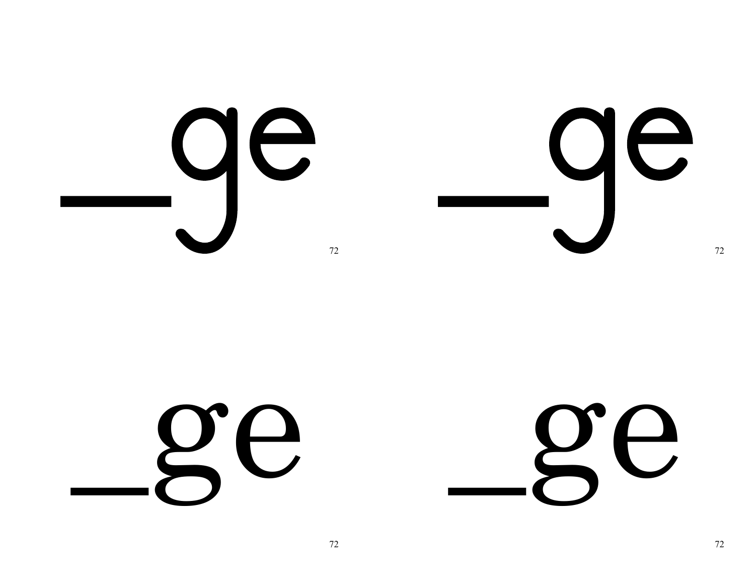_ge

_ge

_ge

_ge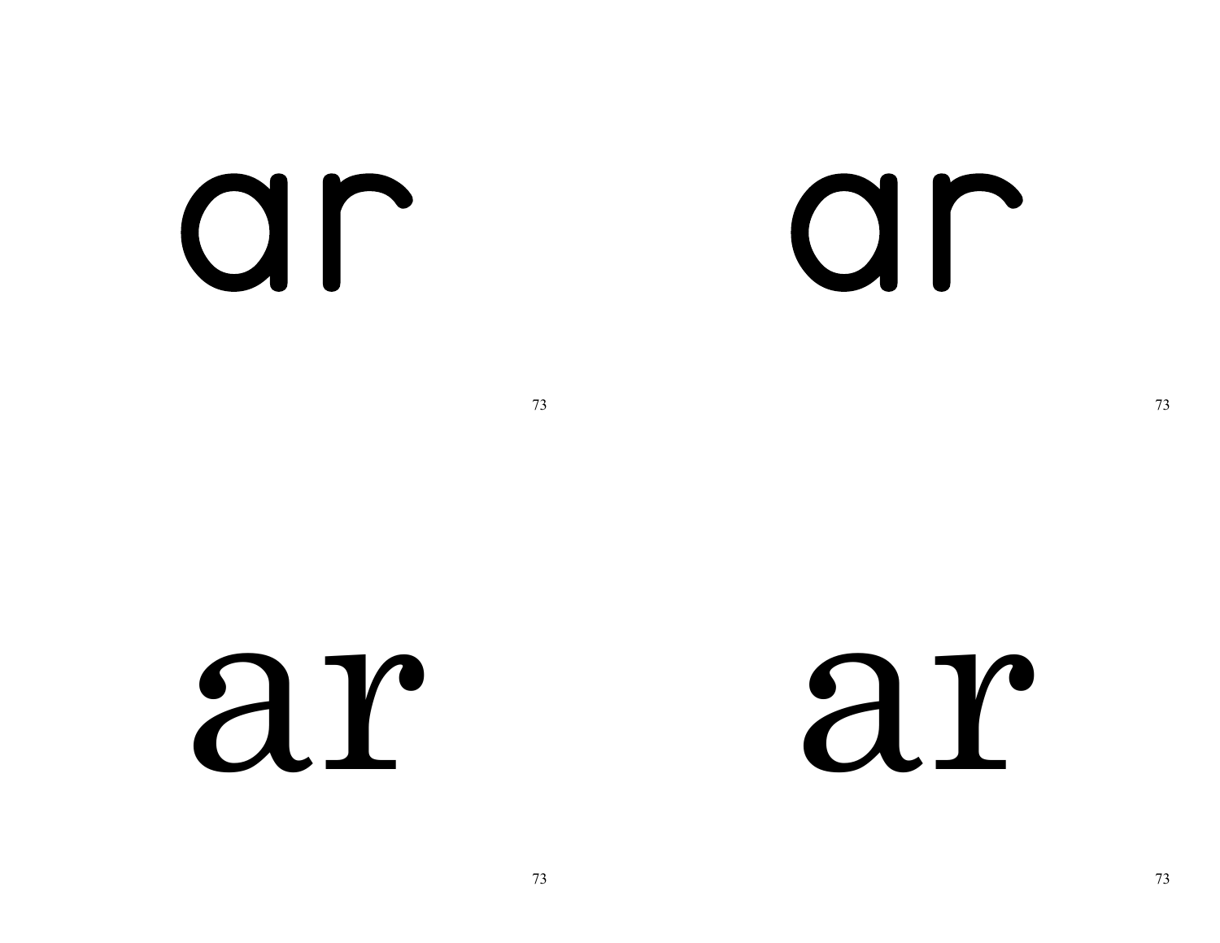ar

73

ar

73

ar

73

ar

73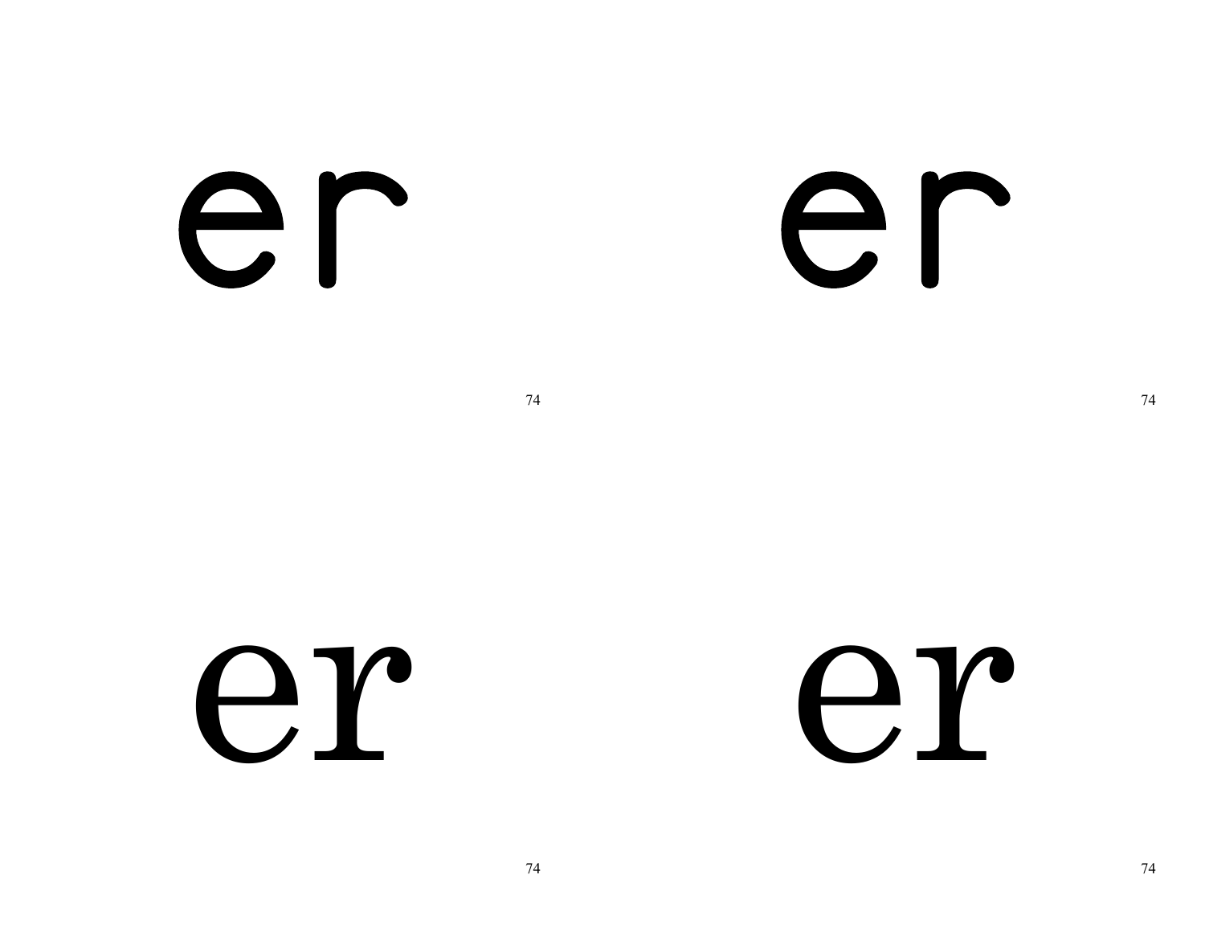er

er

er

er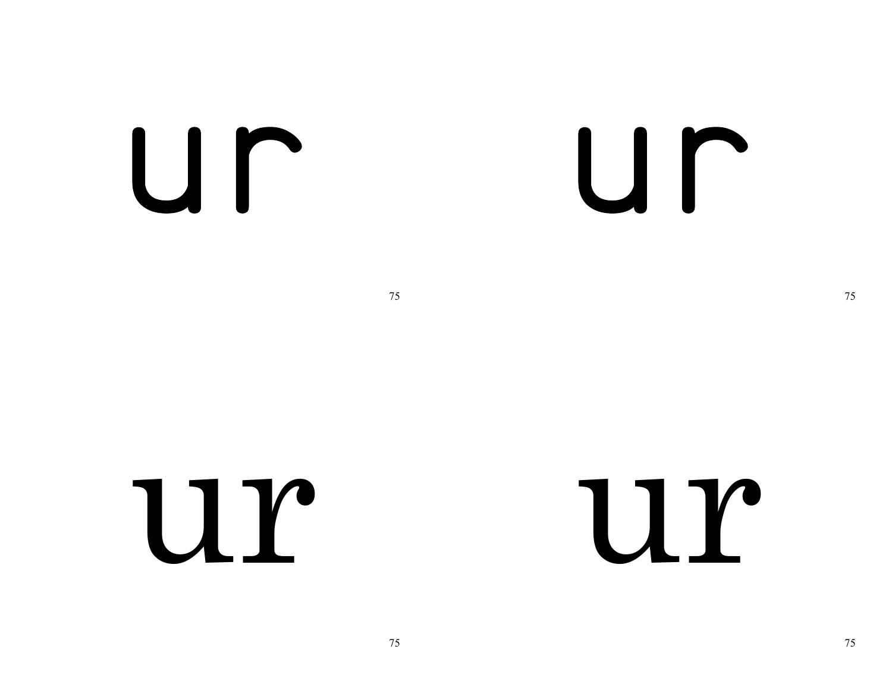ur

ur

ur

ur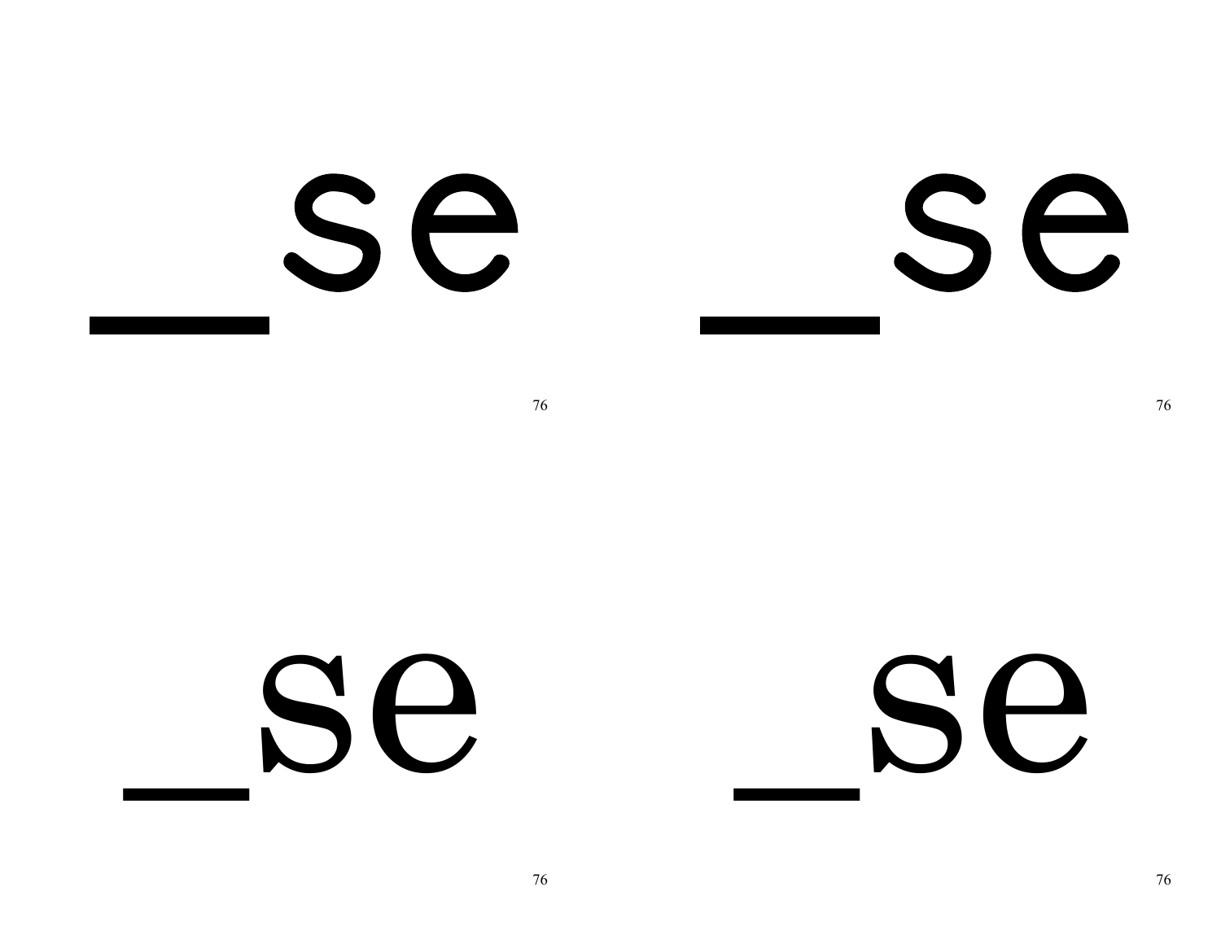_se

76

_se

76

_se

76

_se

76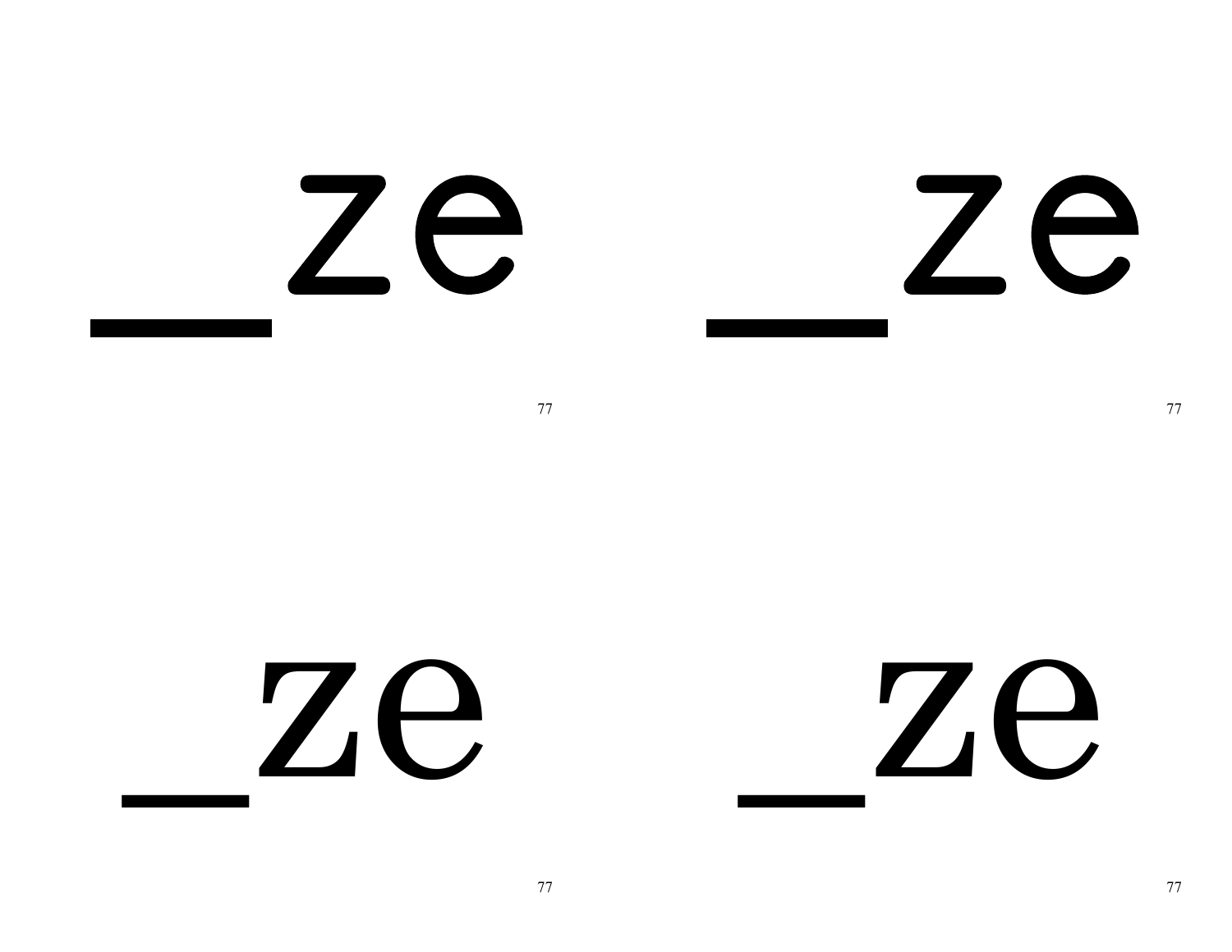_ze

77

_ze

77

_ze

77

_ze

77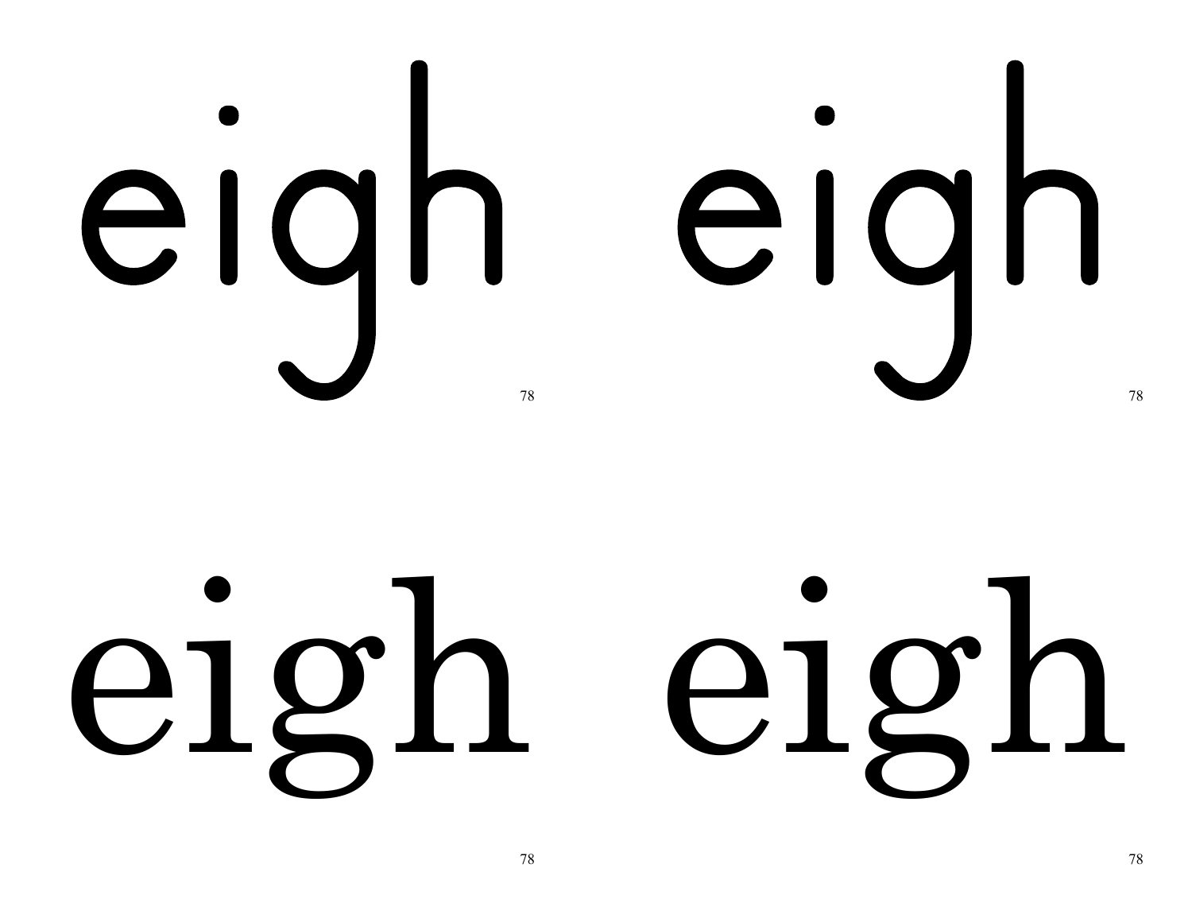eigh eigh

78 78

eigh eigh

78 78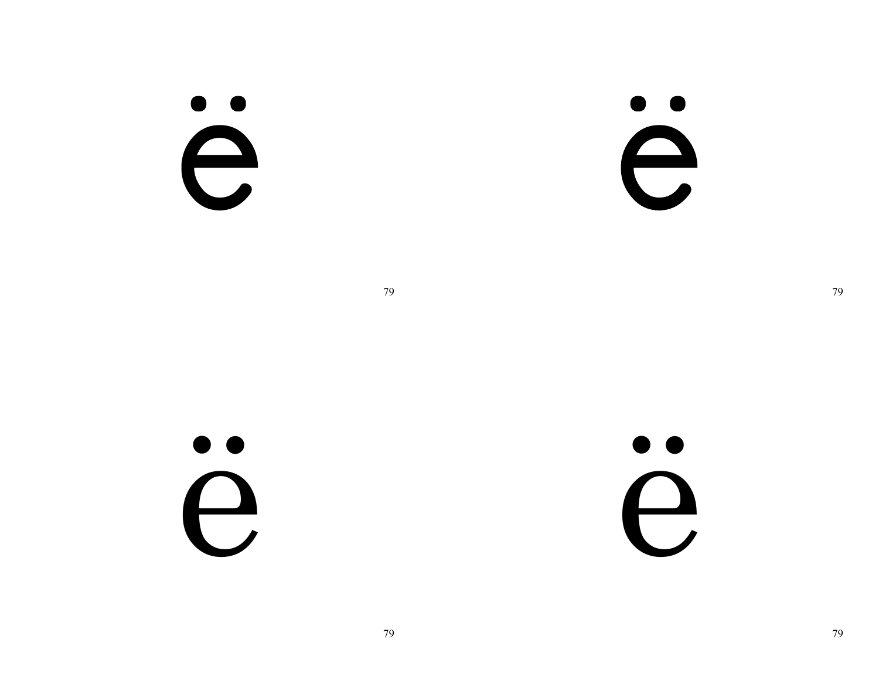ë

ë

ë

ë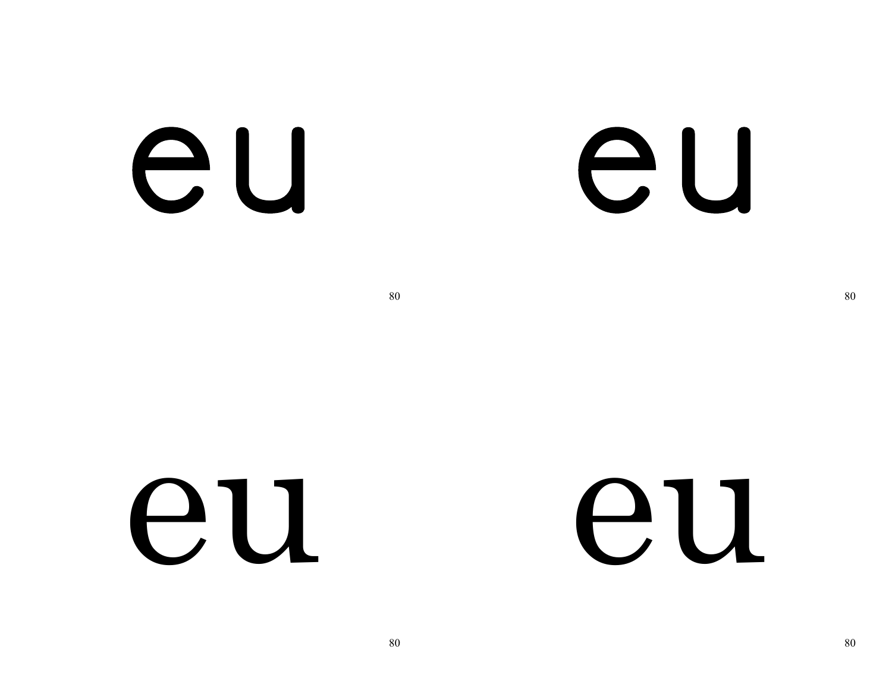eu

eu

eu

eu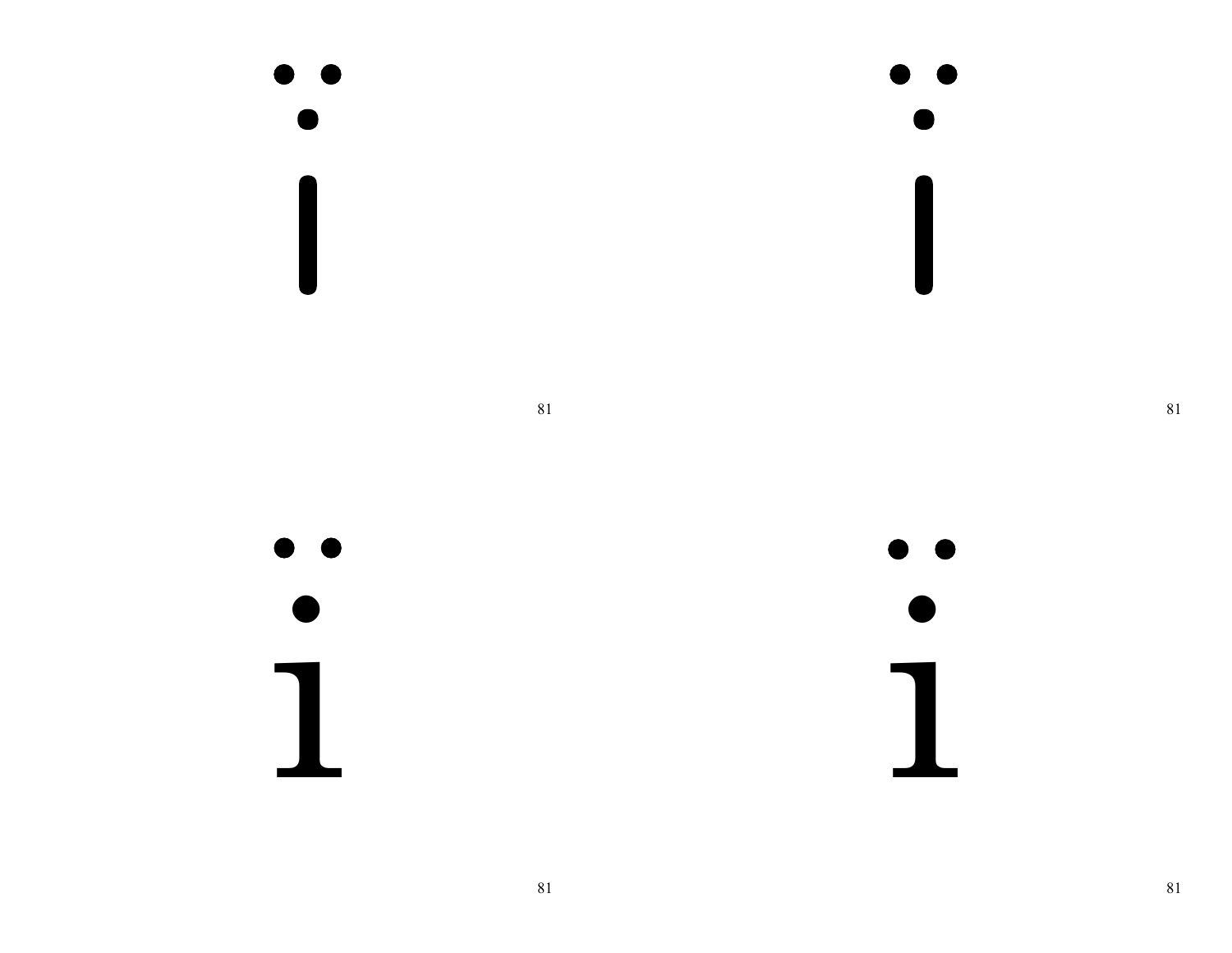i̇̈

i̇̈

i̇̈

i̇̈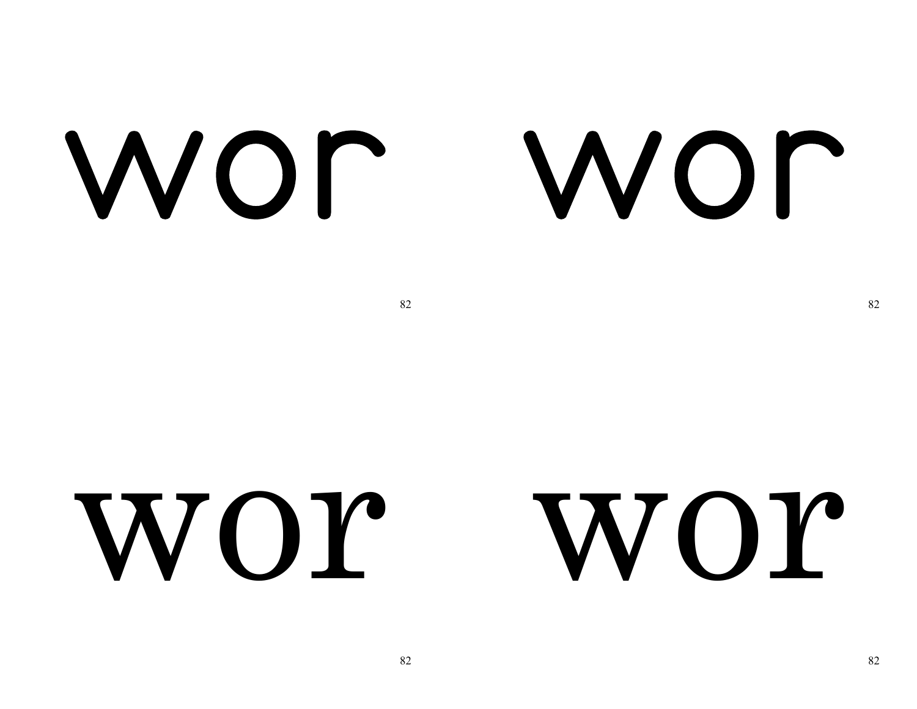wor wor

wor wor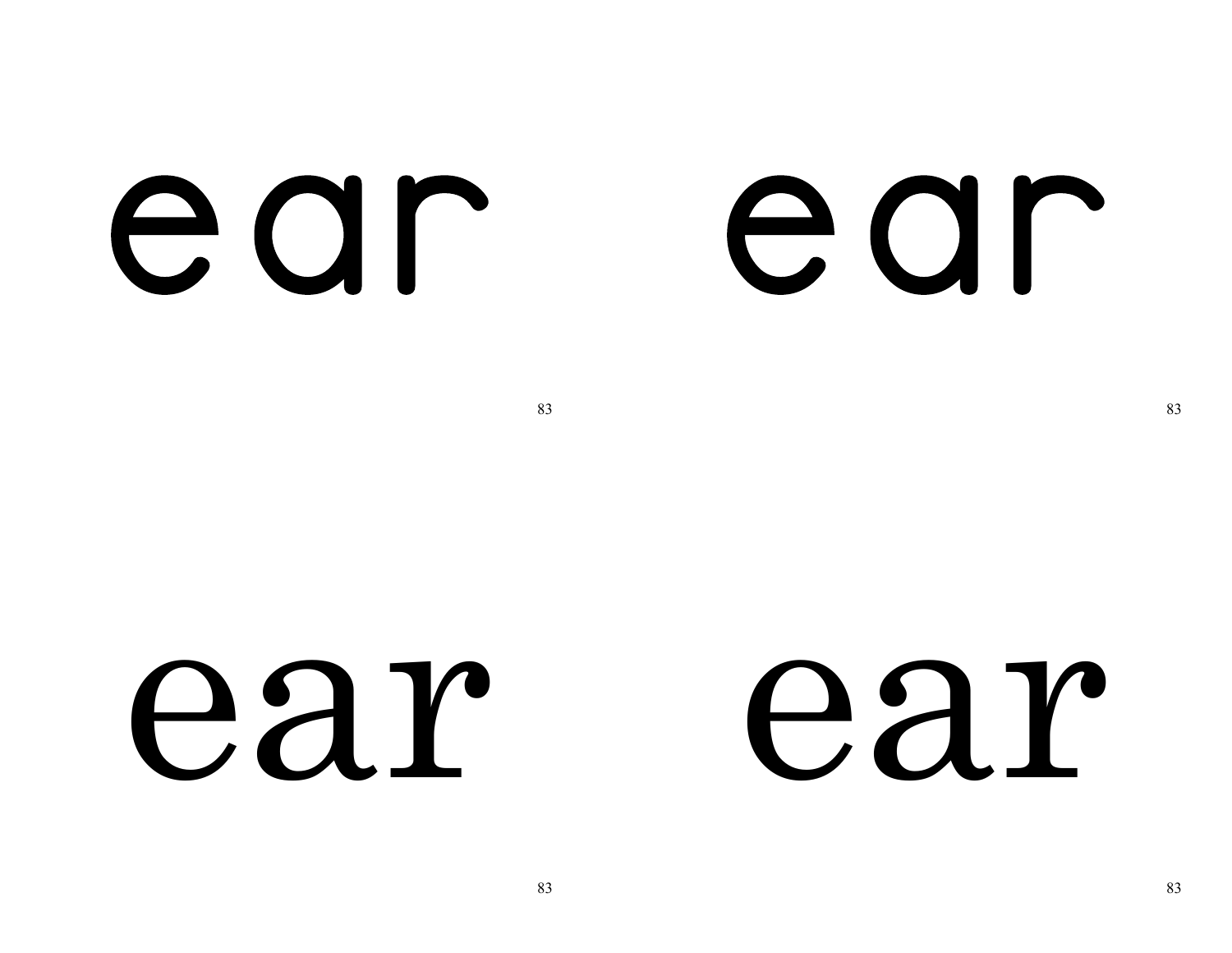ear

ear

ear

ear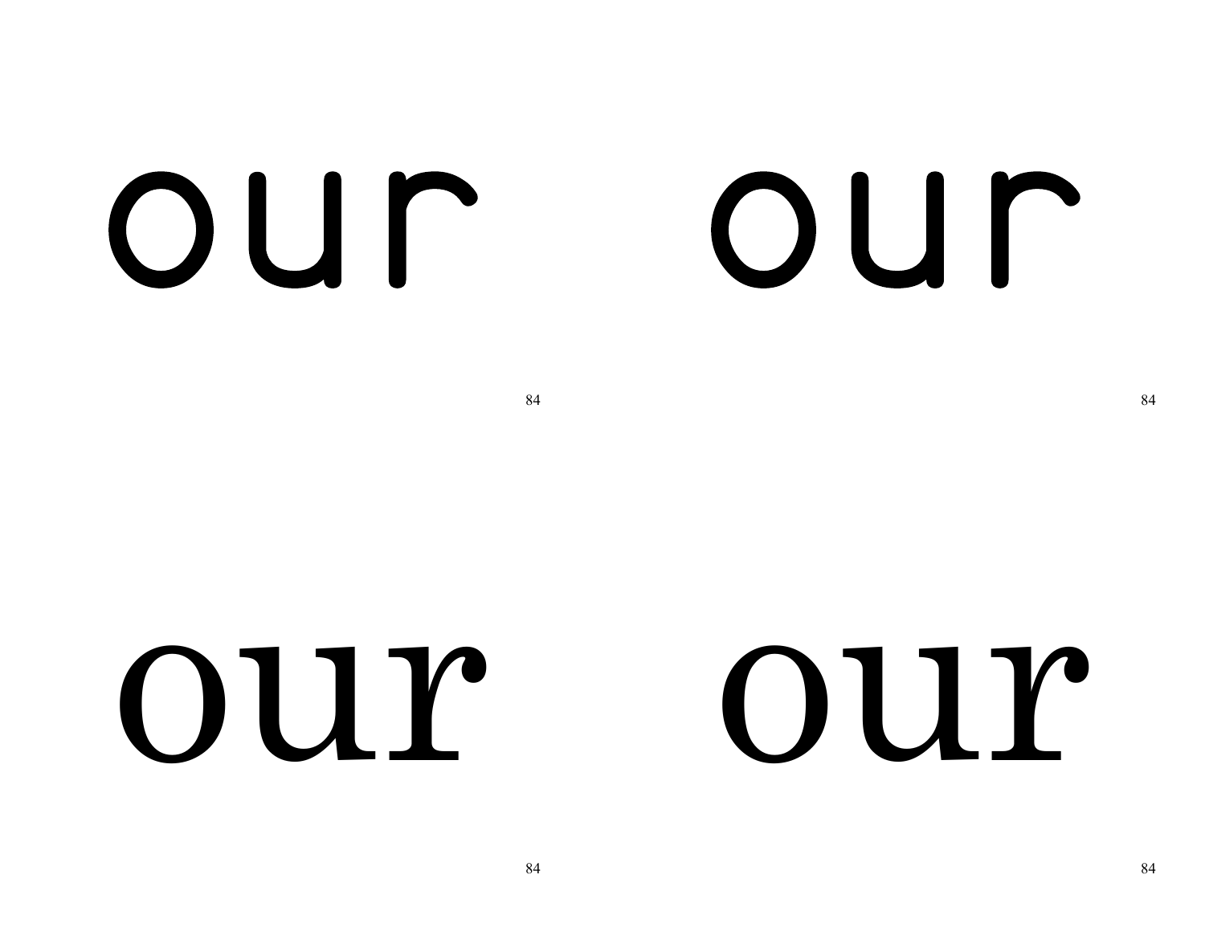our our

84 84

our our

84 84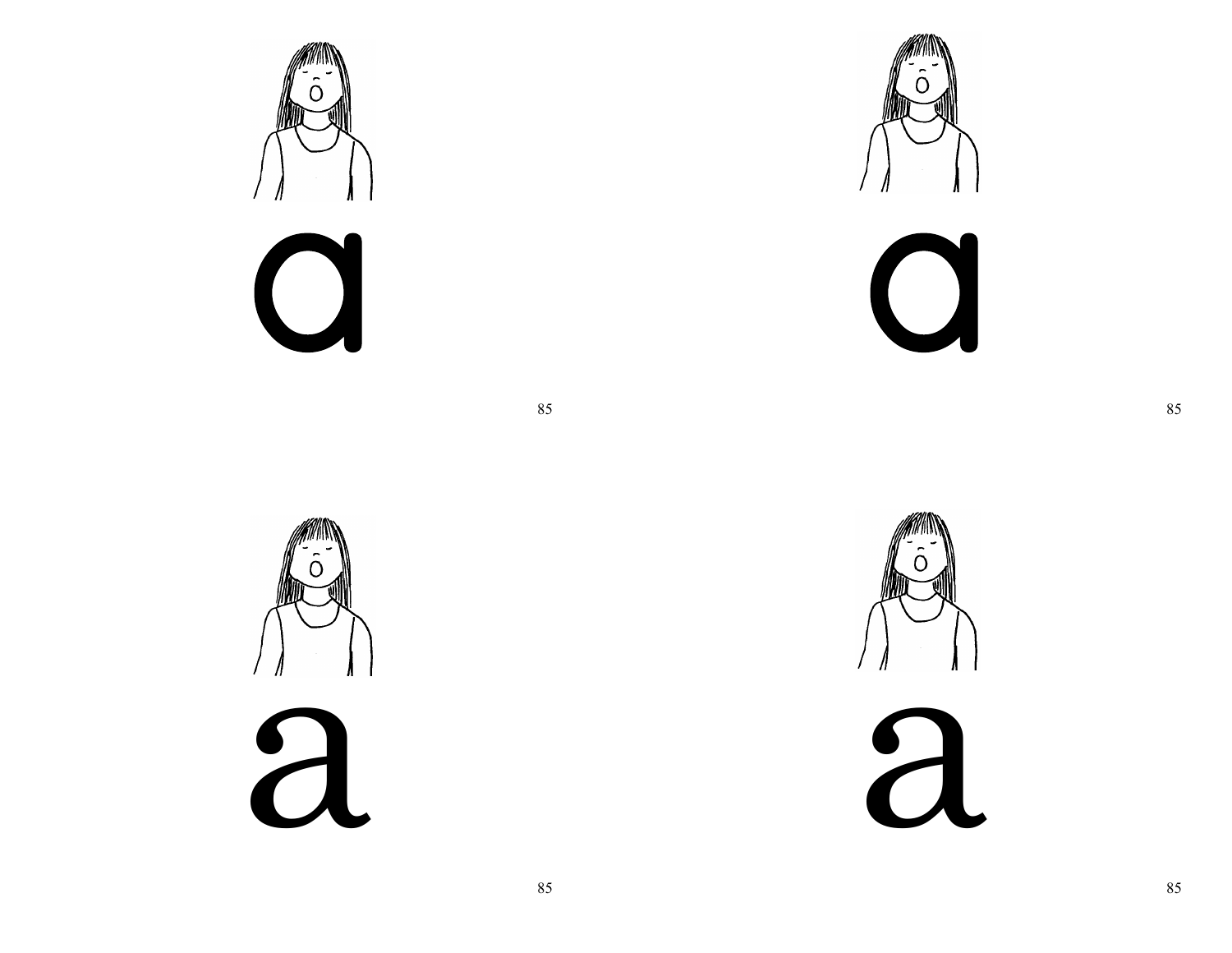a

a

a

a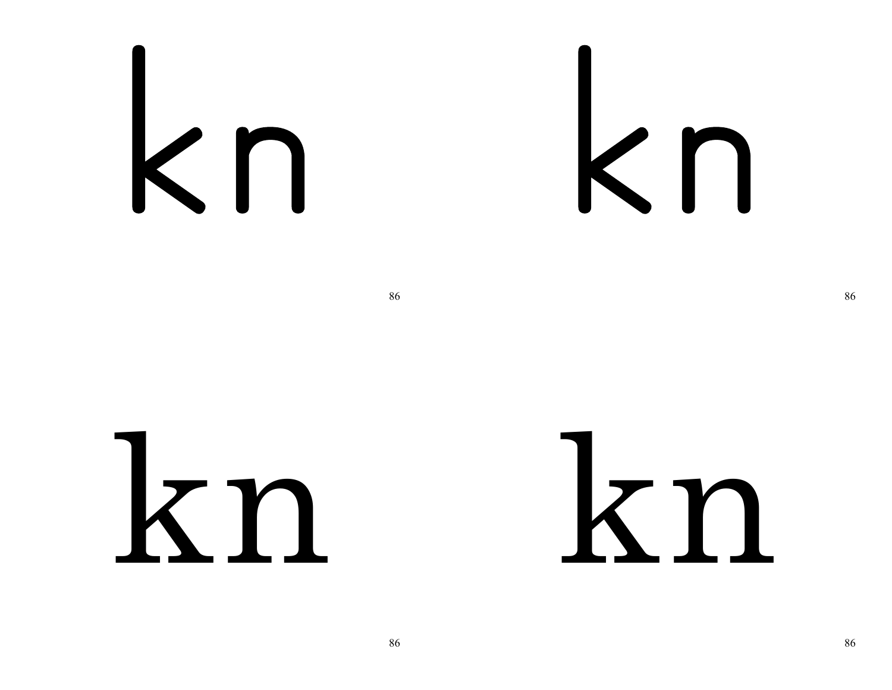kn

kn

kn

kn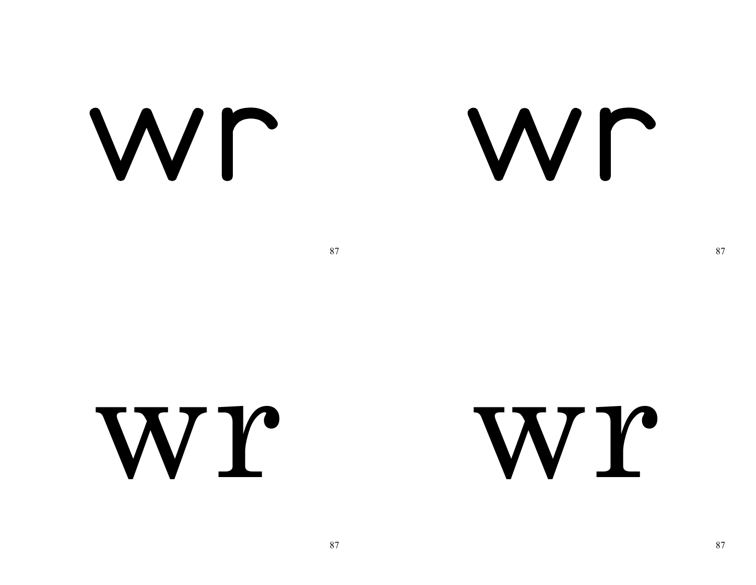wr

wr

wr

wr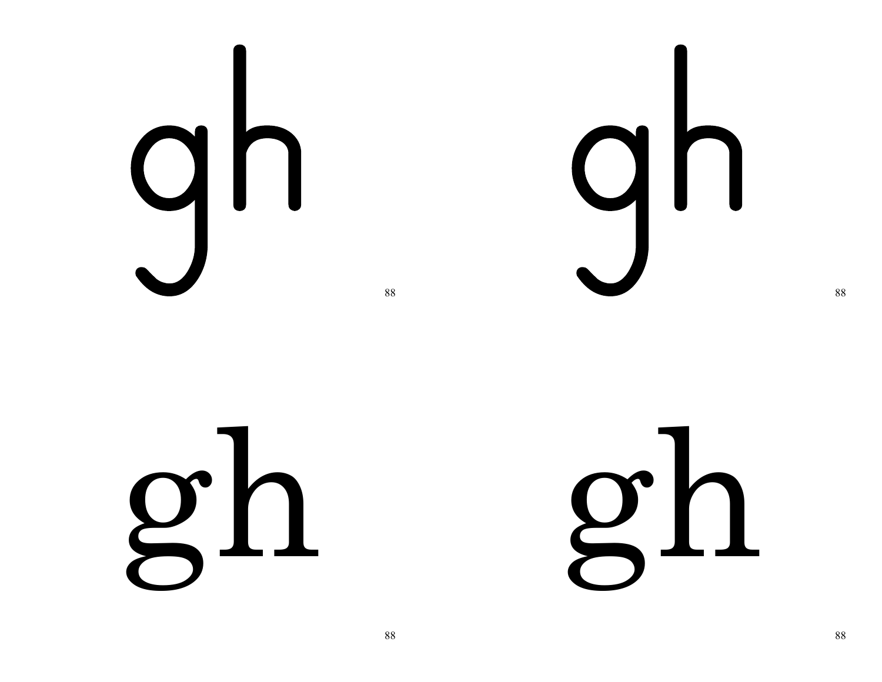gh

gh

gh

gh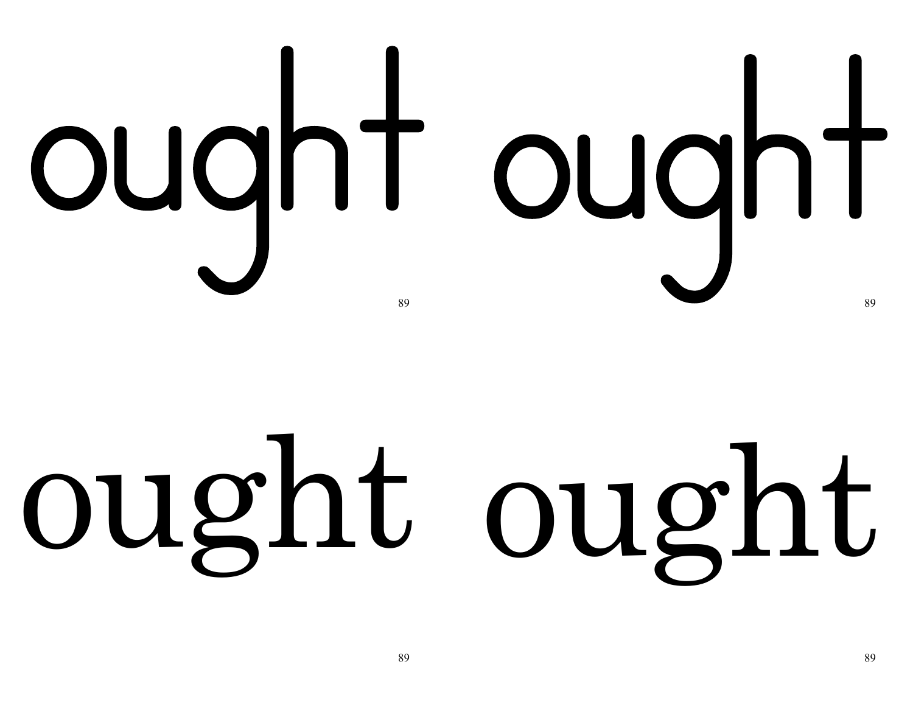ought ought

ought ought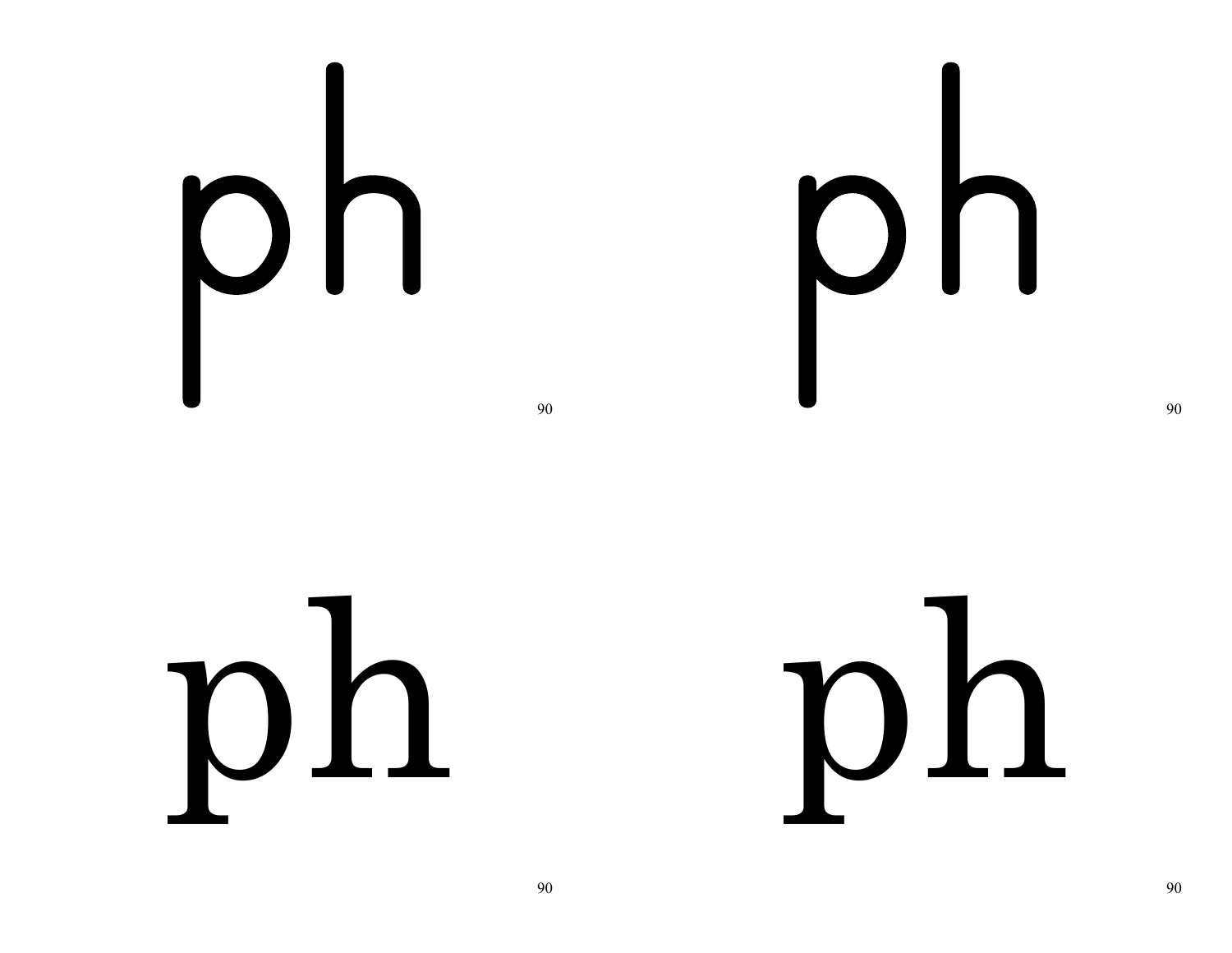ph

90

ph

90

ph

90

ph

90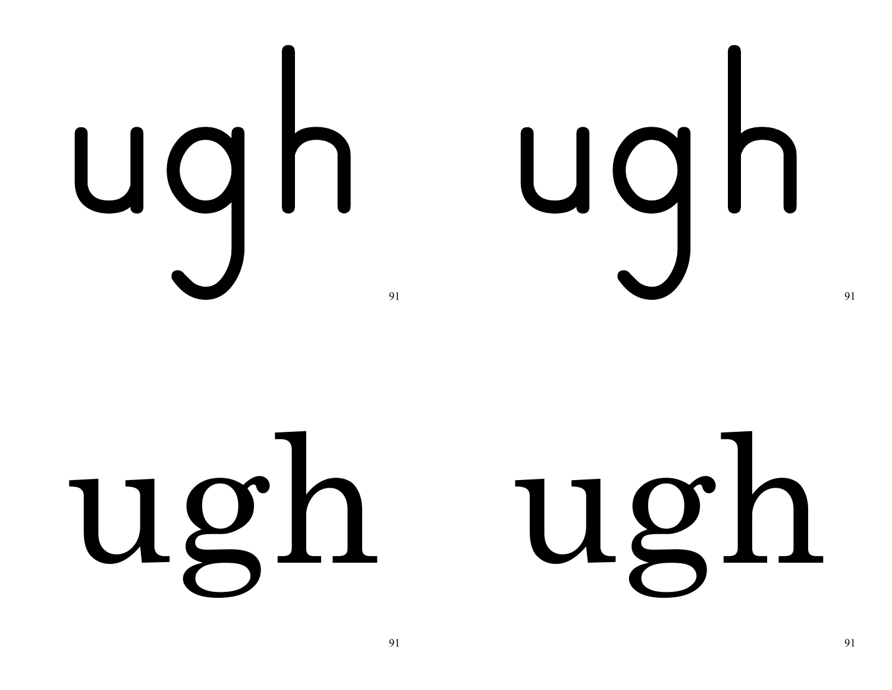ugh ugh

ugh ugh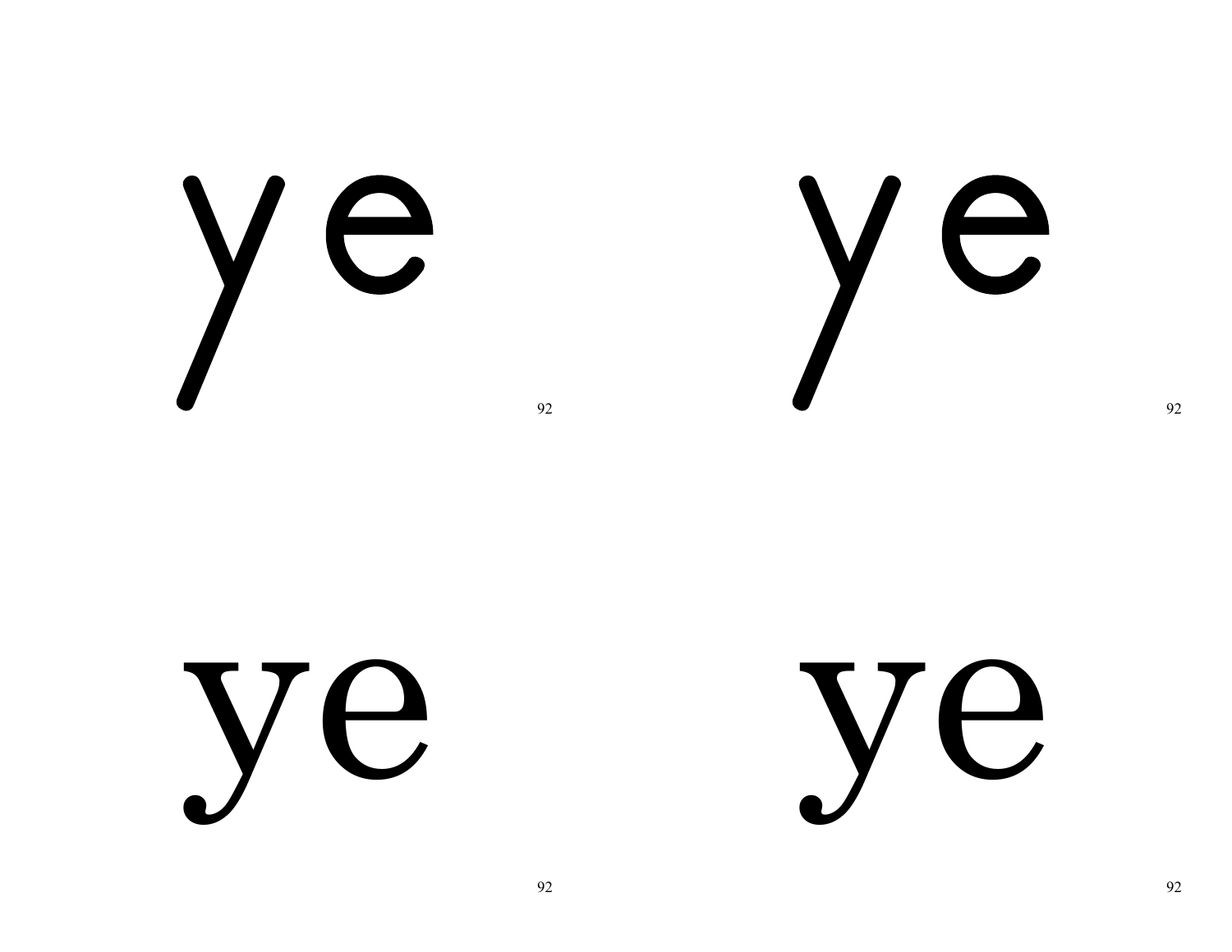ye

92

ye

92

ye

92

ye

92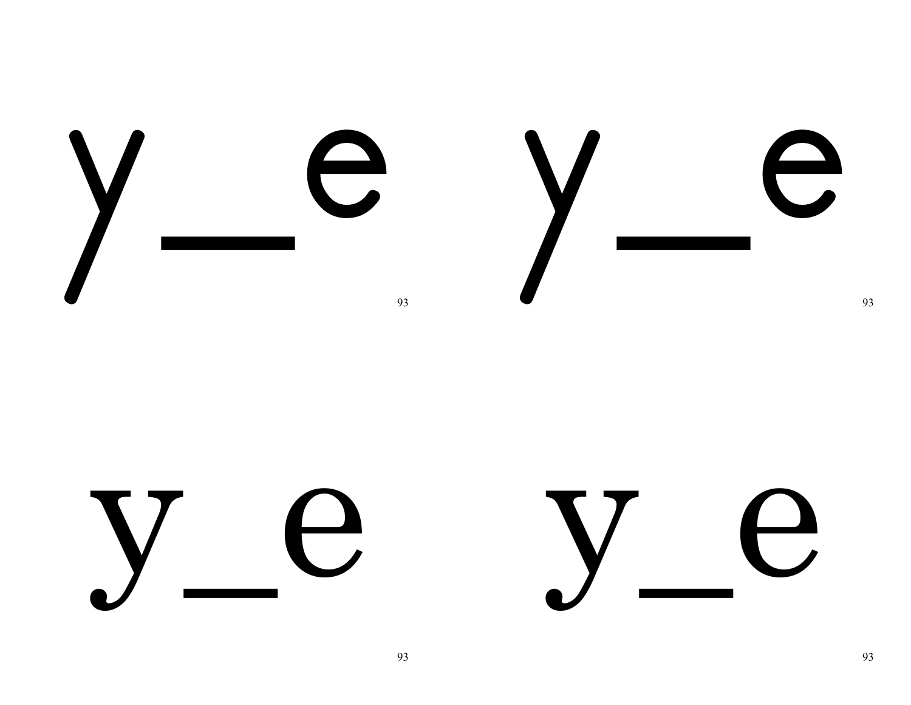y_e y_e

y_e y_e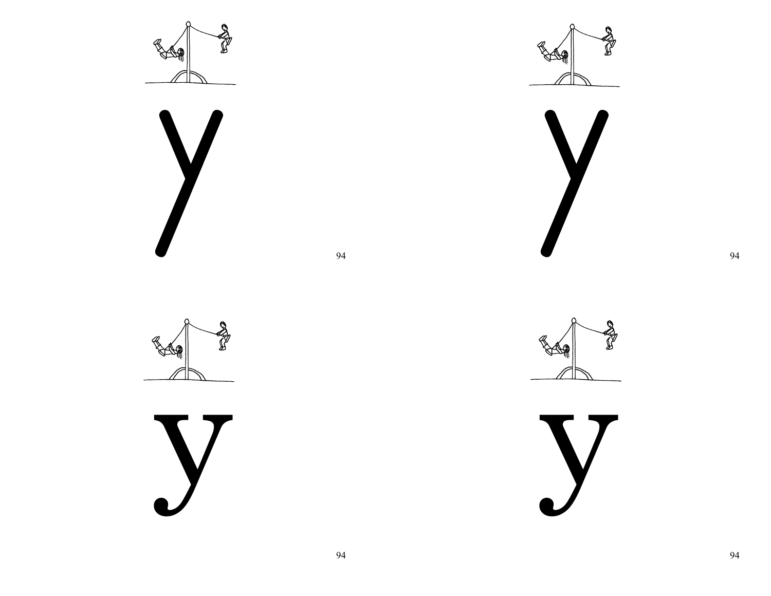y

y

y

y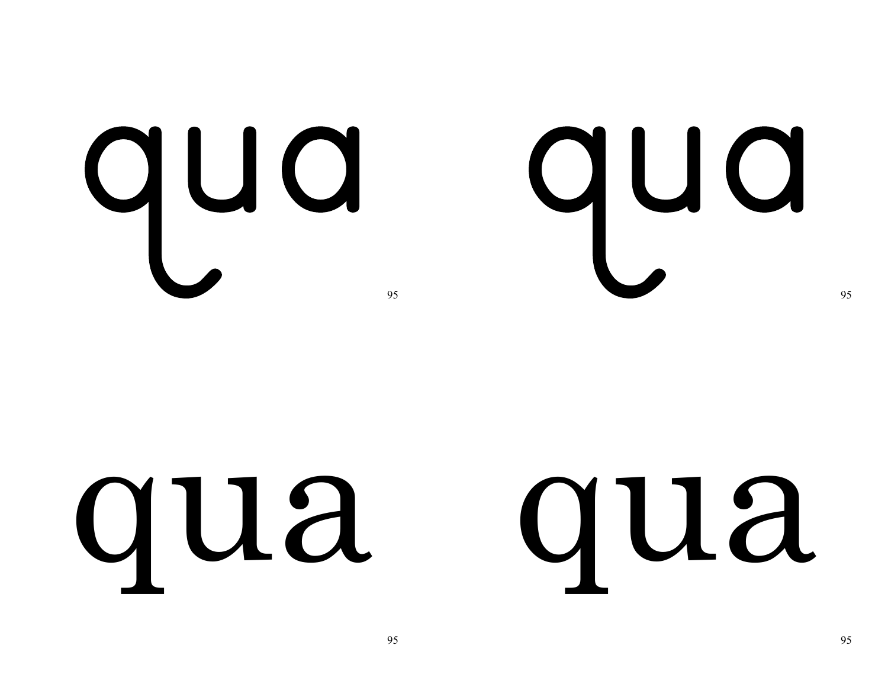qua qua

qua qua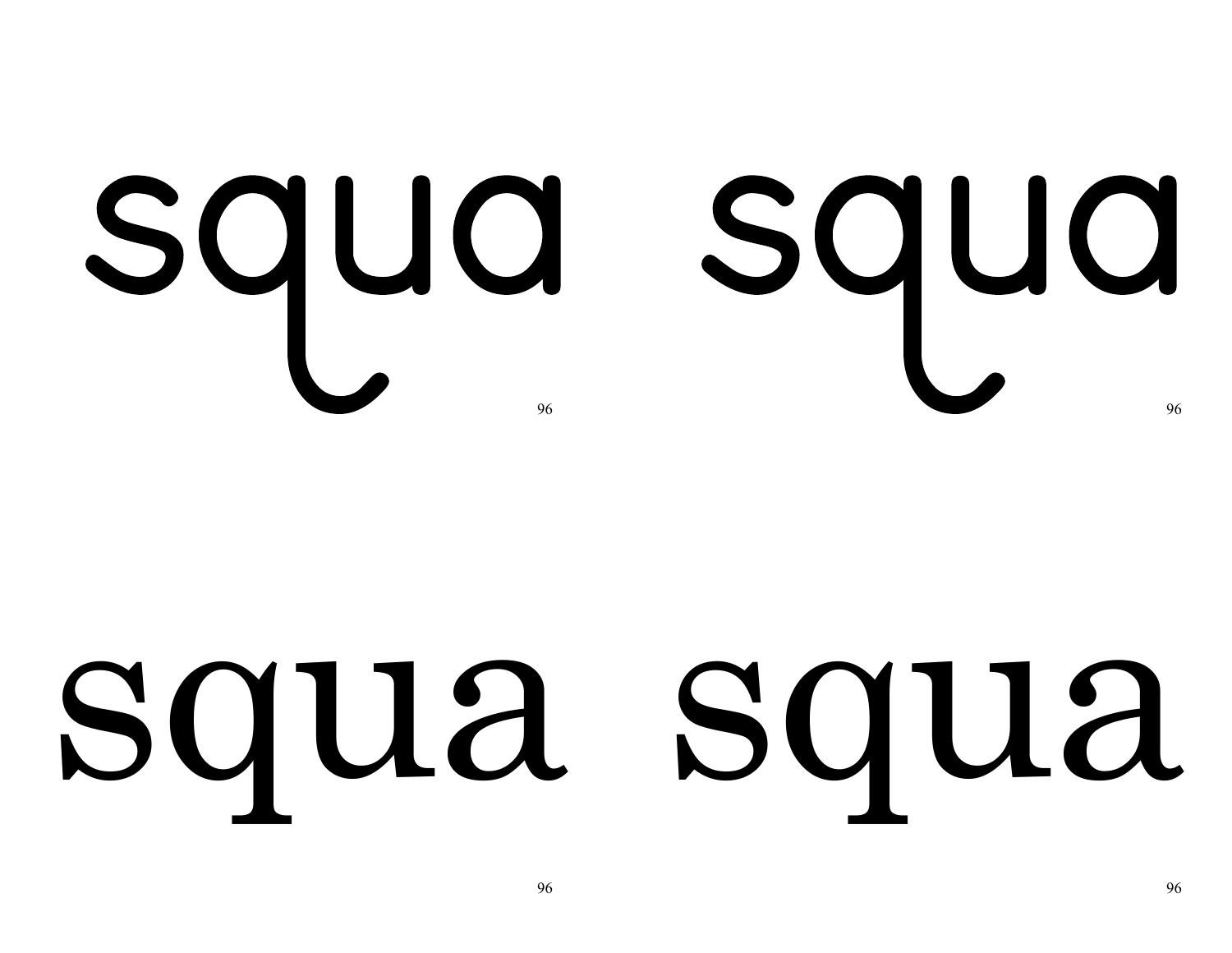squa squa

96 96

squa squa

96 96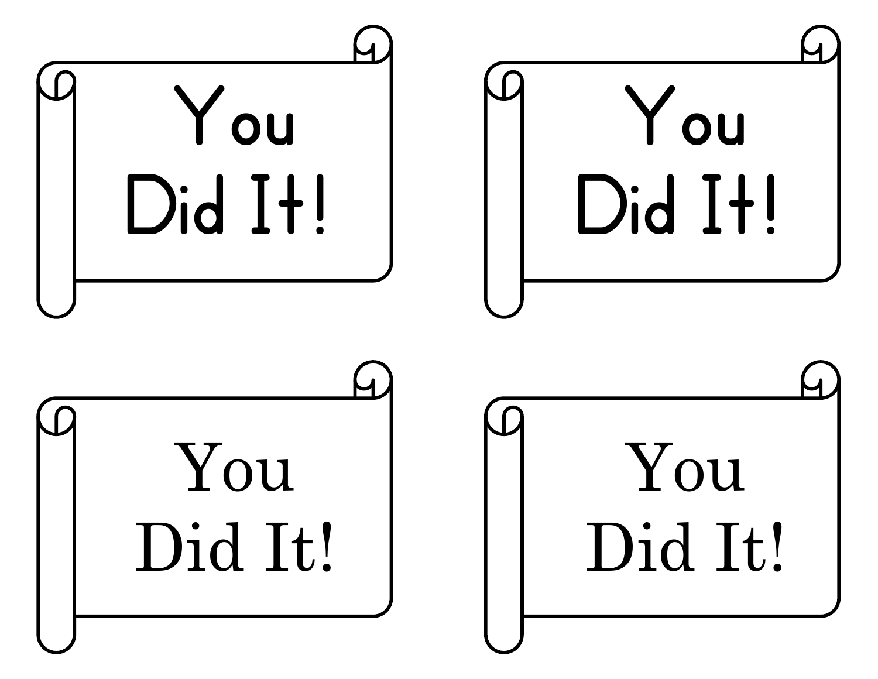You
Did It!

You
Did It!

You
Did It!

You
Did It!